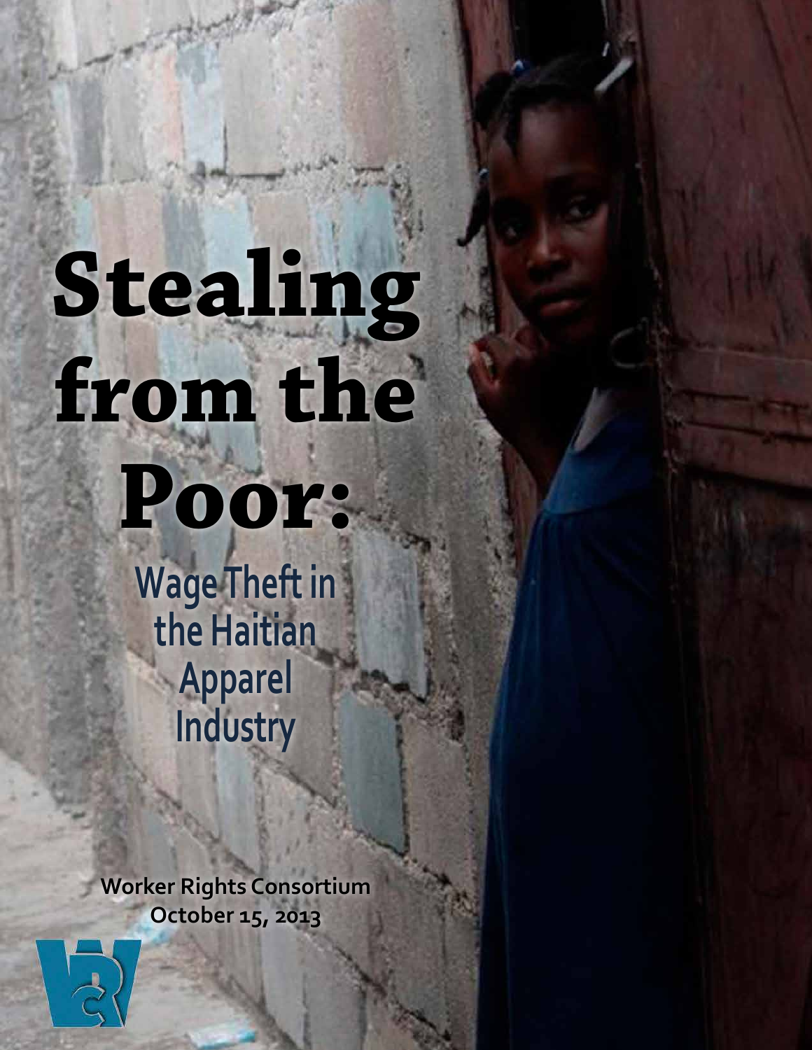# Stealing from the Poor:

## Wage Theft in the Haitian Apparel Industry

**Worker Rights Consortium**
**October 15, 2013**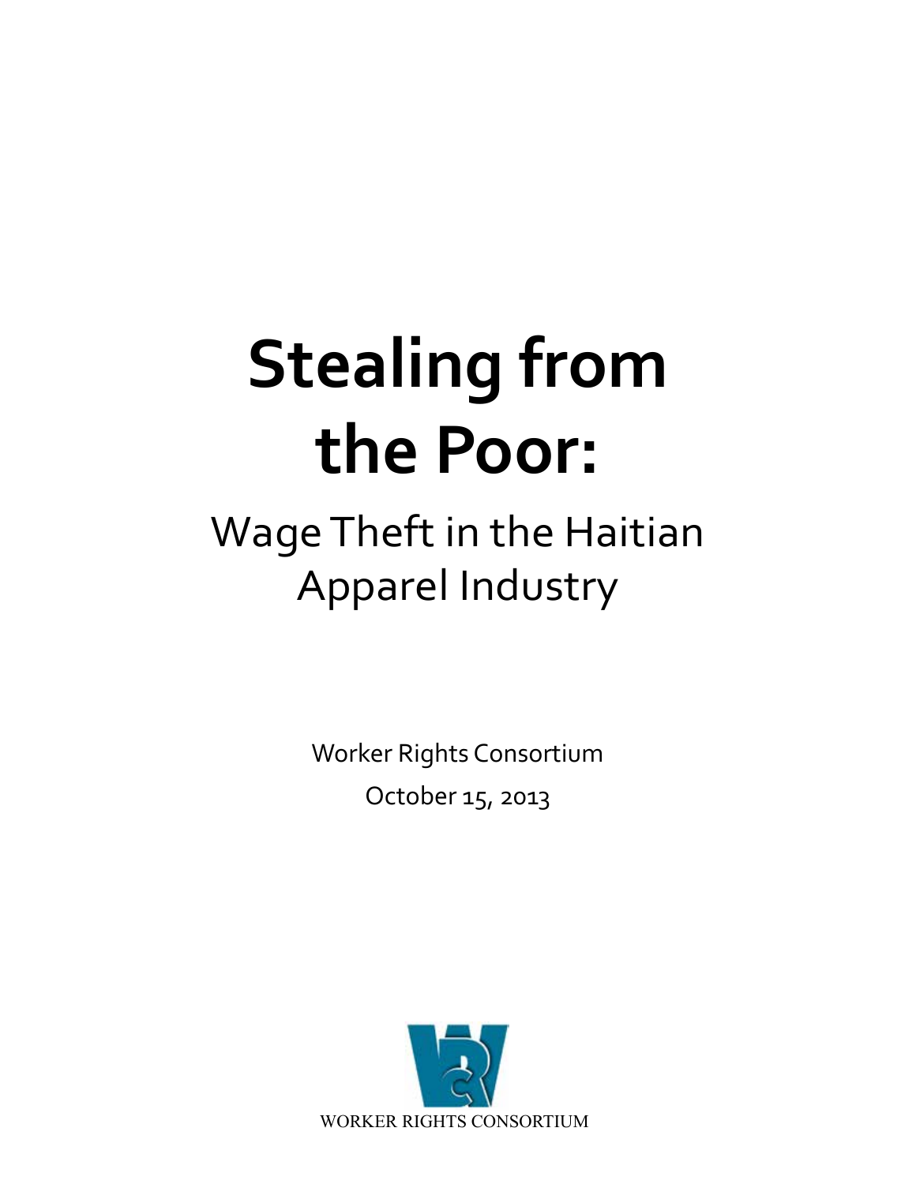# Stealing from the Poor:

## Wage Theft in the Haitian Apparel Industry

Worker Rights Consortium

October 15, 2013

WORKER RIGHTS CONSORTIUM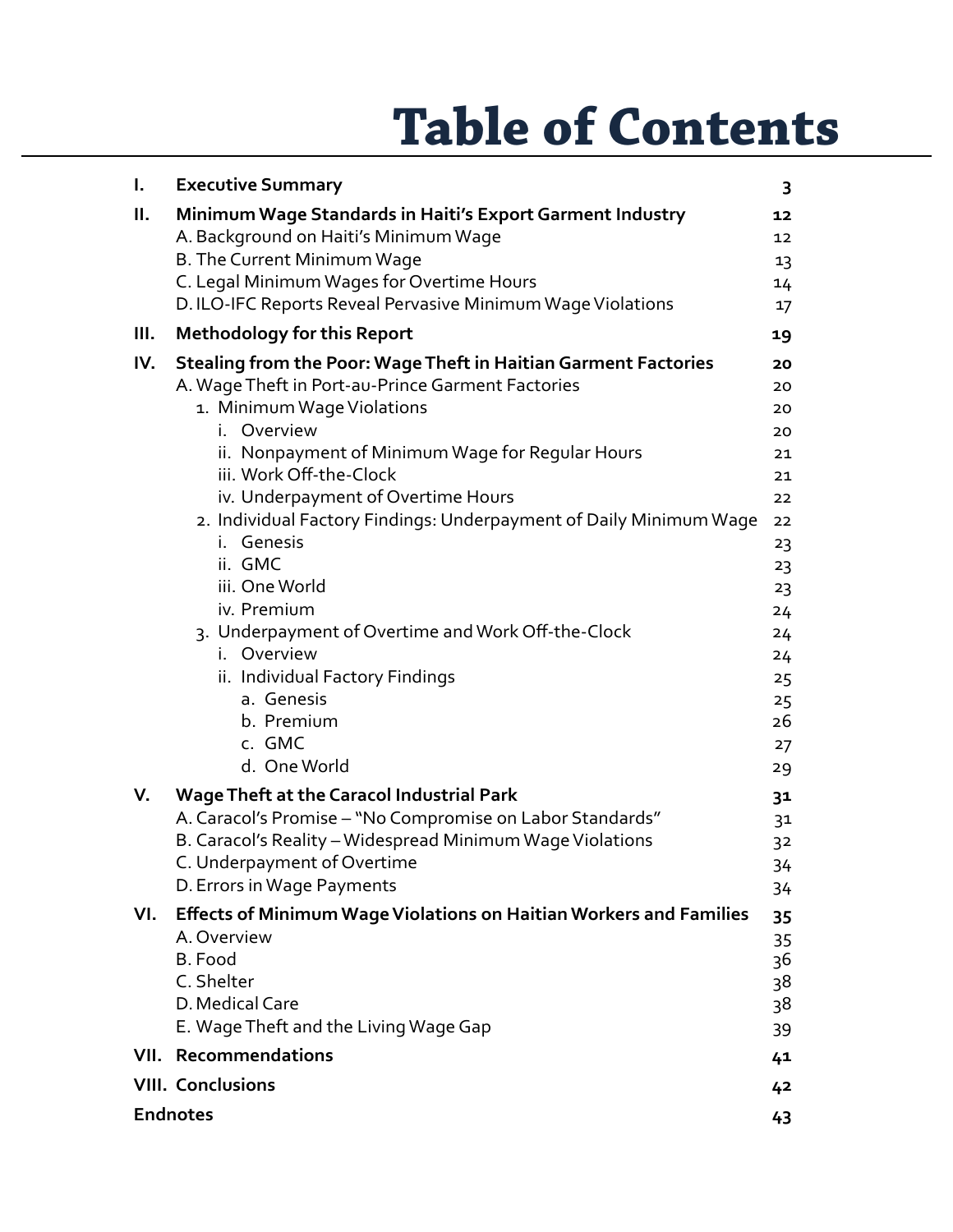# Table of Contents

| | | |
|---|---|---|
| **I.** | **Executive Summary** | **3** |
| **II.** | **Minimum Wage Standards in Haiti's Export Garment Industry** | **12** |
| | A. Background on Haiti's Minimum Wage | 12 |
| | B. The Current Minimum Wage | 13 |
| | C. Legal Minimum Wages for Overtime Hours | 14 |
| | D. ILO-IFC Reports Reveal Pervasive Minimum Wage Violations | 17 |
| **III.** | **Methodology for this Report** | **19** |
| **IV.** | **Stealing from the Poor: Wage Theft in Haitian Garment Factories** | **20** |
| | A. Wage Theft in Port-au-Prince Garment Factories | 20 |
| | 1. Minimum Wage Violations | 20 |
| | i. Overview | 20 |
| | ii. Nonpayment of Minimum Wage for Regular Hours | 21 |
| | iii. Work Off-the-Clock | 21 |
| | iv. Underpayment of Overtime Hours | 22 |
| | 2. Individual Factory Findings: Underpayment of Daily Minimum Wage | 22 |
| | i. Genesis | 23 |
| | ii. GMC | 23 |
| | iii. One World | 23 |
| | iv. Premium | 24 |
| | 3. Underpayment of Overtime and Work Off-the-Clock | 24 |
| | i. Overview | 24 |
| | ii. Individual Factory Findings | 25 |
| | a. Genesis | 25 |
| | b. Premium | 26 |
| | c. GMC | 27 |
| | d. One World | 29 |
| **V.** | **Wage Theft at the Caracol Industrial Park** | **31** |
| | A. Caracol's Promise – "No Compromise on Labor Standards" | 31 |
| | B. Caracol's Reality – Widespread Minimum Wage Violations | 32 |
| | C. Underpayment of Overtime | 34 |
| | D. Errors in Wage Payments | 34 |
| **VI.** | **Effects of Minimum Wage Violations on Haitian Workers and Families** | **35** |
| | A. Overview | 35 |
| | B. Food | 36 |
| | C. Shelter | 38 |
| | D. Medical Care | 38 |
| | E. Wage Theft and the Living Wage Gap | 39 |
| **VII.** | **Recommendations** | **41** |
| **VIII.** | **Conclusions** | **42** |
| **Endnotes** | | **43** |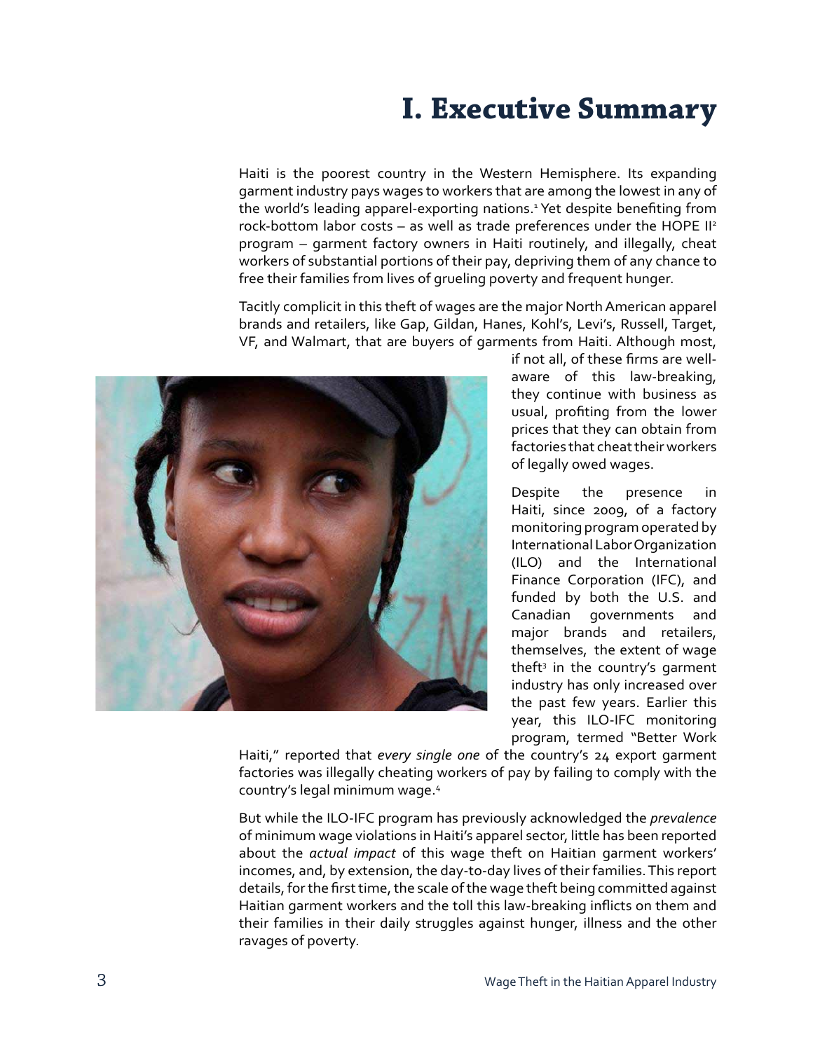# I. Executive Summary

Haiti is the poorest country in the Western Hemisphere. Its expanding garment industry pays wages to workers that are among the lowest in any of the world's leading apparel-exporting nations.[1] Yet despite benefiting from rock-bottom labor costs – as well as trade preferences under the HOPE II[2] program – garment factory owners in Haiti routinely, and illegally, cheat workers of substantial portions of their pay, depriving them of any chance to free their families from lives of grueling poverty and frequent hunger.

Tacitly complicit in this theft of wages are the major North American apparel brands and retailers, like Gap, Gildan, Hanes, Kohl's, Levi's, Russell, Target, VF, and Walmart, that are buyers of garments from Haiti. Although most, if not all, of these firms are well-aware of this law-breaking, they continue with business as usual, profiting from the lower prices that they can obtain from factories that cheat their workers of legally owed wages.

Despite the presence in Haiti, since 2009, of a factory monitoring program operated by International Labor Organization (ILO) and the International Finance Corporation (IFC), and funded by both the U.S. and Canadian governments and major brands and retailers, themselves, the extent of wage theft[3] in the country's garment industry has only increased over the past few years. Earlier this year, this ILO-IFC monitoring program, termed "Better Work Haiti," reported that *every single one* of the country's 24 export garment factories was illegally cheating workers of pay by failing to comply with the country's legal minimum wage.[4]

But while the ILO-IFC program has previously acknowledged the *prevalence* of minimum wage violations in Haiti's apparel sector, little has been reported about the *actual impact* of this wage theft on Haitian garment workers' incomes, and, by extension, the day-to-day lives of their families. This report details, for the first time, the scale of the wage theft being committed against Haitian garment workers and the toll this law-breaking inflicts on them and their families in their daily struggles against hunger, illness and the other ravages of poverty.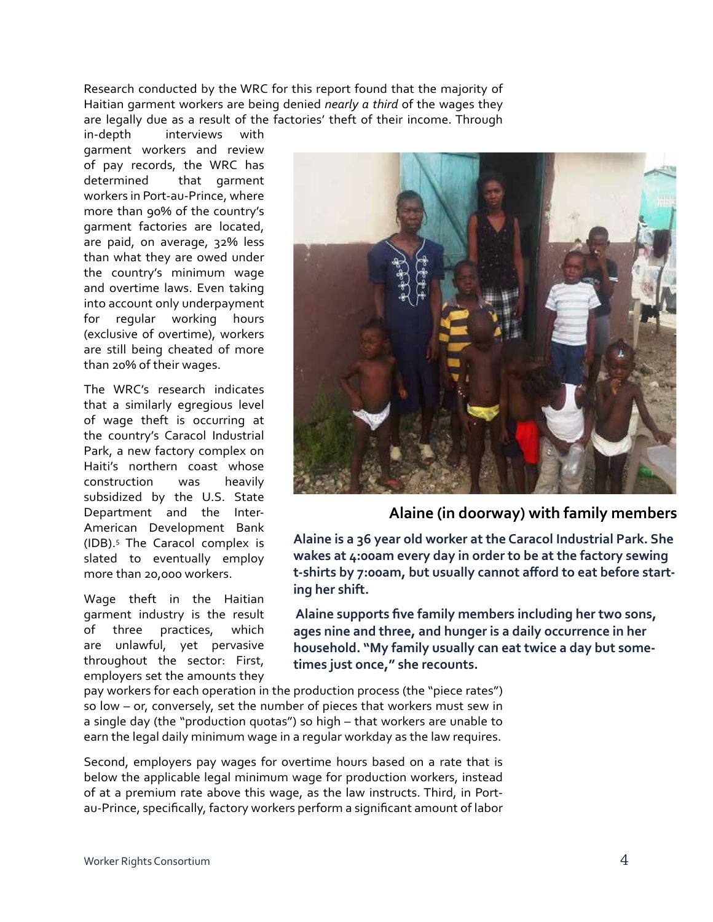Research conducted by the WRC for this report found that the majority of Haitian garment workers are being denied *nearly a third* of the wages they are legally due as a result of the factories' theft of their income. Through in-depth interviews with garment workers and review of pay records, the WRC has determined that garment workers in Port-au-Prince, where more than 90% of the country's garment factories are located, are paid, on average, 32% less than what they are owed under the country's minimum wage and overtime laws. Even taking into account only underpayment for regular working hours (exclusive of overtime), workers are still being cheated of more than 20% of their wages.

The WRC's research indicates that a similarly egregious level of wage theft is occurring at the country's Caracol Industrial Park, a new factory complex on Haiti's northern coast whose construction was heavily subsidized by the U.S. State Department and the Inter-American Development Bank (IDB).[5] The Caracol complex is slated to eventually employ more than 20,000 workers.

Wage theft in the Haitian garment industry is the result of three practices, which are unlawful, yet pervasive throughout the sector: First, employers set the amounts they pay workers for each operation in the production process (the "piece rates") so low – or, conversely, set the number of pieces that workers must sew in a single day (the "production quotas") so high – that workers are unable to earn the legal daily minimum wage in a regular workday as the law requires.

Second, employers pay wages for overtime hours based on a rate that is below the applicable legal minimum wage for production workers, instead of at a premium rate above this wage, as the law instructs. Third, in Port-au-Prince, specifically, factory workers perform a significant amount of labor

**Alaine (in doorway) with family members**

**Alaine is a 36 year old worker at the Caracol Industrial Park. She wakes at 4:00am every day in order to be at the factory sewing t-shirts by 7:00am, but usually cannot afford to eat before starting her shift.**

**Alaine supports five family members including her two sons, ages nine and three, and hunger is a daily occurrence in her household. "My family usually can eat twice a day but sometimes just once," she recounts.**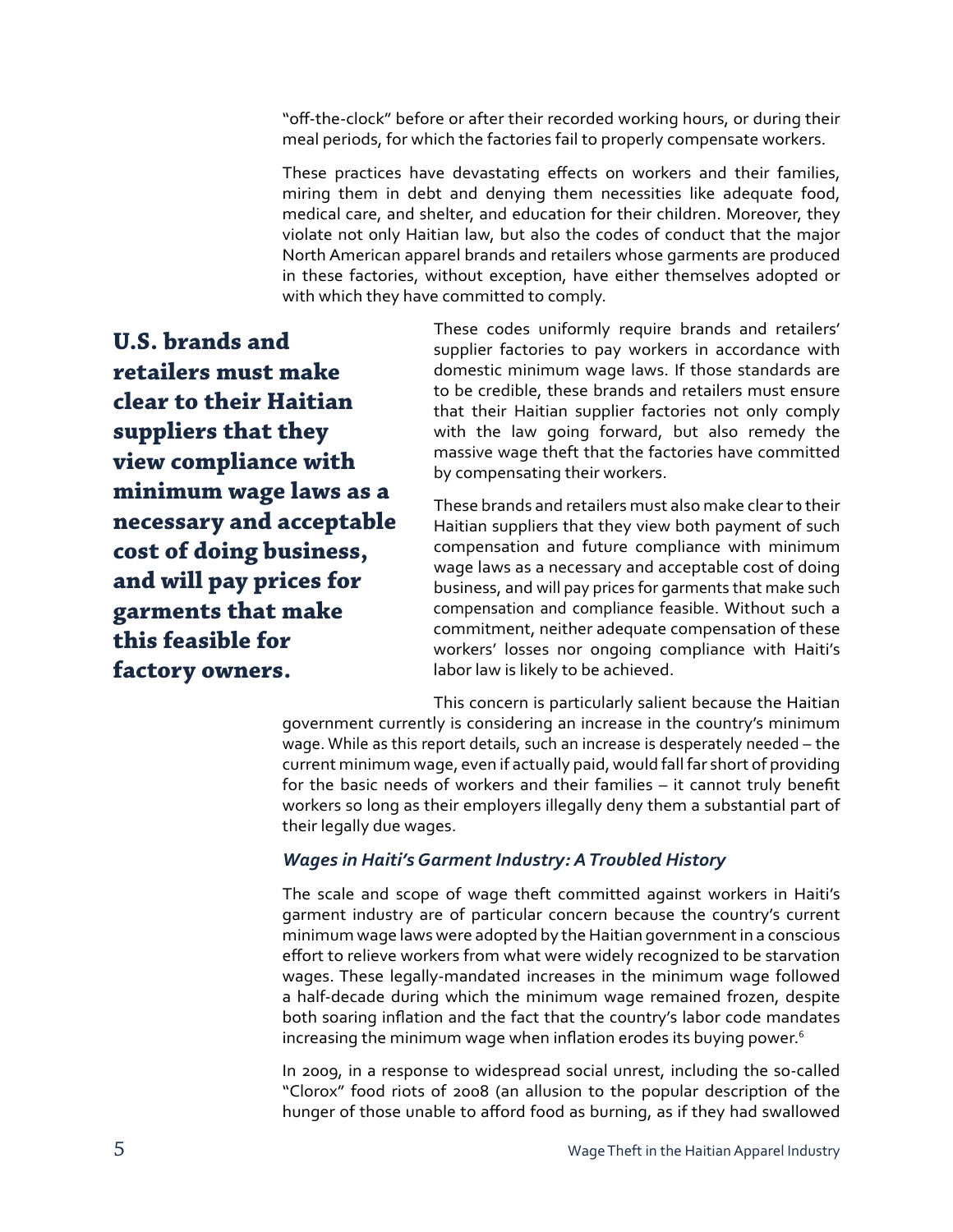"off-the-clock" before or after their recorded working hours, or during their meal periods, for which the factories fail to properly compensate workers.

These practices have devastating effects on workers and their families, miring them in debt and denying them necessities like adequate food, medical care, and shelter, and education for their children. Moreover, they violate not only Haitian law, but also the codes of conduct that the major North American apparel brands and retailers whose garments are produced in these factories, without exception, have either themselves adopted or with which they have committed to comply.

**U.S. brands and retailers must make clear to their Haitian suppliers that they view compliance with minimum wage laws as a necessary and acceptable cost of doing business, and will pay prices for garments that make this feasible for factory owners.**

These codes uniformly require brands and retailers' supplier factories to pay workers in accordance with domestic minimum wage laws. If those standards are to be credible, these brands and retailers must ensure that their Haitian supplier factories not only comply with the law going forward, but also remedy the massive wage theft that the factories have committed by compensating their workers.

These brands and retailers must also make clear to their Haitian suppliers that they view both payment of such compensation and future compliance with minimum wage laws as a necessary and acceptable cost of doing business, and will pay prices for garments that make such compensation and compliance feasible. Without such a commitment, neither adequate compensation of these workers' losses nor ongoing compliance with Haiti's labor law is likely to be achieved.

This concern is particularly salient because the Haitian government currently is considering an increase in the country's minimum wage. While as this report details, such an increase is desperately needed – the current minimum wage, even if actually paid, would fall far short of providing for the basic needs of workers and their families – it cannot truly benefit workers so long as their employers illegally deny them a substantial part of their legally due wages.

### *Wages in Haiti's Garment Industry: A Troubled History*

The scale and scope of wage theft committed against workers in Haiti's garment industry are of particular concern because the country's current minimum wage laws were adopted by the Haitian government in a conscious effort to relieve workers from what were widely recognized to be starvation wages. These legally-mandated increases in the minimum wage followed a half-decade during which the minimum wage remained frozen, despite both soaring inflation and the fact that the country's labor code mandates increasing the minimum wage when inflation erodes its buying power.[6]

In 2009, in a response to widespread social unrest, including the so-called "Clorox" food riots of 2008 (an allusion to the popular description of the hunger of those unable to afford food as burning, as if they had swallowed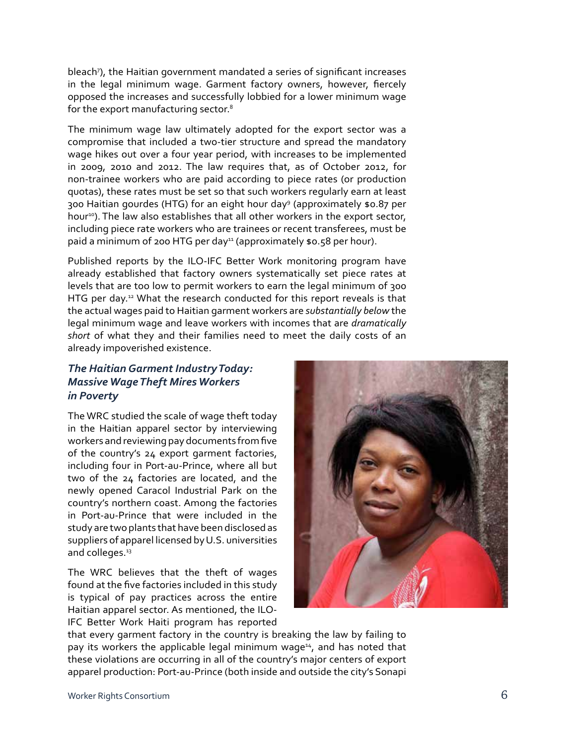bleach[7]), the Haitian government mandated a series of significant increases in the legal minimum wage. Garment factory owners, however, fiercely opposed the increases and successfully lobbied for a lower minimum wage for the export manufacturing sector.[8]

The minimum wage law ultimately adopted for the export sector was a compromise that included a two-tier structure and spread the mandatory wage hikes out over a four year period, with increases to be implemented in 2009, 2010 and 2012. The law requires that, as of October 2012, for non-trainee workers who are paid according to piece rates (or production quotas), these rates must be set so that such workers regularly earn at least 300 Haitian gourdes (HTG) for an eight hour day[9] (approximately $0.87 per hour[10]). The law also establishes that all other workers in the export sector, including piece rate workers who are trainees or recent transferees, must be paid a minimum of 200 HTG per day[11] (approximately $0.58 per hour).

Published reports by the ILO-IFC Better Work monitoring program have already established that factory owners systematically set piece rates at levels that are too low to permit workers to earn the legal minimum of 300 HTG per day.[12] What the research conducted for this report reveals is that the actual wages paid to Haitian garment workers are *substantially below* the legal minimum wage and leave workers with incomes that are *dramatically short* of what they and their families need to meet the daily costs of an already impoverished existence.

### *The Haitian Garment Industry Today: Massive Wage Theft Mires Workers in Poverty*

The WRC studied the scale of wage theft today in the Haitian apparel sector by interviewing workers and reviewing pay documents from five of the country's 24 export garment factories, including four in Port-au-Prince, where all but two of the 24 factories are located, and the newly opened Caracol Industrial Park on the country's northern coast. Among the factories in Port-au-Prince that were included in the study are two plants that have been disclosed as suppliers of apparel licensed by U.S. universities and colleges.[13]

The WRC believes that the theft of wages found at the five factories included in this study is typical of pay practices across the entire Haitian apparel sector. As mentioned, the ILO-IFC Better Work Haiti program has reported that every garment factory in the country is breaking the law by failing to pay its workers the applicable legal minimum wage[14], and has noted that these violations are occurring in all of the country's major centers of export apparel production: Port-au-Prince (both inside and outside the city's Sonapi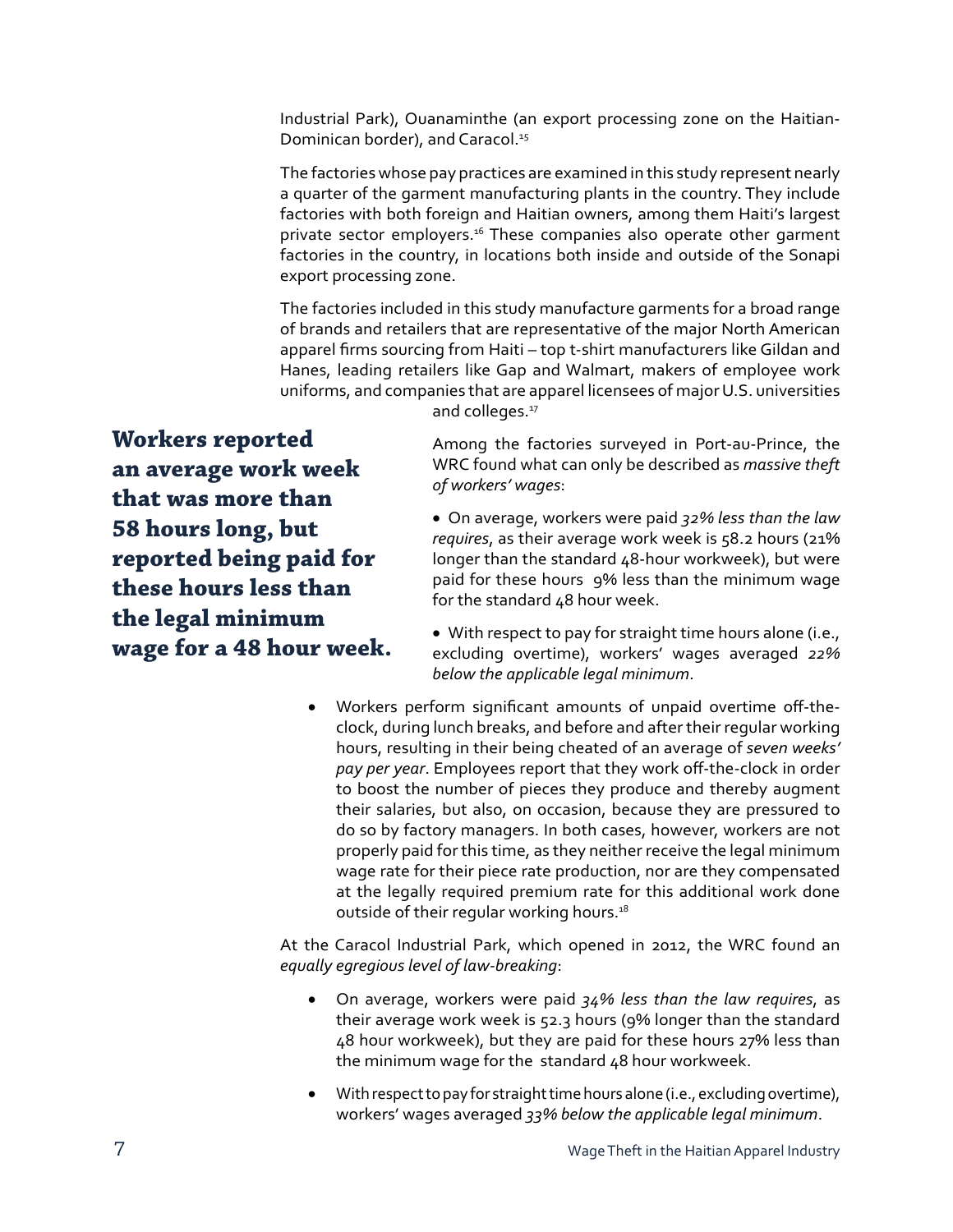Industrial Park), Ouanaminthe (an export processing zone on the Haitian-Dominican border), and Caracol.[15]

The factories whose pay practices are examined in this study represent nearly a quarter of the garment manufacturing plants in the country. They include factories with both foreign and Haitian owners, among them Haiti's largest private sector employers.[16] These companies also operate other garment factories in the country, in locations both inside and outside of the Sonapi export processing zone.

The factories included in this study manufacture garments for a broad range of brands and retailers that are representative of the major North American apparel firms sourcing from Haiti – top t-shirt manufacturers like Gildan and Hanes, leading retailers like Gap and Walmart, makers of employee work uniforms, and companies that are apparel licensees of major U.S. universities and colleges.[17]

**Workers reported an average work week that was more than 58 hours long, but reported being paid for these hours less than the legal minimum wage for a 48 hour week.**

Among the factories surveyed in Port-au-Prince, the WRC found what can only be described as *massive theft of workers' wages*:

- On average, workers were paid *32% less than the law requires*, as their average work week is 58.2 hours (21% longer than the standard 48-hour workweek), but were paid for these hours 9% less than the minimum wage for the standard 48 hour week.
- With respect to pay for straight time hours alone (i.e., excluding overtime), workers' wages averaged *22% below the applicable legal minimum*.
- Workers perform significant amounts of unpaid overtime off-the-clock, during lunch breaks, and before and after their regular working hours, resulting in their being cheated of an average of *seven weeks' pay per year*. Employees report that they work off-the-clock in order to boost the number of pieces they produce and thereby augment their salaries, but also, on occasion, because they are pressured to do so by factory managers. In both cases, however, workers are not properly paid for this time, as they neither receive the legal minimum wage rate for their piece rate production, nor are they compensated at the legally required premium rate for this additional work done outside of their regular working hours.[18]

At the Caracol Industrial Park, which opened in 2012, the WRC found an *equally egregious level of law-breaking*:

- On average, workers were paid *34% less than the law requires*, as their average work week is 52.3 hours (9% longer than the standard 48 hour workweek), but they are paid for these hours 27% less than the minimum wage for the standard 48 hour workweek.
- With respect to pay for straight time hours alone (i.e., excluding overtime), workers' wages averaged *33% below the applicable legal minimum*.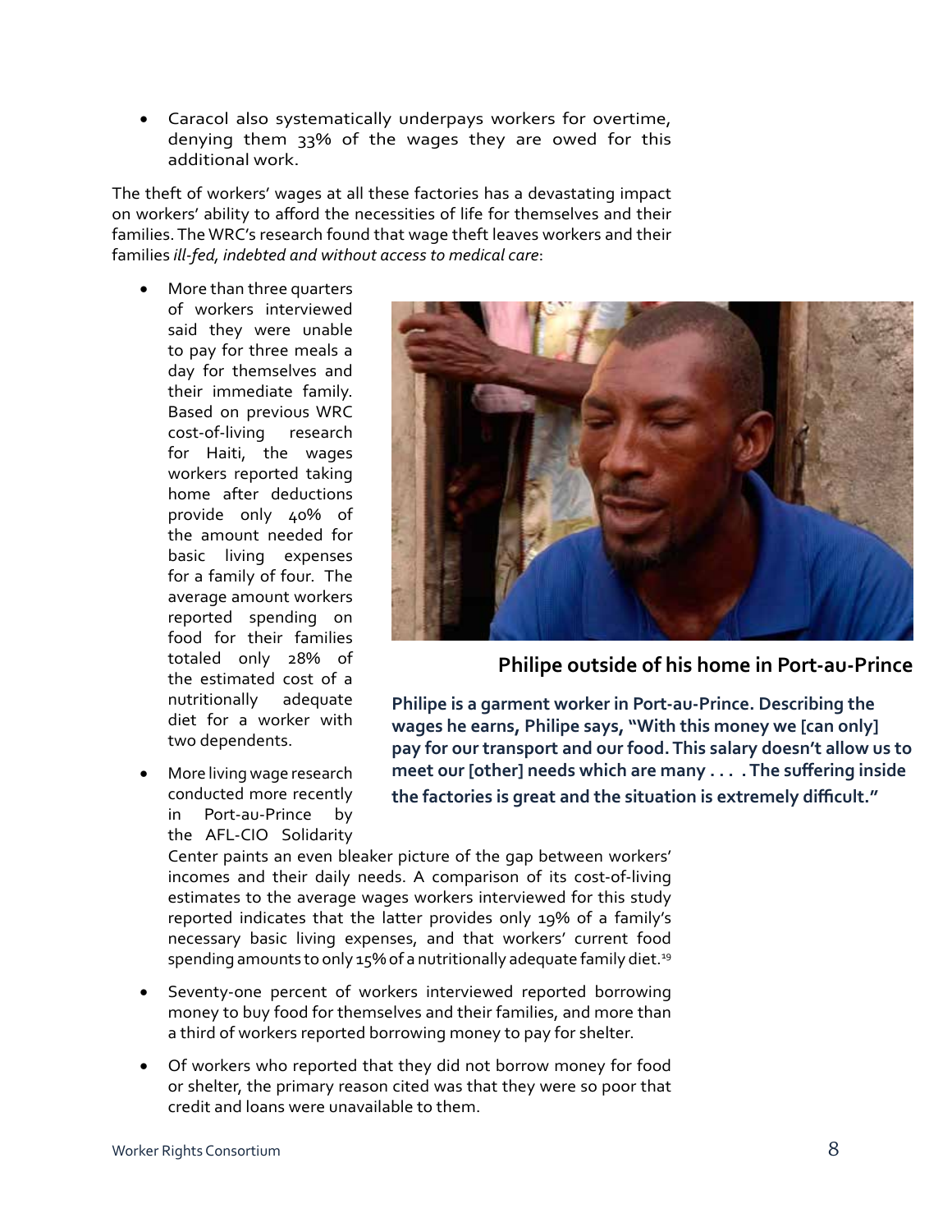- Caracol also systematically underpays workers for overtime, denying them 33% of the wages they are owed for this additional work.

The theft of workers' wages at all these factories has a devastating impact on workers' ability to afford the necessities of life for themselves and their families. The WRC's research found that wage theft leaves workers and their families *ill-fed, indebted and without access to medical care*:

- More than three quarters of workers interviewed said they were unable to pay for three meals a day for themselves and their immediate family. Based on previous WRC cost-of-living research for Haiti, the wages workers reported taking home after deductions provide only 40% of the amount needed for basic living expenses for a family of four. The average amount workers reported spending on food for their families totaled only 28% of the estimated cost of a nutritionally adequate diet for a worker with two dependents.

- More living wage research conducted more recently in Port-au-Prince by the AFL-CIO Solidarity Center paints an even bleaker picture of the gap between workers' incomes and their daily needs. A comparison of its cost-of-living estimates to the average wages workers interviewed for this study reported indicates that the latter provides only 19% of a family's necessary basic living expenses, and that workers' current food spending amounts to only 15% of a nutritionally adequate family diet.[19]

- Seventy-one percent of workers interviewed reported borrowing money to buy food for themselves and their families, and more than a third of workers reported borrowing money to pay for shelter.

- Of workers who reported that they did not borrow money for food or shelter, the primary reason cited was that they were so poor that credit and loans were unavailable to them.

**Philipe outside of his home in Port-au-Prince**

**Philipe is a garment worker in Port-au-Prince. Describing the wages he earns, Philipe says, "With this money we [can only] pay for our transport and our food. This salary doesn't allow us to meet our [other] needs which are many . . . . The suffering inside the factories is great and the situation is extremely difficult."**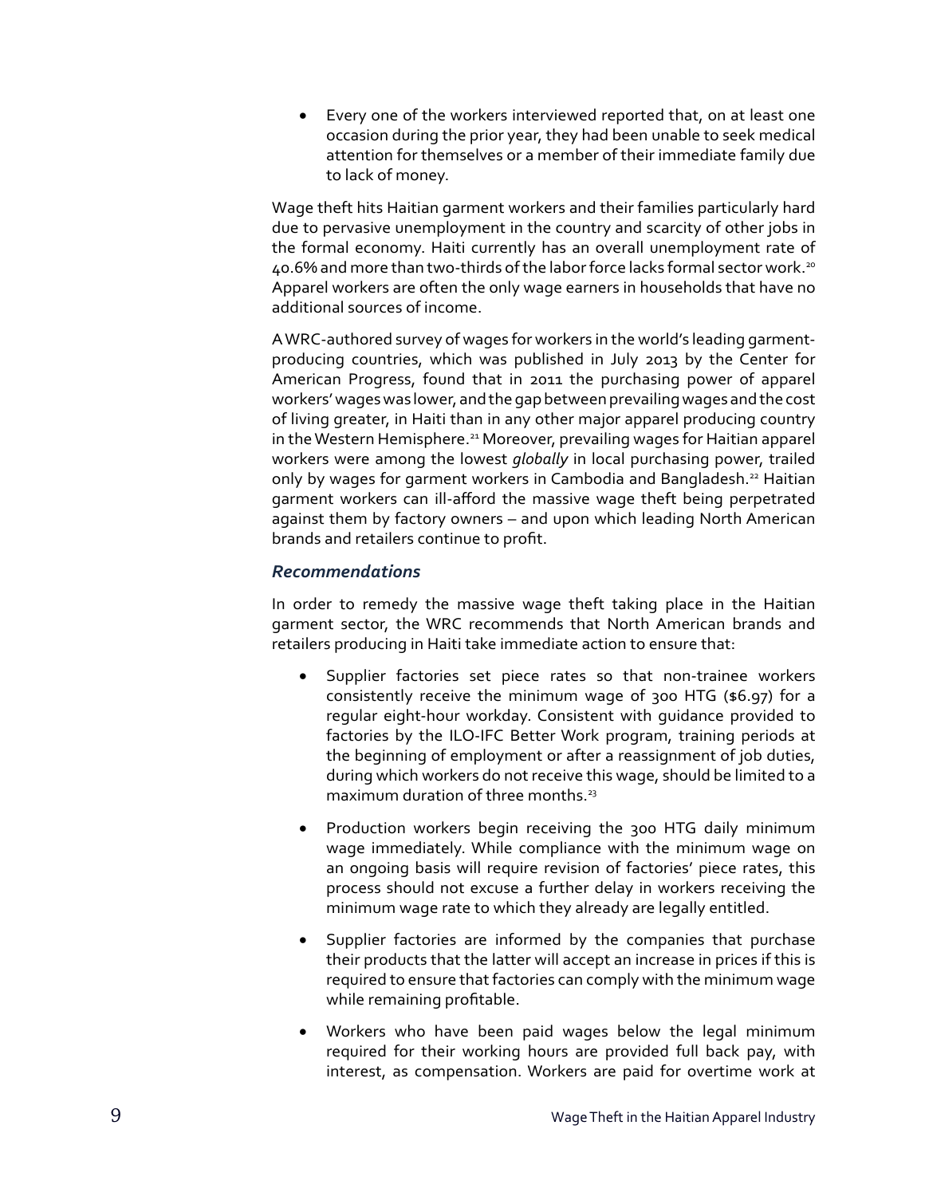- Every one of the workers interviewed reported that, on at least one occasion during the prior year, they had been unable to seek medical attention for themselves or a member of their immediate family due to lack of money.

Wage theft hits Haitian garment workers and their families particularly hard due to pervasive unemployment in the country and scarcity of other jobs in the formal economy. Haiti currently has an overall unemployment rate of 40.6% and more than two-thirds of the labor force lacks formal sector work.[20] Apparel workers are often the only wage earners in households that have no additional sources of income.

A WRC-authored survey of wages for workers in the world's leading garment-producing countries, which was published in July 2013 by the Center for American Progress, found that in 2011 the purchasing power of apparel workers' wages was lower, and the gap between prevailing wages and the cost of living greater, in Haiti than in any other major apparel producing country in the Western Hemisphere.[21] Moreover, prevailing wages for Haitian apparel workers were among the lowest *globally* in local purchasing power, trailed only by wages for garment workers in Cambodia and Bangladesh.[22] Haitian garment workers can ill-afford the massive wage theft being perpetrated against them by factory owners – and upon which leading North American brands and retailers continue to profit.

### *Recommendations*

In order to remedy the massive wage theft taking place in the Haitian garment sector, the WRC recommends that North American brands and retailers producing in Haiti take immediate action to ensure that:

- Supplier factories set piece rates so that non-trainee workers consistently receive the minimum wage of 300 HTG ($6.97) for a regular eight-hour workday. Consistent with guidance provided to factories by the ILO-IFC Better Work program, training periods at the beginning of employment or after a reassignment of job duties, during which workers do not receive this wage, should be limited to a maximum duration of three months.[23]
- Production workers begin receiving the 300 HTG daily minimum wage immediately. While compliance with the minimum wage on an ongoing basis will require revision of factories' piece rates, this process should not excuse a further delay in workers receiving the minimum wage rate to which they already are legally entitled.
- Supplier factories are informed by the companies that purchase their products that the latter will accept an increase in prices if this is required to ensure that factories can comply with the minimum wage while remaining profitable.
- Workers who have been paid wages below the legal minimum required for their working hours are provided full back pay, with interest, as compensation. Workers are paid for overtime work at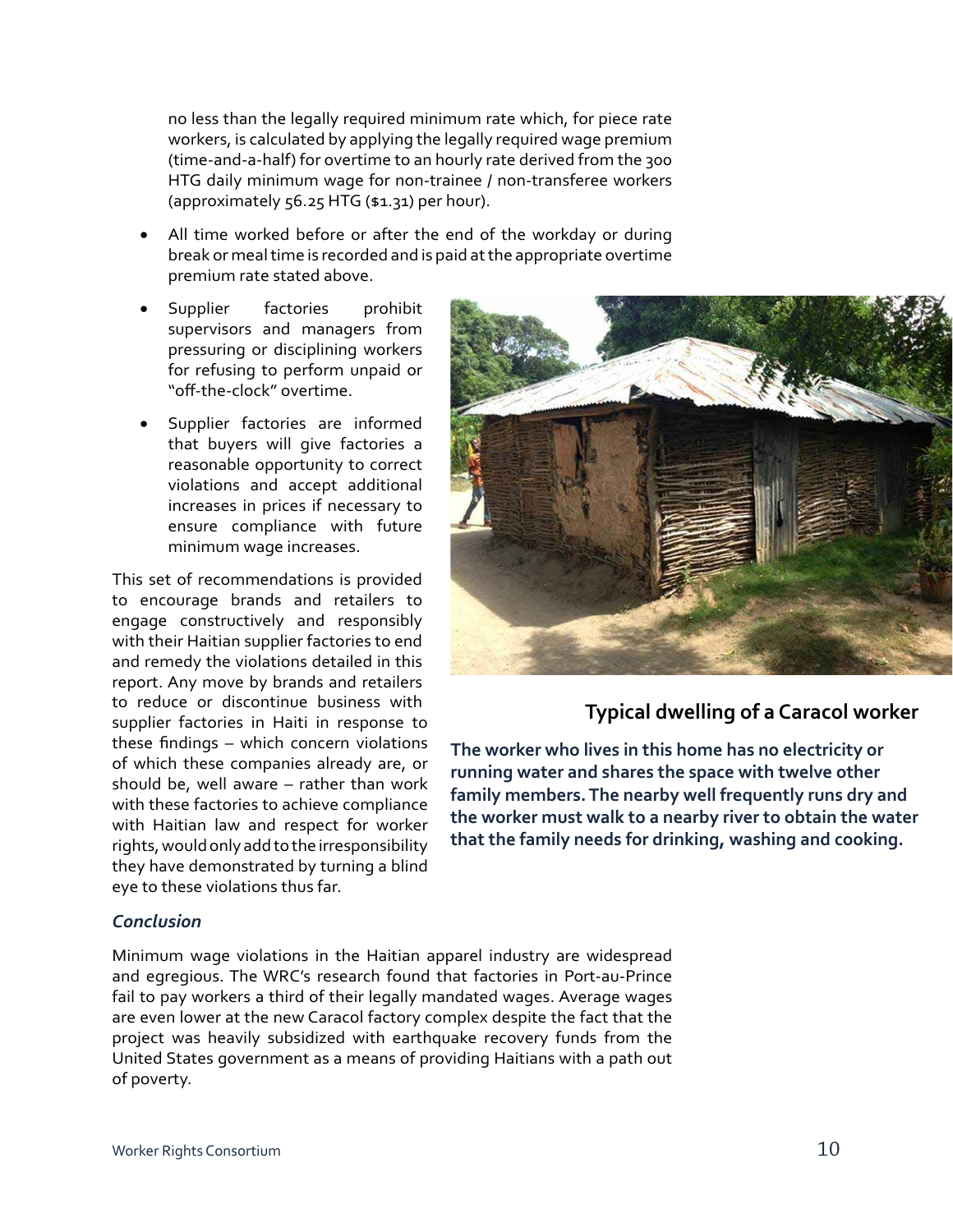no less than the legally required minimum rate which, for piece rate workers, is calculated by applying the legally required wage premium (time-and-a-half) for overtime to an hourly rate derived from the 300 HTG daily minimum wage for non-trainee / non-transferee workers (approximately 56.25 HTG ($1.31) per hour).

- All time worked before or after the end of the workday or during break or meal time is recorded and is paid at the appropriate overtime premium rate stated above.
- Supplier factories prohibit supervisors and managers from pressuring or disciplining workers for refusing to perform unpaid or "off-the-clock" overtime.
- Supplier factories are informed that buyers will give factories a reasonable opportunity to correct violations and accept additional increases in prices if necessary to ensure compliance with future minimum wage increases.

This set of recommendations is provided to encourage brands and retailers to engage constructively and responsibly with their Haitian supplier factories to end and remedy the violations detailed in this report. Any move by brands and retailers to reduce or discontinue business with supplier factories in Haiti in response to these findings – which concern violations of which these companies already are, or should be, well aware – rather than work with these factories to achieve compliance with Haitian law and respect for worker rights, would only add to the irresponsibility they have demonstrated by turning a blind eye to these violations thus far.

**Typical dwelling of a Caracol worker**

**The worker who lives in this home has no electricity or running water and shares the space with twelve other family members. The nearby well frequently runs dry and the worker must walk to a nearby river to obtain the water that the family needs for drinking, washing and cooking.**

### *Conclusion*

Minimum wage violations in the Haitian apparel industry are widespread and egregious. The WRC's research found that factories in Port-au-Prince fail to pay workers a third of their legally mandated wages. Average wages are even lower at the new Caracol factory complex despite the fact that the project was heavily subsidized with earthquake recovery funds from the United States government as a means of providing Haitians with a path out of poverty.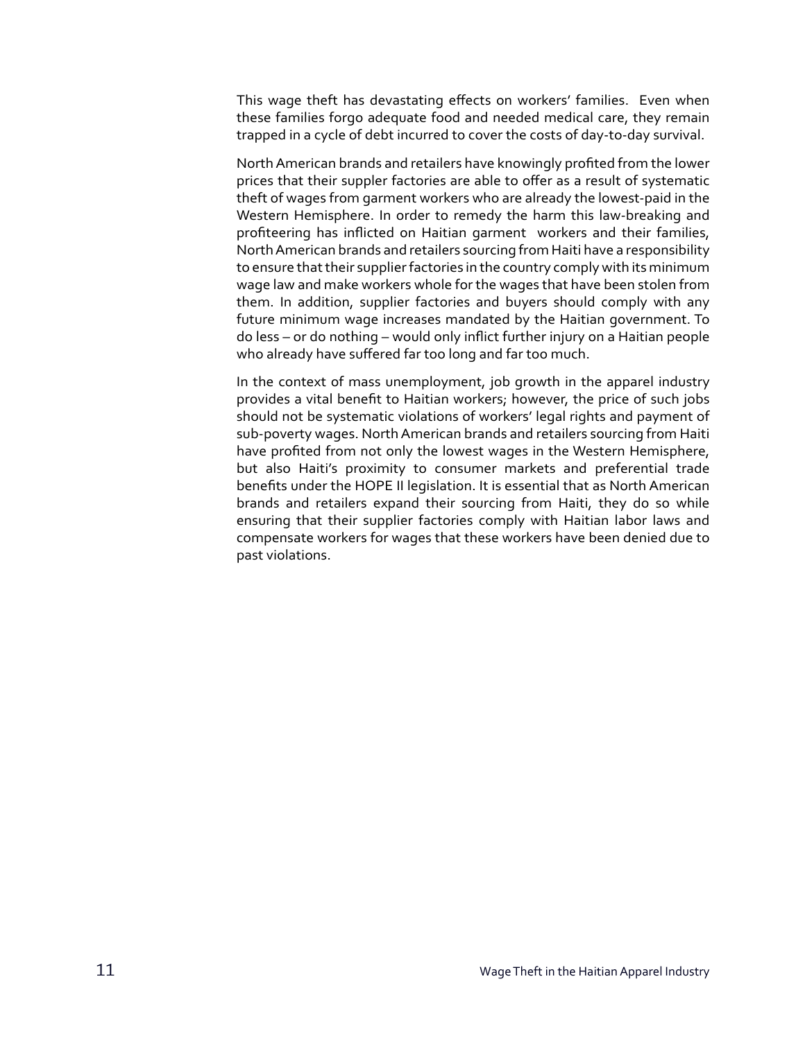This wage theft has devastating effects on workers' families. Even when these families forgo adequate food and needed medical care, they remain trapped in a cycle of debt incurred to cover the costs of day-to-day survival.

North American brands and retailers have knowingly profited from the lower prices that their suppler factories are able to offer as a result of systematic theft of wages from garment workers who are already the lowest-paid in the Western Hemisphere. In order to remedy the harm this law-breaking and profiteering has inflicted on Haitian garment workers and their families, North American brands and retailers sourcing from Haiti have a responsibility to ensure that their supplier factories in the country comply with its minimum wage law and make workers whole for the wages that have been stolen from them. In addition, supplier factories and buyers should comply with any future minimum wage increases mandated by the Haitian government. To do less – or do nothing – would only inflict further injury on a Haitian people who already have suffered far too long and far too much.

In the context of mass unemployment, job growth in the apparel industry provides a vital benefit to Haitian workers; however, the price of such jobs should not be systematic violations of workers' legal rights and payment of sub-poverty wages. North American brands and retailers sourcing from Haiti have profited from not only the lowest wages in the Western Hemisphere, but also Haiti's proximity to consumer markets and preferential trade benefits under the HOPE II legislation. It is essential that as North American brands and retailers expand their sourcing from Haiti, they do so while ensuring that their supplier factories comply with Haitian labor laws and compensate workers for wages that these workers have been denied due to past violations.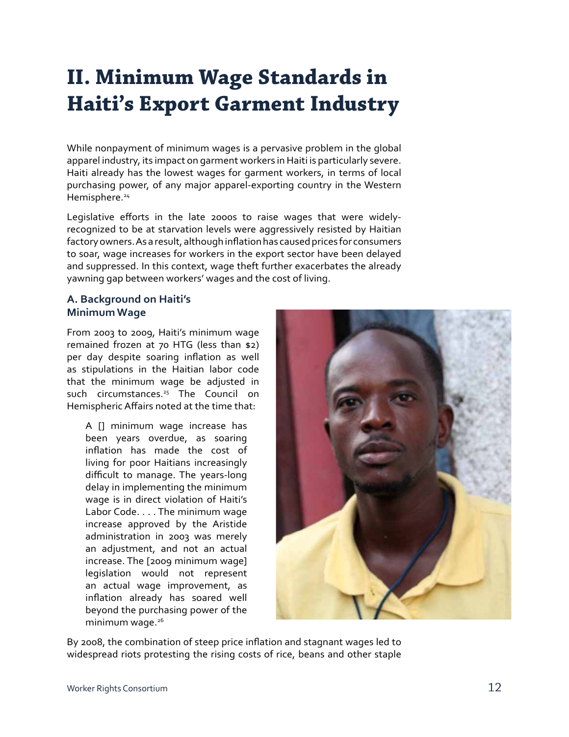# II. Minimum Wage Standards in Haiti's Export Garment Industry

While nonpayment of minimum wages is a pervasive problem in the global apparel industry, its impact on garment workers in Haiti is particularly severe. Haiti already has the lowest wages for garment workers, in terms of local purchasing power, of any major apparel-exporting country in the Western Hemisphere.[24]

Legislative efforts in the late 2000s to raise wages that were widely-recognized to be at starvation levels were aggressively resisted by Haitian factory owners. As a result, although inflation has caused prices for consumers to soar, wage increases for workers in the export sector have been delayed and suppressed. In this context, wage theft further exacerbates the already yawning gap between workers' wages and the cost of living.

### A. Background on Haiti's Minimum Wage

From 2003 to 2009, Haiti's minimum wage remained frozen at 70 HTG (less than $2) per day despite soaring inflation as well as stipulations in the Haitian labor code that the minimum wage be adjusted in such circumstances.[25] The Council on Hemispheric Affairs noted at the time that:

> A [] minimum wage increase has been years overdue, as soaring inflation has made the cost of living for poor Haitians increasingly difficult to manage. The years-long delay in implementing the minimum wage is in direct violation of Haiti's Labor Code. . . . The minimum wage increase approved by the Aristide administration in 2003 was merely an adjustment, and not an actual increase. The [2009 minimum wage] legislation would not represent an actual wage improvement, as inflation already has soared well beyond the purchasing power of the minimum wage.[26]

By 2008, the combination of steep price inflation and stagnant wages led to widespread riots protesting the rising costs of rice, beans and other staple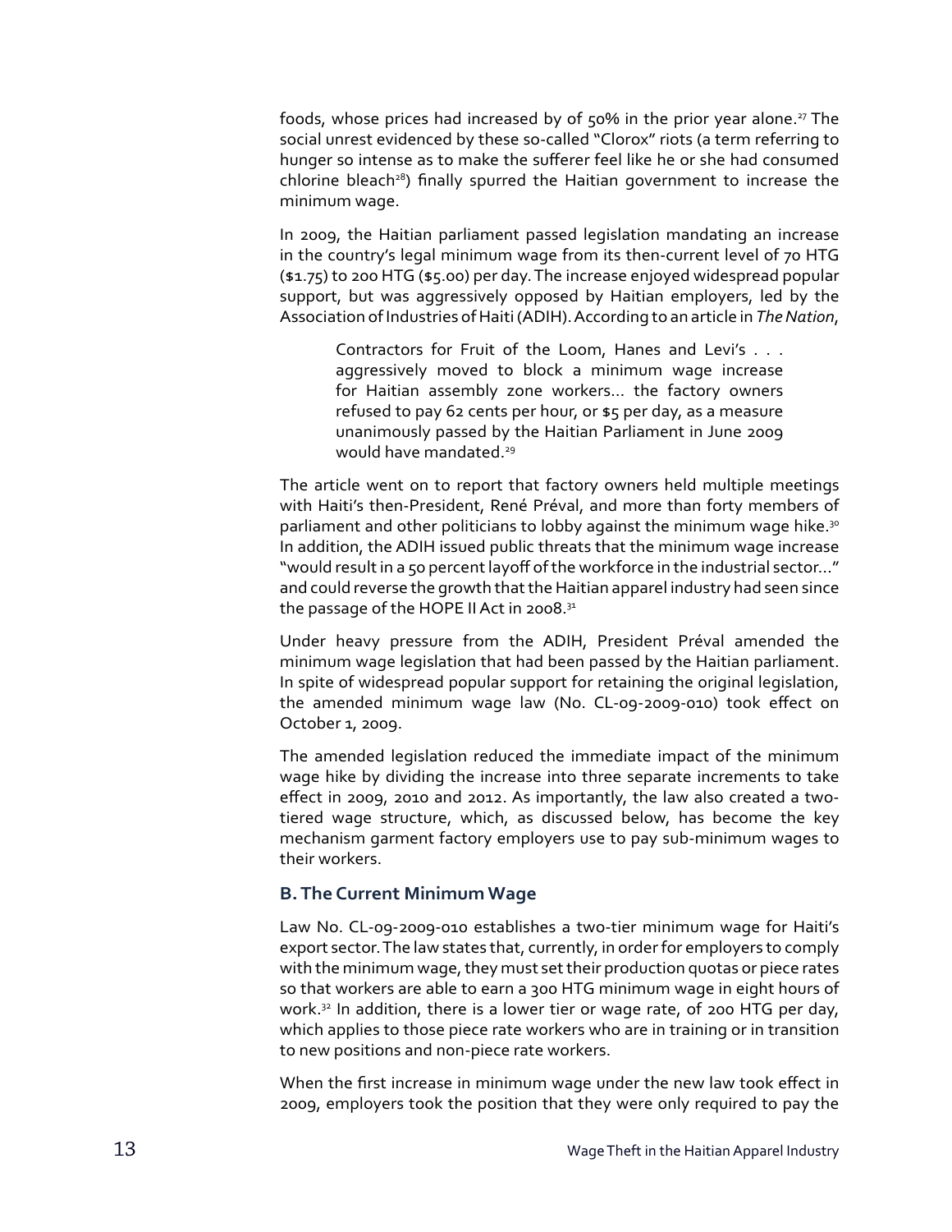foods, whose prices had increased by of 50% in the prior year alone.[27] The social unrest evidenced by these so-called "Clorox" riots (a term referring to hunger so intense as to make the sufferer feel like he or she had consumed chlorine bleach[28]) finally spurred the Haitian government to increase the minimum wage.

In 2009, the Haitian parliament passed legislation mandating an increase in the country's legal minimum wage from its then-current level of 70 HTG ($1.75) to 200 HTG ($5.00) per day. The increase enjoyed widespread popular support, but was aggressively opposed by Haitian employers, led by the Association of Industries of Haiti (ADIH). According to an article in *The Nation*,

> Contractors for Fruit of the Loom, Hanes and Levi's . . . aggressively moved to block a minimum wage increase for Haitian assembly zone workers... the factory owners refused to pay 62 cents per hour, or $5 per day, as a measure unanimously passed by the Haitian Parliament in June 2009 would have mandated.[29]

The article went on to report that factory owners held multiple meetings with Haiti's then-President, René Préval, and more than forty members of parliament and other politicians to lobby against the minimum wage hike.[30] In addition, the ADIH issued public threats that the minimum wage increase "would result in a 50 percent layoff of the workforce in the industrial sector..." and could reverse the growth that the Haitian apparel industry had seen since the passage of the HOPE II Act in 2008.[31]

Under heavy pressure from the ADIH, President Préval amended the minimum wage legislation that had been passed by the Haitian parliament. In spite of widespread popular support for retaining the original legislation, the amended minimum wage law (No. CL-09-2009-010) took effect on October 1, 2009.

The amended legislation reduced the immediate impact of the minimum wage hike by dividing the increase into three separate increments to take effect in 2009, 2010 and 2012. As importantly, the law also created a two-tiered wage structure, which, as discussed below, has become the key mechanism garment factory employers use to pay sub-minimum wages to their workers.

### B. The Current Minimum Wage

Law No. CL-09-2009-010 establishes a two-tier minimum wage for Haiti's export sector. The law states that, currently, in order for employers to comply with the minimum wage, they must set their production quotas or piece rates so that workers are able to earn a 300 HTG minimum wage in eight hours of work.[32] In addition, there is a lower tier or wage rate, of 200 HTG per day, which applies to those piece rate workers who are in training or in transition to new positions and non-piece rate workers.

When the first increase in minimum wage under the new law took effect in 2009, employers took the position that they were only required to pay the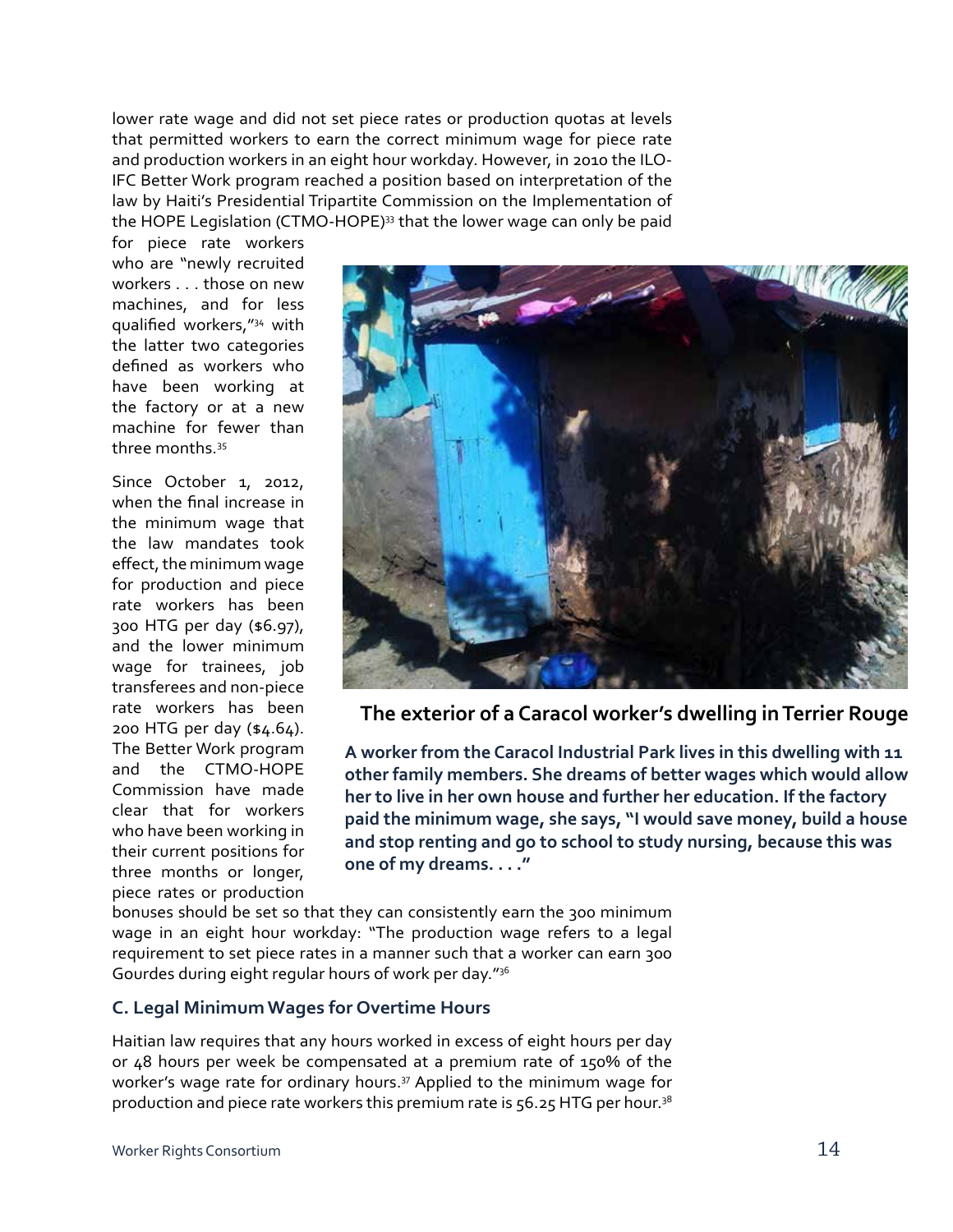lower rate wage and did not set piece rates or production quotas at levels that permitted workers to earn the correct minimum wage for piece rate and production workers in an eight hour workday. However, in 2010 the ILO-IFC Better Work program reached a position based on interpretation of the law by Haiti's Presidential Tripartite Commission on the Implementation of the HOPE Legislation (CTMO-HOPE)[33] that the lower wage can only be paid for piece rate workers who are "newly recruited workers . . . those on new machines, and for less qualified workers,"[34] with the latter two categories defined as workers who have been working at the factory or at a new machine for fewer than three months.[35]

Since October 1, 2012, when the final increase in the minimum wage that the law mandates took effect, the minimum wage for production and piece rate workers has been 300 HTG per day ($6.97), and the lower minimum wage for trainees, job transferees and non-piece rate workers has been 200 HTG per day ($4.64). The Better Work program and the CTMO-HOPE Commission have made clear that for workers who have been working in their current positions for three months or longer, piece rates or production bonuses should be set so that they can consistently earn the 300 minimum wage in an eight hour workday: "The production wage refers to a legal requirement to set piece rates in a manner such that a worker can earn 300 Gourdes during eight regular hours of work per day."[36]

**The exterior of a Caracol worker's dwelling in Terrier Rouge**

**A worker from the Caracol Industrial Park lives in this dwelling with 11 other family members. She dreams of better wages which would allow her to live in her own house and further her education. If the factory paid the minimum wage, she says, "I would save money, build a house and stop renting and go to school to study nursing, because this was one of my dreams. . . ."**

### C. Legal Minimum Wages for Overtime Hours

Haitian law requires that any hours worked in excess of eight hours per day or 48 hours per week be compensated at a premium rate of 150% of the worker's wage rate for ordinary hours.[37] Applied to the minimum wage for production and piece rate workers this premium rate is 56.25 HTG per hour.[38]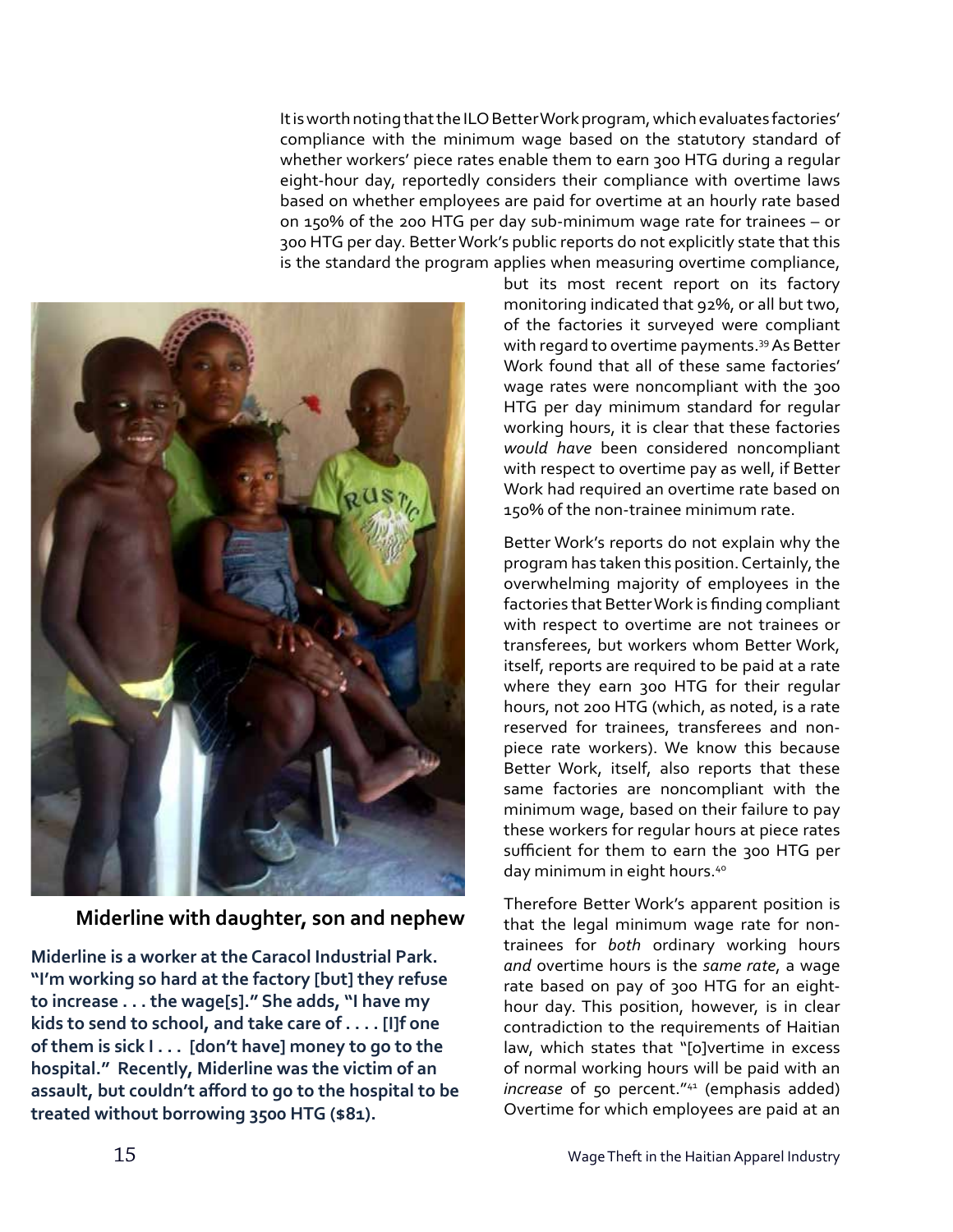It is worth noting that the ILO Better Work program, which evaluates factories' compliance with the minimum wage based on the statutory standard of whether workers' piece rates enable them to earn 300 HTG during a regular eight-hour day, reportedly considers their compliance with overtime laws based on whether employees are paid for overtime at an hourly rate based on 150% of the 200 HTG per day sub-minimum wage rate for trainees – or 300 HTG per day. Better Work's public reports do not explicitly state that this is the standard the program applies when measuring overtime compliance, but its most recent report on its factory monitoring indicated that 92%, or all but two, of the factories it surveyed were compliant with regard to overtime payments.[39] As Better Work found that all of these same factories' wage rates were noncompliant with the 300 HTG per day minimum standard for regular working hours, it is clear that these factories *would have* been considered noncompliant with respect to overtime pay as well, if Better Work had required an overtime rate based on 150% of the non-trainee minimum rate.

**Miderline with daughter, son and nephew**

**Miderline is a worker at the Caracol Industrial Park. "I'm working so hard at the factory [but] they refuse to increase . . . the wage[s]." She adds, "I have my kids to send to school, and take care of . . . . [I]f one of them is sick I . . . [don't have] money to go to the hospital." Recently, Miderline was the victim of an assault, but couldn't afford to go to the hospital to be treated without borrowing 3500 HTG ($81).**

Better Work's reports do not explain why the program has taken this position. Certainly, the overwhelming majority of employees in the factories that Better Work is finding compliant with respect to overtime are not trainees or transferees, but workers whom Better Work, itself, reports are required to be paid at a rate where they earn 300 HTG for their regular hours, not 200 HTG (which, as noted, is a rate reserved for trainees, transferees and non-piece rate workers). We know this because Better Work, itself, also reports that these same factories are noncompliant with the minimum wage, based on their failure to pay these workers for regular hours at piece rates sufficient for them to earn the 300 HTG per day minimum in eight hours.[40]

Therefore Better Work's apparent position is that the legal minimum wage rate for non-trainees for *both* ordinary working hours *and* overtime hours is the *same rate*, a wage rate based on pay of 300 HTG for an eight-hour day. This position, however, is in clear contradiction to the requirements of Haitian law, which states that "[o]vertime in excess of normal working hours will be paid with an *increase* of 50 percent."[41] (emphasis added) Overtime for which employees are paid at an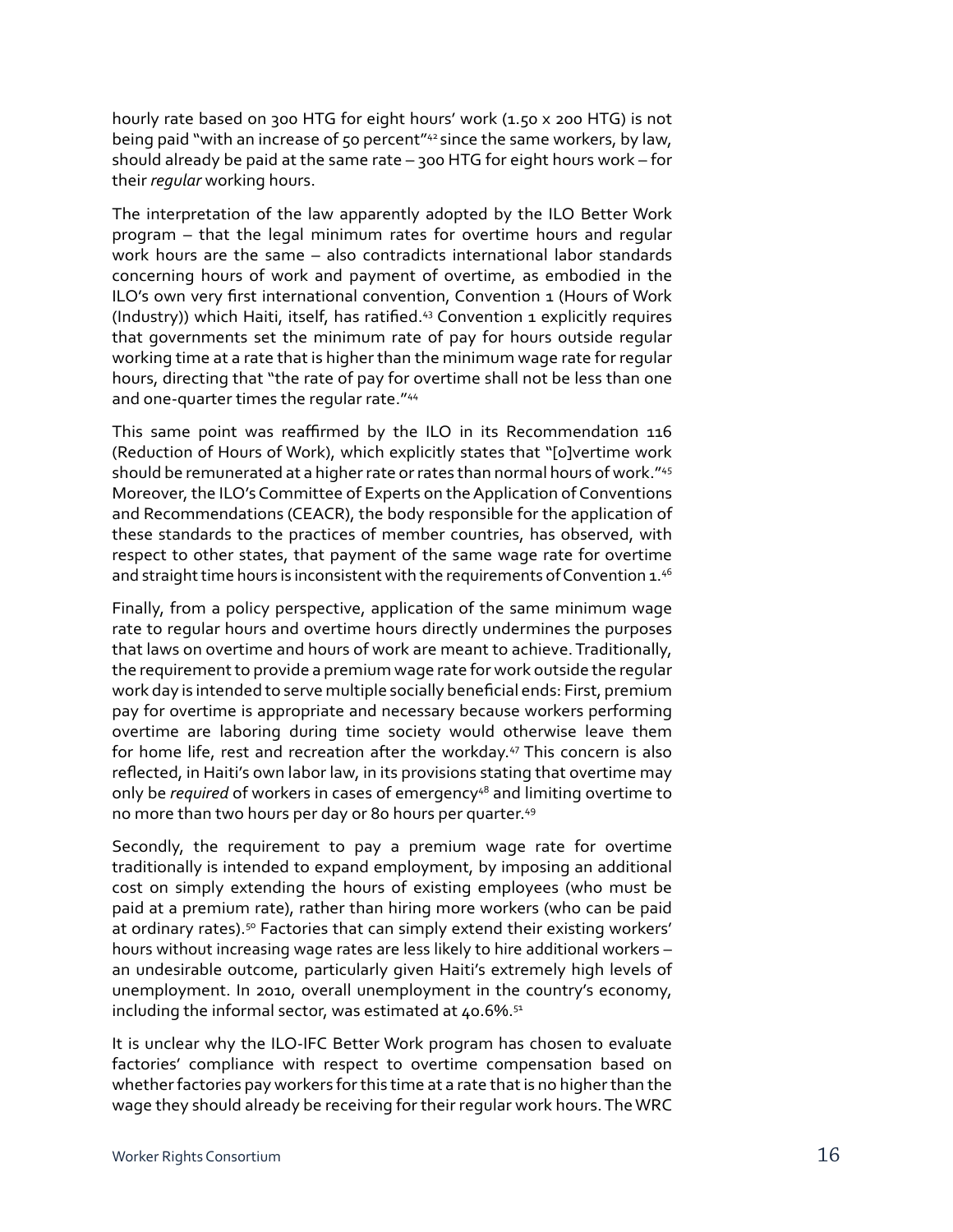hourly rate based on 300 HTG for eight hours' work (1.50 x 200 HTG) is not being paid "with an increase of 50 percent"[42] since the same workers, by law, should already be paid at the same rate – 300 HTG for eight hours work – for their *regular* working hours.

The interpretation of the law apparently adopted by the ILO Better Work program – that the legal minimum rates for overtime hours and regular work hours are the same – also contradicts international labor standards concerning hours of work and payment of overtime, as embodied in the ILO's own very first international convention, Convention 1 (Hours of Work (Industry)) which Haiti, itself, has ratified.[43] Convention 1 explicitly requires that governments set the minimum rate of pay for hours outside regular working time at a rate that is higher than the minimum wage rate for regular hours, directing that "the rate of pay for overtime shall not be less than one and one-quarter times the regular rate."[44]

This same point was reaffirmed by the ILO in its Recommendation 116 (Reduction of Hours of Work), which explicitly states that "[o]vertime work should be remunerated at a higher rate or rates than normal hours of work."[45] Moreover, the ILO's Committee of Experts on the Application of Conventions and Recommendations (CEACR), the body responsible for the application of these standards to the practices of member countries, has observed, with respect to other states, that payment of the same wage rate for overtime and straight time hours is inconsistent with the requirements of Convention 1.[46]

Finally, from a policy perspective, application of the same minimum wage rate to regular hours and overtime hours directly undermines the purposes that laws on overtime and hours of work are meant to achieve. Traditionally, the requirement to provide a premium wage rate for work outside the regular work day is intended to serve multiple socially beneficial ends: First, premium pay for overtime is appropriate and necessary because workers performing overtime are laboring during time society would otherwise leave them for home life, rest and recreation after the workday.[47] This concern is also reflected, in Haiti's own labor law, in its provisions stating that overtime may only be *required* of workers in cases of emergency[48] and limiting overtime to no more than two hours per day or 80 hours per quarter.[49]

Secondly, the requirement to pay a premium wage rate for overtime traditionally is intended to expand employment, by imposing an additional cost on simply extending the hours of existing employees (who must be paid at a premium rate), rather than hiring more workers (who can be paid at ordinary rates).[50] Factories that can simply extend their existing workers' hours without increasing wage rates are less likely to hire additional workers – an undesirable outcome, particularly given Haiti's extremely high levels of unemployment. In 2010, overall unemployment in the country's economy, including the informal sector, was estimated at 40.6%.[51]

It is unclear why the ILO-IFC Better Work program has chosen to evaluate factories' compliance with respect to overtime compensation based on whether factories pay workers for this time at a rate that is no higher than the wage they should already be receiving for their regular work hours. The WRC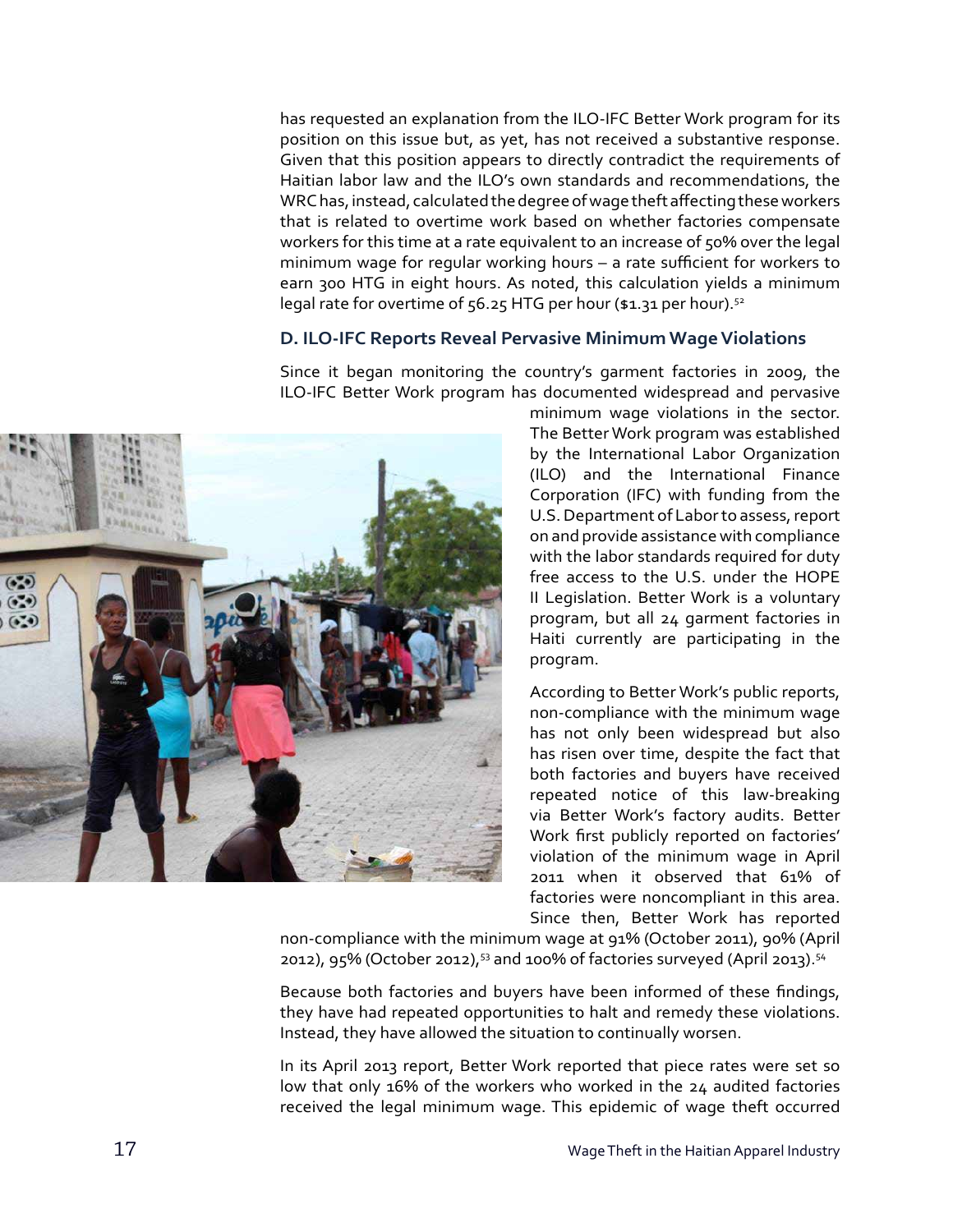has requested an explanation from the ILO-IFC Better Work program for its position on this issue but, as yet, has not received a substantive response. Given that this position appears to directly contradict the requirements of Haitian labor law and the ILO's own standards and recommendations, the WRC has, instead, calculated the degree of wage theft affecting these workers that is related to overtime work based on whether factories compensate workers for this time at a rate equivalent to an increase of 50% over the legal minimum wage for regular working hours – a rate sufficient for workers to earn 300 HTG in eight hours. As noted, this calculation yields a minimum legal rate for overtime of 56.25 HTG per hour ($1.31 per hour).[52]

### D. ILO-IFC Reports Reveal Pervasive Minimum Wage Violations

Since it began monitoring the country's garment factories in 2009, the ILO-IFC Better Work program has documented widespread and pervasive minimum wage violations in the sector. The Better Work program was established by the International Labor Organization (ILO) and the International Finance Corporation (IFC) with funding from the U.S. Department of Labor to assess, report on and provide assistance with compliance with the labor standards required for duty free access to the U.S. under the HOPE II Legislation. Better Work is a voluntary program, but all 24 garment factories in Haiti currently are participating in the program.

According to Better Work's public reports, non-compliance with the minimum wage has not only been widespread but also has risen over time, despite the fact that both factories and buyers have received repeated notice of this law-breaking via Better Work's factory audits. Better Work first publicly reported on factories' violation of the minimum wage in April 2011 when it observed that 61% of factories were noncompliant in this area. Since then, Better Work has reported non-compliance with the minimum wage at 91% (October 2011), 90% (April 2012), 95% (October 2012),[53] and 100% of factories surveyed (April 2013).[54]

Because both factories and buyers have been informed of these findings, they have had repeated opportunities to halt and remedy these violations. Instead, they have allowed the situation to continually worsen.

In its April 2013 report, Better Work reported that piece rates were set so low that only 16% of the workers who worked in the 24 audited factories received the legal minimum wage. This epidemic of wage theft occurred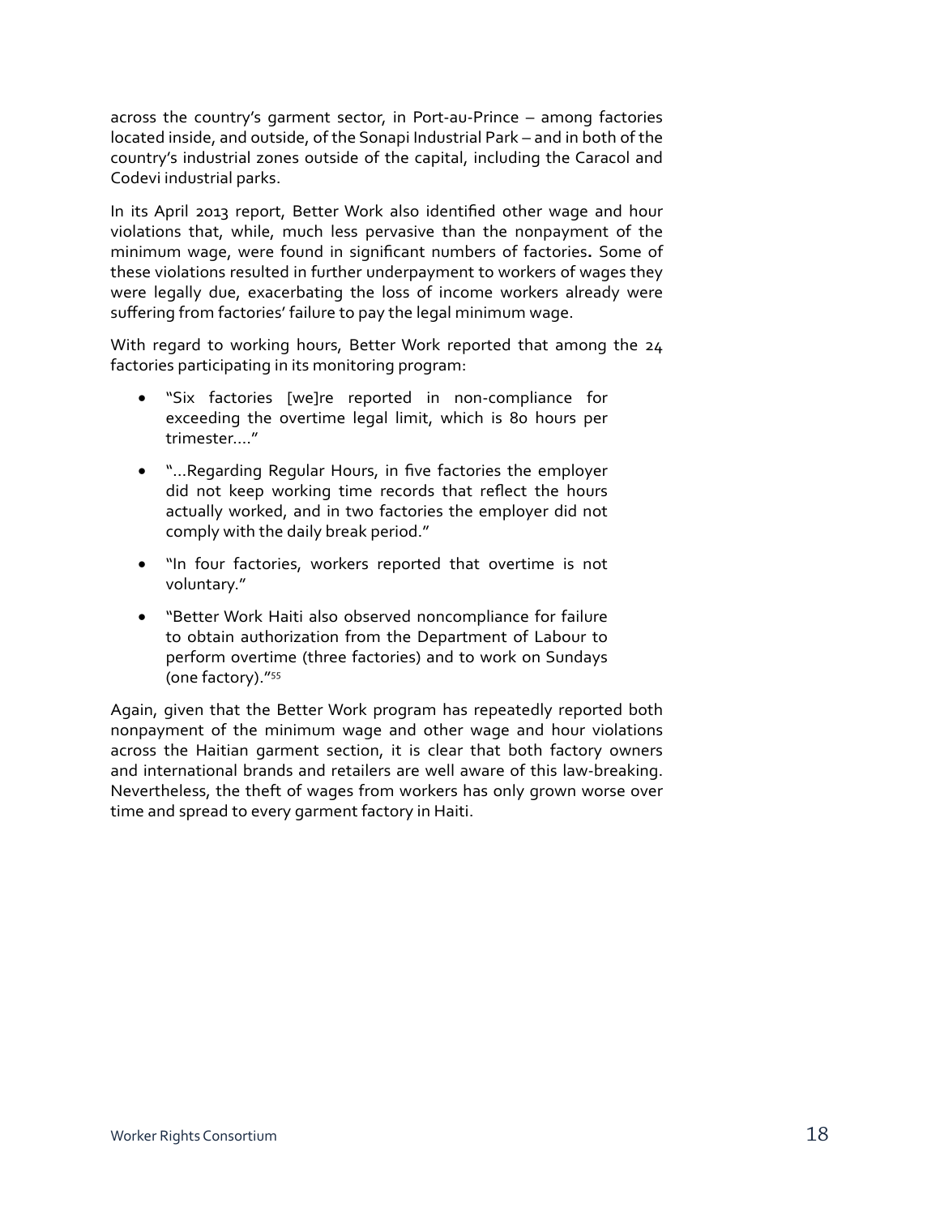across the country's garment sector, in Port-au-Prince – among factories located inside, and outside, of the Sonapi Industrial Park – and in both of the country's industrial zones outside of the capital, including the Caracol and Codevi industrial parks.

In its April 2013 report, Better Work also identified other wage and hour violations that, while, much less pervasive than the nonpayment of the minimum wage, were found in significant numbers of factories**.** Some of these violations resulted in further underpayment to workers of wages they were legally due, exacerbating the loss of income workers already were suffering from factories' failure to pay the legal minimum wage.

With regard to working hours, Better Work reported that among the 24 factories participating in its monitoring program:

- "Six factories [we]re reported in non-compliance for exceeding the overtime legal limit, which is 80 hours per trimester…."
- "…Regarding Regular Hours, in five factories the employer did not keep working time records that reflect the hours actually worked, and in two factories the employer did not comply with the daily break period."
- "In four factories, workers reported that overtime is not voluntary."
- "Better Work Haiti also observed noncompliance for failure to obtain authorization from the Department of Labour to perform overtime (three factories) and to work on Sundays (one factory)."[55]

Again, given that the Better Work program has repeatedly reported both nonpayment of the minimum wage and other wage and hour violations across the Haitian garment section, it is clear that both factory owners and international brands and retailers are well aware of this law-breaking. Nevertheless, the theft of wages from workers has only grown worse over time and spread to every garment factory in Haiti.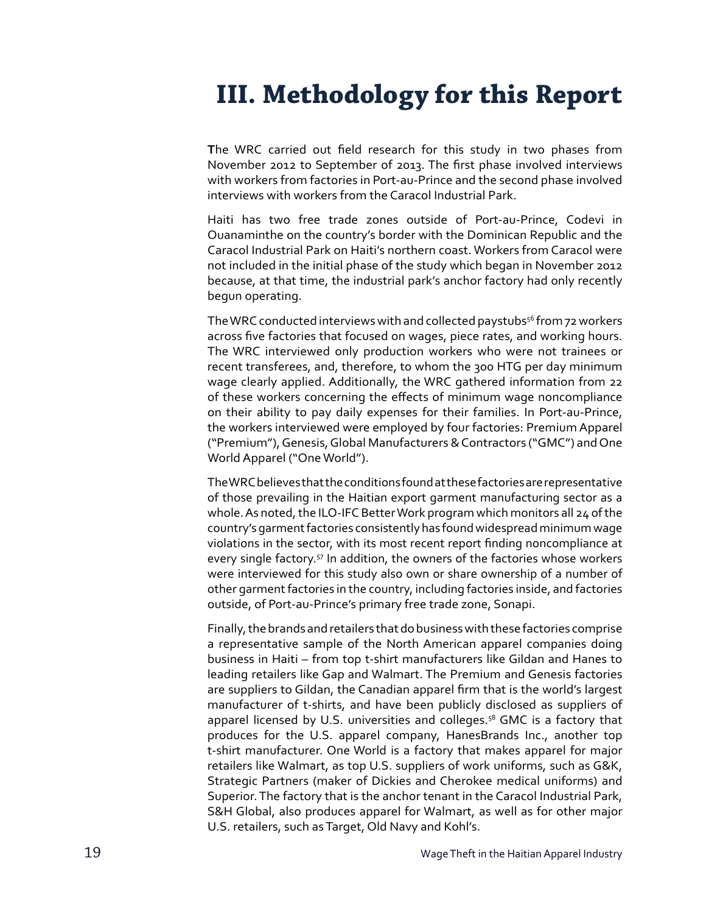# III. Methodology for this Report

The WRC carried out field research for this study in two phases from November 2012 to September of 2013. The first phase involved interviews with workers from factories in Port-au-Prince and the second phase involved interviews with workers from the Caracol Industrial Park.

Haiti has two free trade zones outside of Port-au-Prince, Codevi in Ouanaminthe on the country's border with the Dominican Republic and the Caracol Industrial Park on Haiti's northern coast. Workers from Caracol were not included in the initial phase of the study which began in November 2012 because, at that time, the industrial park's anchor factory had only recently begun operating.

The WRC conducted interviews with and collected paystubs[56] from 72 workers across five factories that focused on wages, piece rates, and working hours. The WRC interviewed only production workers who were not trainees or recent transferees, and, therefore, to whom the 300 HTG per day minimum wage clearly applied. Additionally, the WRC gathered information from 22 of these workers concerning the effects of minimum wage noncompliance on their ability to pay daily expenses for their families. In Port-au-Prince, the workers interviewed were employed by four factories: Premium Apparel ("Premium"), Genesis, Global Manufacturers & Contractors ("GMC") and One World Apparel ("One World").

The WRC believes that the conditions found at these factories are representative of those prevailing in the Haitian export garment manufacturing sector as a whole. As noted, the ILO-IFC Better Work program which monitors all 24 of the country's garment factories consistently has found widespread minimum wage violations in the sector, with its most recent report finding noncompliance at every single factory.[57] In addition, the owners of the factories whose workers were interviewed for this study also own or share ownership of a number of other garment factories in the country, including factories inside, and factories outside, of Port-au-Prince's primary free trade zone, Sonapi.

Finally, the brands and retailers that do business with these factories comprise a representative sample of the North American apparel companies doing business in Haiti – from top t-shirt manufacturers like Gildan and Hanes to leading retailers like Gap and Walmart. The Premium and Genesis factories are suppliers to Gildan, the Canadian apparel firm that is the world's largest manufacturer of t-shirts, and have been publicly disclosed as suppliers of apparel licensed by U.S. universities and colleges.[58] GMC is a factory that produces for the U.S. apparel company, HanesBrands Inc., another top t-shirt manufacturer. One World is a factory that makes apparel for major retailers like Walmart, as top U.S. suppliers of work uniforms, such as G&K, Strategic Partners (maker of Dickies and Cherokee medical uniforms) and Superior. The factory that is the anchor tenant in the Caracol Industrial Park, S&H Global, also produces apparel for Walmart, as well as for other major U.S. retailers, such as Target, Old Navy and Kohl's.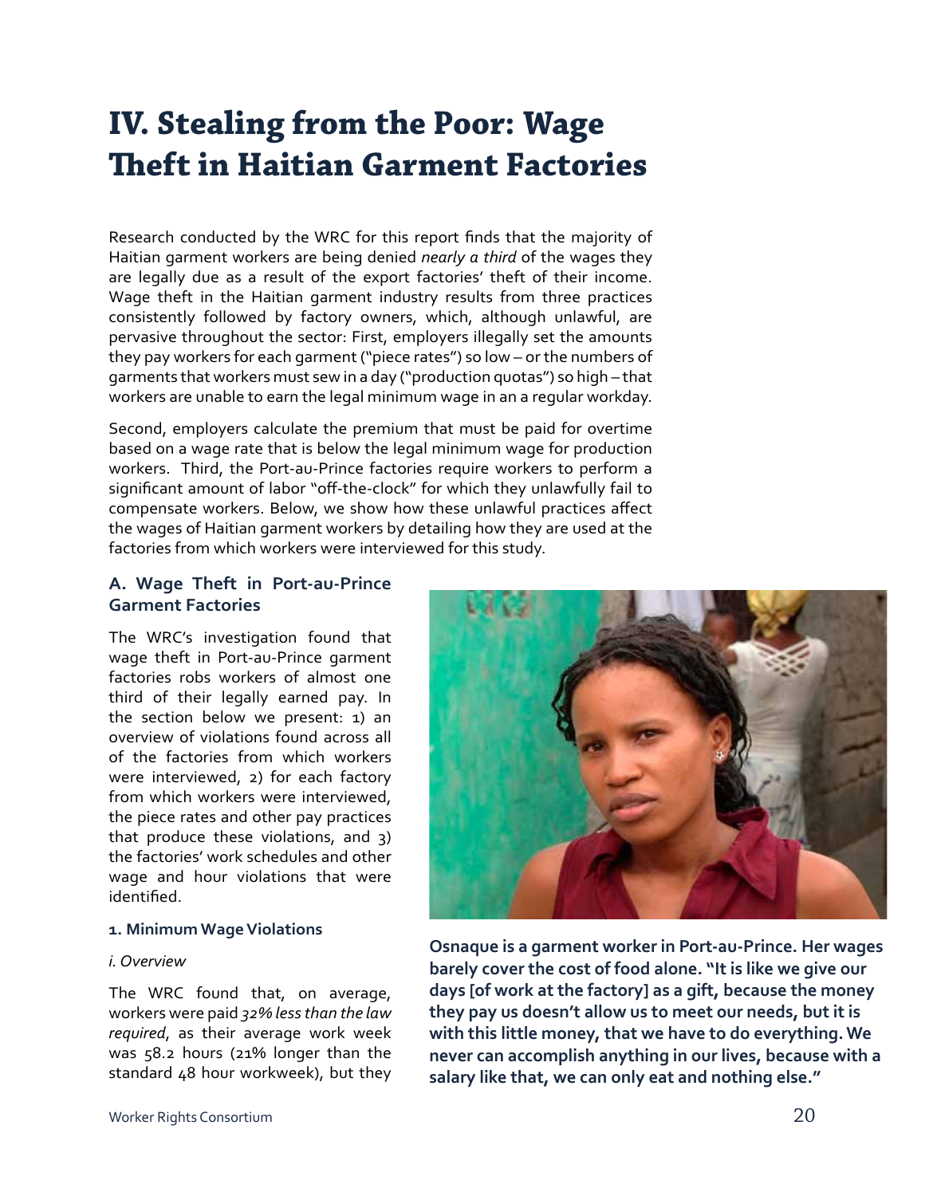# IV. Stealing from the Poor: Wage Theft in Haitian Garment Factories

Research conducted by the WRC for this report finds that the majority of Haitian garment workers are being denied *nearly a third* of the wages they are legally due as a result of the export factories' theft of their income. Wage theft in the Haitian garment industry results from three practices consistently followed by factory owners, which, although unlawful, are pervasive throughout the sector: First, employers illegally set the amounts they pay workers for each garment ("piece rates") so low – or the numbers of garments that workers must sew in a day ("production quotas") so high – that workers are unable to earn the legal minimum wage in an a regular workday.

Second, employers calculate the premium that must be paid for overtime based on a wage rate that is below the legal minimum wage for production workers. Third, the Port-au-Prince factories require workers to perform a significant amount of labor "off-the-clock" for which they unlawfully fail to compensate workers. Below, we show how these unlawful practices affect the wages of Haitian garment workers by detailing how they are used at the factories from which workers were interviewed for this study.

## A. Wage Theft in Port-au-Prince Garment Factories

The WRC's investigation found that wage theft in Port-au-Prince garment factories robs workers of almost one third of their legally earned pay. In the section below we present: 1) an overview of violations found across all of the factories from which workers were interviewed, 2) for each factory from which workers were interviewed, the piece rates and other pay practices that produce these violations, and 3) the factories' work schedules and other wage and hour violations that were identified.

### 1. Minimum Wage Violations

*i. Overview*

The WRC found that, on average, workers were paid *32% less than the law required*, as their average work week was 58.2 hours (21% longer than the standard 48 hour workweek), but they

**Osnaque is a garment worker in Port-au-Prince. Her wages barely cover the cost of food alone. "It is like we give our days [of work at the factory] as a gift, because the money they pay us doesn't allow us to meet our needs, but it is with this little money, that we have to do everything. We never can accomplish anything in our lives, because with a salary like that, we can only eat and nothing else."**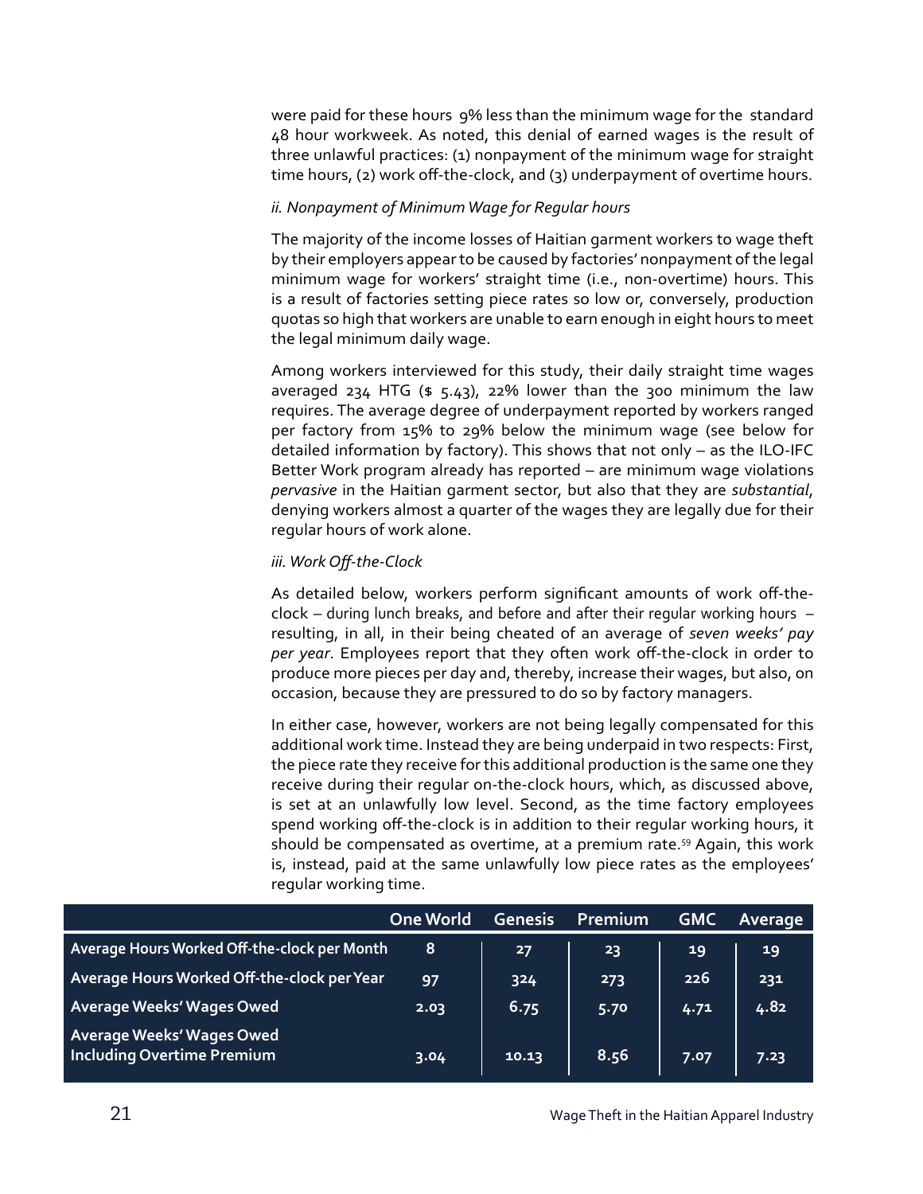were paid for these hours 9% less than the minimum wage for the standard 48 hour workweek. As noted, this denial of earned wages is the result of three unlawful practices: (1) nonpayment of the minimum wage for straight time hours, (2) work off-the-clock, and (3) underpayment of overtime hours.

*ii. Nonpayment of Minimum Wage for Regular hours*

The majority of the income losses of Haitian garment workers to wage theft by their employers appear to be caused by factories' nonpayment of the legal minimum wage for workers' straight time (i.e., non-overtime) hours. This is a result of factories setting piece rates so low or, conversely, production quotas so high that workers are unable to earn enough in eight hours to meet the legal minimum daily wage.

Among workers interviewed for this study, their daily straight time wages averaged 234 HTG ($ 5.43), 22% lower than the 300 minimum the law requires. The average degree of underpayment reported by workers ranged per factory from 15% to 29% below the minimum wage (see below for detailed information by factory). This shows that not only – as the ILO-IFC Better Work program already has reported – are minimum wage violations *pervasive* in the Haitian garment sector, but also that they are *substantial*, denying workers almost a quarter of the wages they are legally due for their regular hours of work alone.

*iii. Work Off-the-Clock*

As detailed below, workers perform significant amounts of work off-the-clock – during lunch breaks, and before and after their regular working hours – resulting, in all, in their being cheated of an average of *seven weeks' pay per year*. Employees report that they often work off-the-clock in order to produce more pieces per day and, thereby, increase their wages, but also, on occasion, because they are pressured to do so by factory managers.

In either case, however, workers are not being legally compensated for this additional work time. Instead they are being underpaid in two respects: First, the piece rate they receive for this additional production is the same one they receive during their regular on-the-clock hours, which, as discussed above, is set at an unlawfully low level. Second, as the time factory employees spend working off-the-clock is in addition to their regular working hours, it should be compensated as overtime, at a premium rate.[59] Again, this work is, instead, paid at the same unlawfully low piece rates as the employees' regular working time.

| | One World | Genesis | Premium | GMC | Average |
|---|---|---|---|---|---|
| **Average Hours Worked Off-the-clock per Month** | 8 | 27 | 23 | 19 | 19 |
| **Average Hours Worked Off-the-clock per Year** | 97 | 324 | 273 | 226 | 231 |
| **Average Weeks' Wages Owed** | 2.03 | 6.75 | 5.70 | 4.71 | 4.82 |
| **Average Weeks' Wages Owed Including Overtime Premium** | 3.04 | 10.13 | 8.56 | 7.07 | 7.23 |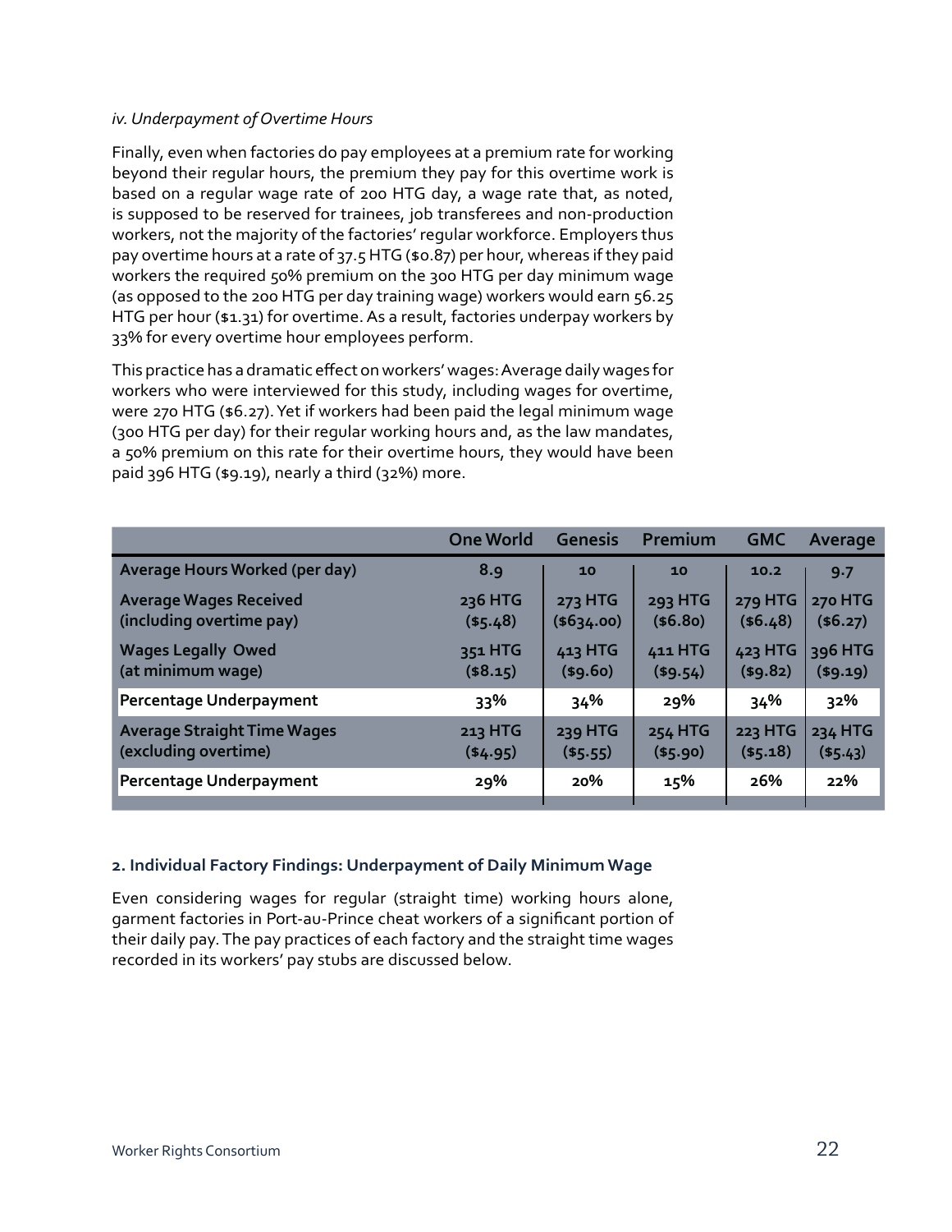*iv. Underpayment of Overtime Hours*

Finally, even when factories do pay employees at a premium rate for working beyond their regular hours, the premium they pay for this overtime work is based on a regular wage rate of 200 HTG day, a wage rate that, as noted, is supposed to be reserved for trainees, job transferees and non-production workers, not the majority of the factories' regular workforce. Employers thus pay overtime hours at a rate of 37.5 HTG ($0.87) per hour, whereas if they paid workers the required 50% premium on the 300 HTG per day minimum wage (as opposed to the 200 HTG per day training wage) workers would earn 56.25 HTG per hour ($1.31) for overtime. As a result, factories underpay workers by 33% for every overtime hour employees perform.

This practice has a dramatic effect on workers' wages: Average daily wages for workers who were interviewed for this study, including wages for overtime, were 270 HTG ($6.27). Yet if workers had been paid the legal minimum wage (300 HTG per day) for their regular working hours and, as the law mandates, a 50% premium on this rate for their overtime hours, they would have been paid 396 HTG ($9.19), nearly a third (32%) more.

| | One World | Genesis | Premium | GMC | Average |
|---|---|---|---|---|---|
| **Average Hours Worked (per day)** | **8.9** | **10** | **10** | **10.2** | **9.7** |
| **Average Wages Received (including overtime pay)** | **236 HTG ($5.48)** | **273 HTG ($634.00)** | **293 HTG ($6.80)** | **279 HTG ($6.48)** | **270 HTG ($6.27)** |
| **Wages Legally Owed (at minimum wage)** | **351 HTG ($8.15)** | **413 HTG ($9.60)** | **411 HTG ($9.54)** | **423 HTG ($9.82)** | **396 HTG ($9.19)** |
| **Percentage Underpayment** | **33%** | **34%** | **29%** | **34%** | **32%** |
| **Average Straight Time Wages (excluding overtime)** | **213 HTG ($4.95)** | **239 HTG ($5.55)** | **254 HTG ($5.90)** | **223 HTG ($5.18)** | **234 HTG ($5.43)** |
| **Percentage Underpayment** | **29%** | **20%** | **15%** | **26%** | **22%** |

### 2. Individual Factory Findings: Underpayment of Daily Minimum Wage

Even considering wages for regular (straight time) working hours alone, garment factories in Port-au-Prince cheat workers of a significant portion of their daily pay. The pay practices of each factory and the straight time wages recorded in its workers' pay stubs are discussed below.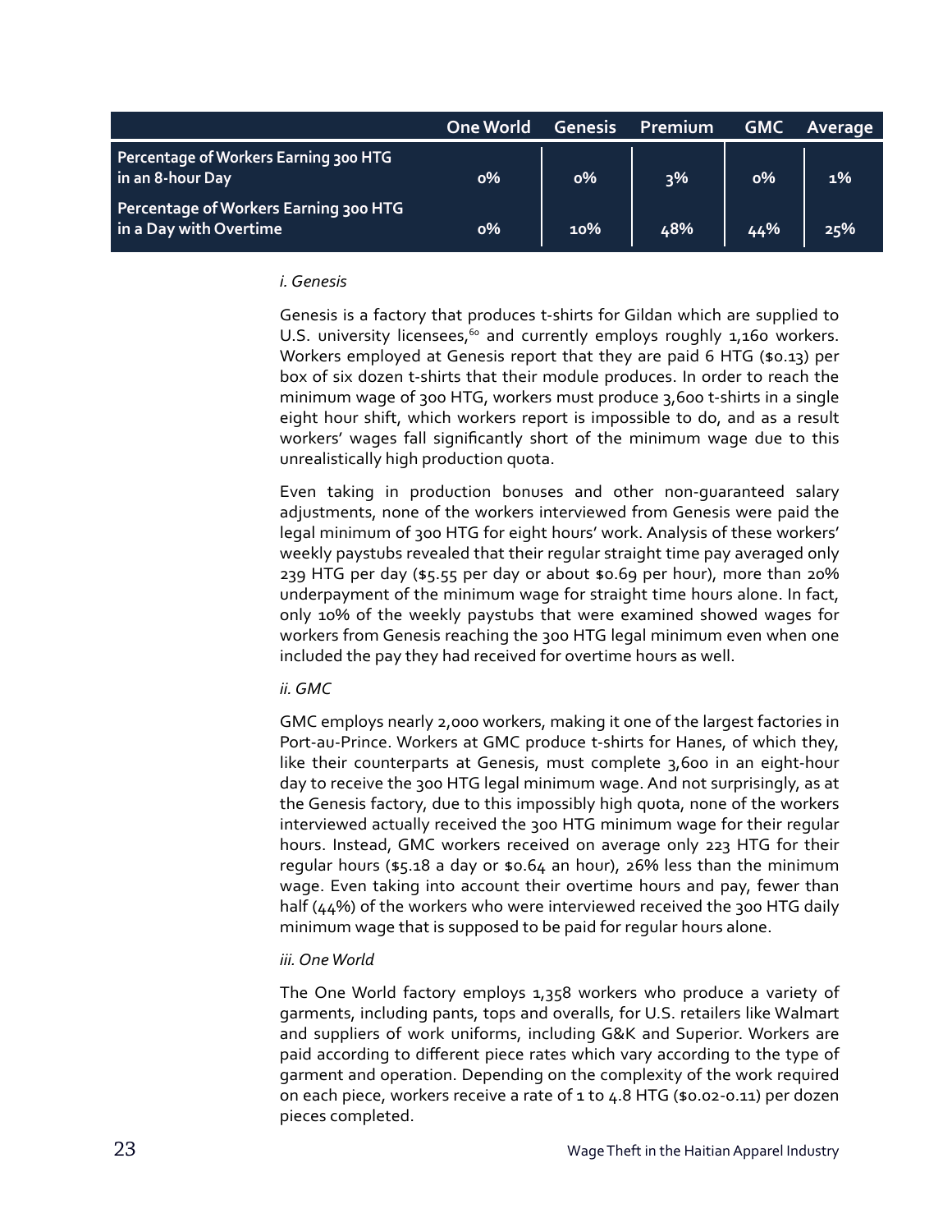| | One World | Genesis | Premium | GMC | Average |
|---|---|---|---|---|---|
| Percentage of Workers Earning 300 HTG in an 8-hour Day | 0% | 0% | 3% | 0% | 1% |
| Percentage of Workers Earning 300 HTG in a Day with Overtime | 0% | 10% | 48% | 44% | 25% |

*i. Genesis*

Genesis is a factory that produces t-shirts for Gildan which are supplied to U.S. university licensees,[60] and currently employs roughly 1,160 workers. Workers employed at Genesis report that they are paid 6 HTG ($0.13) per box of six dozen t-shirts that their module produces. In order to reach the minimum wage of 300 HTG, workers must produce 3,600 t-shirts in a single eight hour shift, which workers report is impossible to do, and as a result workers' wages fall significantly short of the minimum wage due to this unrealistically high production quota.

Even taking in production bonuses and other non-guaranteed salary adjustments, none of the workers interviewed from Genesis were paid the legal minimum of 300 HTG for eight hours' work. Analysis of these workers' weekly paystubs revealed that their regular straight time pay averaged only 239 HTG per day ($5.55 per day or about $0.69 per hour), more than 20% underpayment of the minimum wage for straight time hours alone. In fact, only 10% of the weekly paystubs that were examined showed wages for workers from Genesis reaching the 300 HTG legal minimum even when one included the pay they had received for overtime hours as well.

*ii. GMC*

GMC employs nearly 2,000 workers, making it one of the largest factories in Port-au-Prince. Workers at GMC produce t-shirts for Hanes, of which they, like their counterparts at Genesis, must complete 3,600 in an eight-hour day to receive the 300 HTG legal minimum wage. And not surprisingly, as at the Genesis factory, due to this impossibly high quota, none of the workers interviewed actually received the 300 HTG minimum wage for their regular hours. Instead, GMC workers received on average only 223 HTG for their regular hours ($5.18 a day or $0.64 an hour), 26% less than the minimum wage. Even taking into account their overtime hours and pay, fewer than half (44%) of the workers who were interviewed received the 300 HTG daily minimum wage that is supposed to be paid for regular hours alone.

*iii. One World*

The One World factory employs 1,358 workers who produce a variety of garments, including pants, tops and overalls, for U.S. retailers like Walmart and suppliers of work uniforms, including G&K and Superior. Workers are paid according to different piece rates which vary according to the type of garment and operation. Depending on the complexity of the work required on each piece, workers receive a rate of 1 to 4.8 HTG ($0.02-0.11) per dozen pieces completed.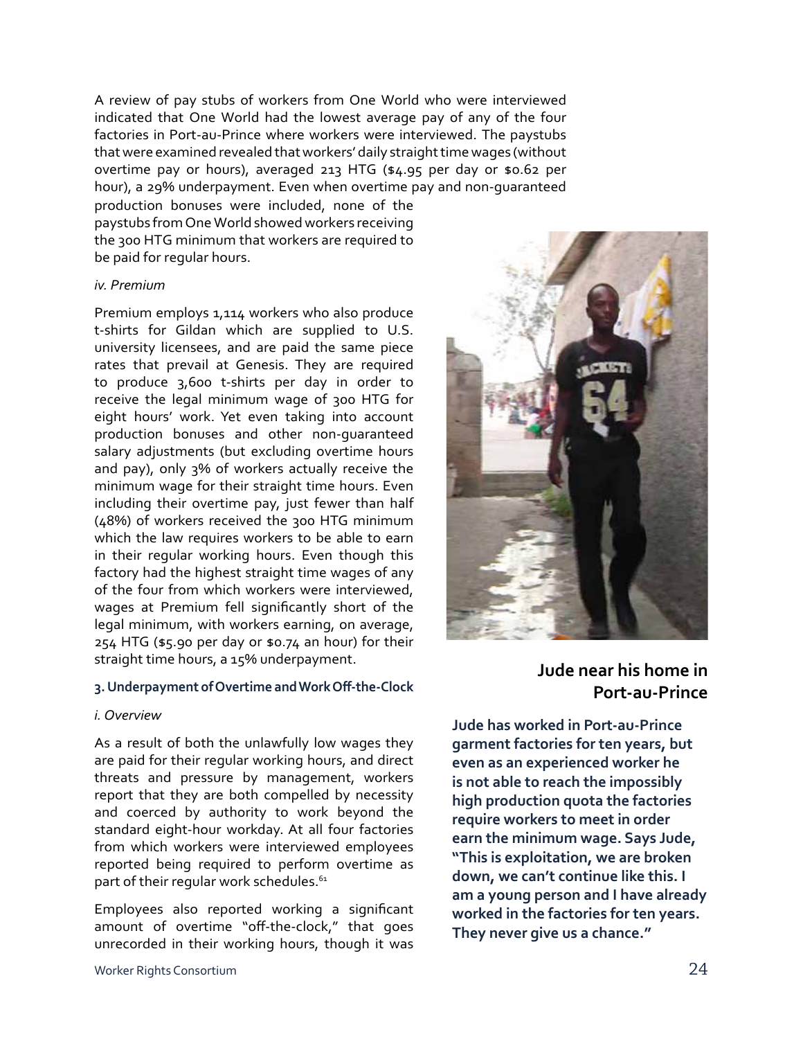A review of pay stubs of workers from One World who were interviewed indicated that One World had the lowest average pay of any of the four factories in Port-au-Prince where workers were interviewed. The paystubs that were examined revealed that workers' daily straight time wages (without overtime pay or hours), averaged 213 HTG ($4.95 per day or $0.62 per hour), a 29% underpayment. Even when overtime pay and non-guaranteed production bonuses were included, none of the paystubs from One World showed workers receiving the 300 HTG minimum that workers are required to be paid for regular hours.

*iv. Premium*

Premium employs 1,114 workers who also produce t-shirts for Gildan which are supplied to U.S. university licensees, and are paid the same piece rates that prevail at Genesis. They are required to produce 3,600 t-shirts per day in order to receive the legal minimum wage of 300 HTG for eight hours' work. Yet even taking into account production bonuses and other non-guaranteed salary adjustments (but excluding overtime hours and pay), only 3% of workers actually receive the minimum wage for their straight time hours. Even including their overtime pay, just fewer than half (48%) of workers received the 300 HTG minimum which the law requires workers to be able to earn in their regular working hours. Even though this factory had the highest straight time wages of any of the four from which workers were interviewed, wages at Premium fell significantly short of the legal minimum, with workers earning, on average, 254 HTG ($5.90 per day or $0.74 an hour) for their straight time hours, a 15% underpayment.

### 3. Underpayment of Overtime and Work Off-the-Clock

*i. Overview*

As a result of both the unlawfully low wages they are paid for their regular working hours, and direct threats and pressure by management, workers report that they are both compelled by necessity and coerced by authority to work beyond the standard eight-hour workday. At all four factories from which workers were interviewed employees reported being required to perform overtime as part of their regular work schedules.[61]

Employees also reported working a significant amount of overtime "off-the-clock," that goes unrecorded in their working hours, though it was

**Jude near his home in Port-au-Prince**

**Jude has worked in Port-au-Prince garment factories for ten years, but even as an experienced worker he is not able to reach the impossibly high production quota the factories require workers to meet in order earn the minimum wage. Says Jude, "This is exploitation, we are broken down, we can't continue like this. I am a young person and I have already worked in the factories for ten years. They never give us a chance."**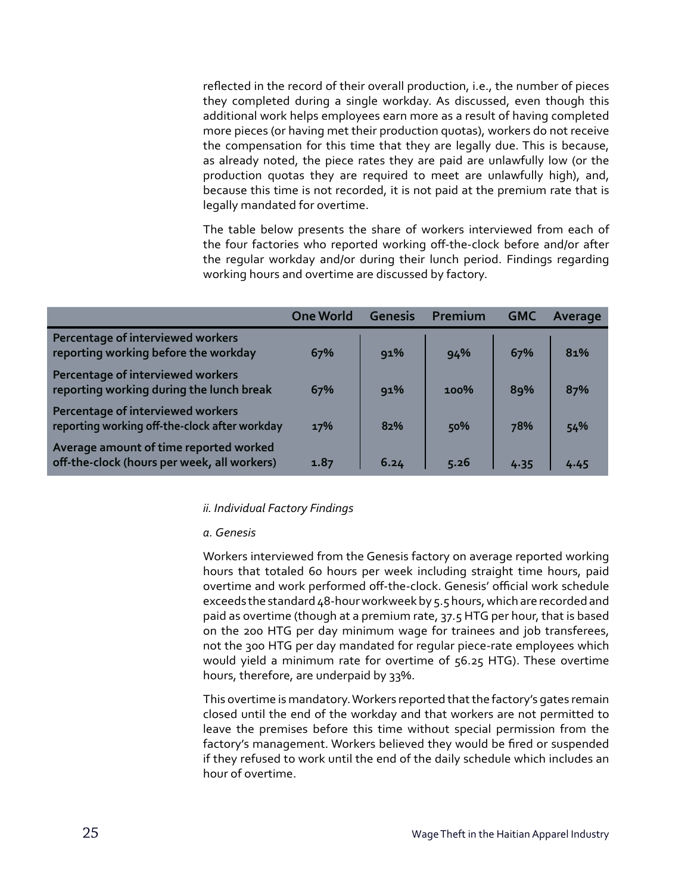reflected in the record of their overall production, i.e., the number of pieces they completed during a single workday. As discussed, even though this additional work helps employees earn more as a result of having completed more pieces (or having met their production quotas), workers do not receive the compensation for this time that they are legally due. This is because, as already noted, the piece rates they are paid are unlawfully low (or the production quotas they are required to meet are unlawfully high), and, because this time is not recorded, it is not paid at the premium rate that is legally mandated for overtime.

The table below presents the share of workers interviewed from each of the four factories who reported working off-the-clock before and/or after the regular workday and/or during their lunch period. Findings regarding working hours and overtime are discussed by factory.

| | One World | Genesis | Premium | GMC | Average |
|---|---|---|---|---|---|
| **Percentage of interviewed workers reporting working before the workday** | 67% | 91% | 94% | 67% | 81% |
| **Percentage of interviewed workers reporting working during the lunch break** | 67% | 91% | 100% | 89% | 87% |
| **Percentage of interviewed workers reporting working off-the-clock after workday** | 17% | 82% | 50% | 78% | 54% |
| **Average amount of time reported worked off-the-clock (hours per week, all workers)** | 1.87 | 6.24 | 5.26 | 4.35 | 4.45 |

*ii. Individual Factory Findings*

*a. Genesis*

Workers interviewed from the Genesis factory on average reported working hours that totaled 60 hours per week including straight time hours, paid overtime and work performed off-the-clock. Genesis' official work schedule exceeds the standard 48-hour workweek by 5.5 hours, which are recorded and paid as overtime (though at a premium rate, 37.5 HTG per hour, that is based on the 200 HTG per day minimum wage for trainees and job transferees, not the 300 HTG per day mandated for regular piece-rate employees which would yield a minimum rate for overtime of 56.25 HTG). These overtime hours, therefore, are underpaid by 33%.

This overtime is mandatory. Workers reported that the factory's gates remain closed until the end of the workday and that workers are not permitted to leave the premises before this time without special permission from the factory's management. Workers believed they would be fired or suspended if they refused to work until the end of the daily schedule which includes an hour of overtime.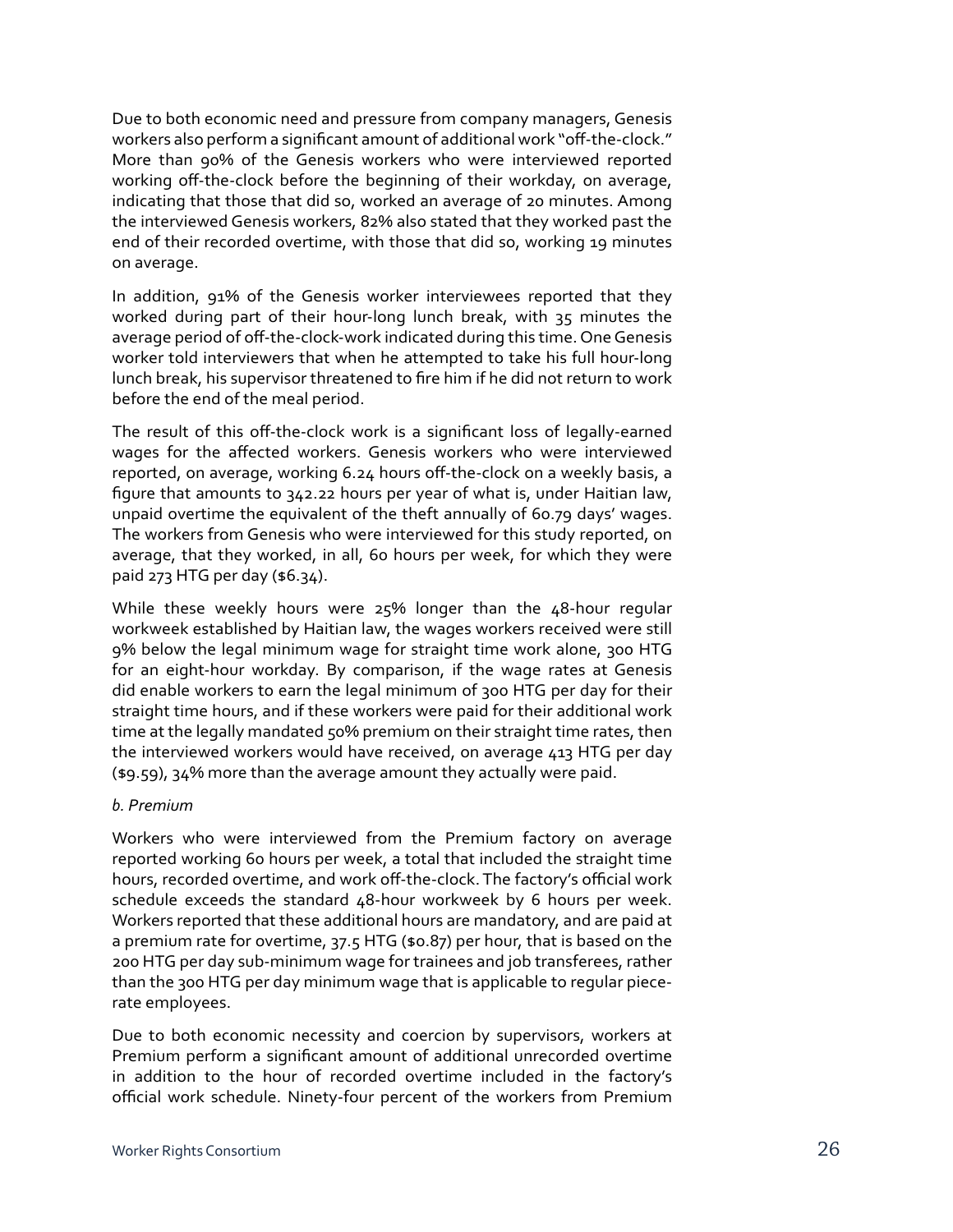Due to both economic need and pressure from company managers, Genesis workers also perform a significant amount of additional work "off-the-clock." More than 90% of the Genesis workers who were interviewed reported working off-the-clock before the beginning of their workday, on average, indicating that those that did so, worked an average of 20 minutes. Among the interviewed Genesis workers, 82% also stated that they worked past the end of their recorded overtime, with those that did so, working 19 minutes on average.

In addition, 91% of the Genesis worker interviewees reported that they worked during part of their hour-long lunch break, with 35 minutes the average period of off-the-clock-work indicated during this time. One Genesis worker told interviewers that when he attempted to take his full hour-long lunch break, his supervisor threatened to fire him if he did not return to work before the end of the meal period.

The result of this off-the-clock work is a significant loss of legally-earned wages for the affected workers. Genesis workers who were interviewed reported, on average, working 6.24 hours off-the-clock on a weekly basis, a figure that amounts to 342.22 hours per year of what is, under Haitian law, unpaid overtime the equivalent of the theft annually of 60.79 days' wages. The workers from Genesis who were interviewed for this study reported, on average, that they worked, in all, 60 hours per week, for which they were paid 273 HTG per day ($6.34).

While these weekly hours were 25% longer than the 48-hour regular workweek established by Haitian law, the wages workers received were still 9% below the legal minimum wage for straight time work alone, 300 HTG for an eight-hour workday. By comparison, if the wage rates at Genesis did enable workers to earn the legal minimum of 300 HTG per day for their straight time hours, and if these workers were paid for their additional work time at the legally mandated 50% premium on their straight time rates, then the interviewed workers would have received, on average 413 HTG per day ($9.59), 34% more than the average amount they actually were paid.

*b. Premium*

Workers who were interviewed from the Premium factory on average reported working 60 hours per week, a total that included the straight time hours, recorded overtime, and work off-the-clock. The factory's official work schedule exceeds the standard 48-hour workweek by 6 hours per week. Workers reported that these additional hours are mandatory, and are paid at a premium rate for overtime, 37.5 HTG ($0.87) per hour, that is based on the 200 HTG per day sub-minimum wage for trainees and job transferees, rather than the 300 HTG per day minimum wage that is applicable to regular piece-rate employees.

Due to both economic necessity and coercion by supervisors, workers at Premium perform a significant amount of additional unrecorded overtime in addition to the hour of recorded overtime included in the factory's official work schedule. Ninety-four percent of the workers from Premium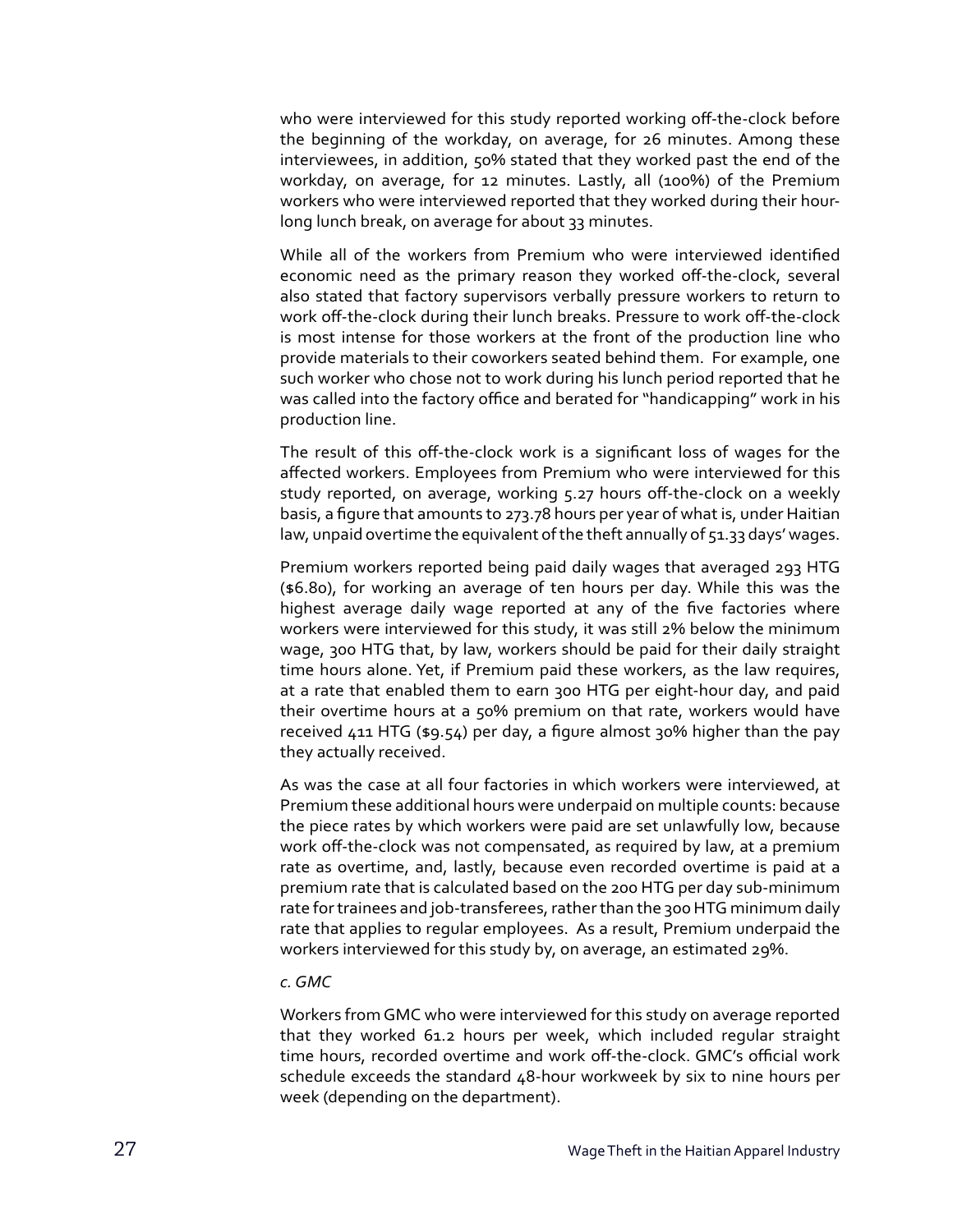who were interviewed for this study reported working off-the-clock before the beginning of the workday, on average, for 26 minutes. Among these interviewees, in addition, 50% stated that they worked past the end of the workday, on average, for 12 minutes. Lastly, all (100%) of the Premium workers who were interviewed reported that they worked during their hour-long lunch break, on average for about 33 minutes.

While all of the workers from Premium who were interviewed identified economic need as the primary reason they worked off-the-clock, several also stated that factory supervisors verbally pressure workers to return to work off-the-clock during their lunch breaks. Pressure to work off-the-clock is most intense for those workers at the front of the production line who provide materials to their coworkers seated behind them. For example, one such worker who chose not to work during his lunch period reported that he was called into the factory office and berated for "handicapping" work in his production line.

The result of this off-the-clock work is a significant loss of wages for the affected workers. Employees from Premium who were interviewed for this study reported, on average, working 5.27 hours off-the-clock on a weekly basis, a figure that amounts to 273.78 hours per year of what is, under Haitian law, unpaid overtime the equivalent of the theft annually of 51.33 days' wages.

Premium workers reported being paid daily wages that averaged 293 HTG ($6.80), for working an average of ten hours per day. While this was the highest average daily wage reported at any of the five factories where workers were interviewed for this study, it was still 2% below the minimum wage, 300 HTG that, by law, workers should be paid for their daily straight time hours alone. Yet, if Premium paid these workers, as the law requires, at a rate that enabled them to earn 300 HTG per eight-hour day, and paid their overtime hours at a 50% premium on that rate, workers would have received 411 HTG ($9.54) per day, a figure almost 30% higher than the pay they actually received.

As was the case at all four factories in which workers were interviewed, at Premium these additional hours were underpaid on multiple counts: because the piece rates by which workers were paid are set unlawfully low, because work off-the-clock was not compensated, as required by law, at a premium rate as overtime, and, lastly, because even recorded overtime is paid at a premium rate that is calculated based on the 200 HTG per day sub-minimum rate for trainees and job-transferees, rather than the 300 HTG minimum daily rate that applies to regular employees. As a result, Premium underpaid the workers interviewed for this study by, on average, an estimated 29%.

*c. GMC*

Workers from GMC who were interviewed for this study on average reported that they worked 61.2 hours per week, which included regular straight time hours, recorded overtime and work off-the-clock. GMC's official work schedule exceeds the standard 48-hour workweek by six to nine hours per week (depending on the department).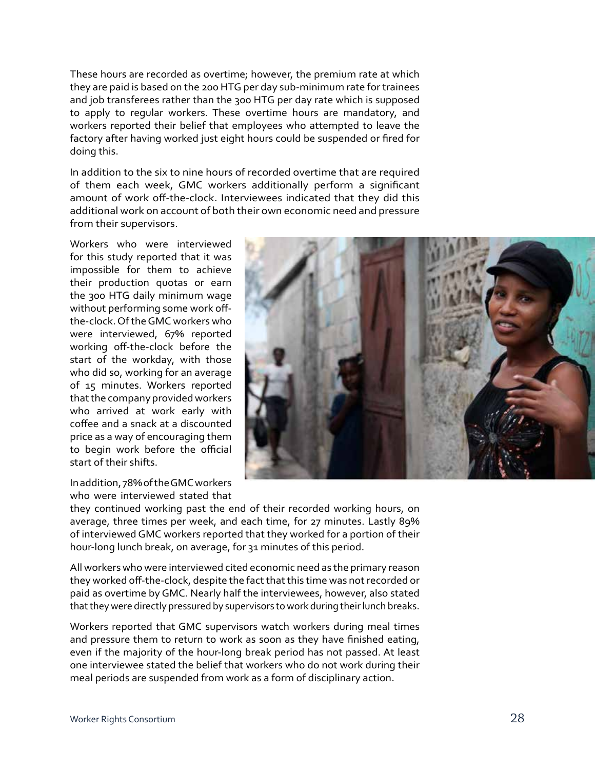These hours are recorded as overtime; however, the premium rate at which they are paid is based on the 200 HTG per day sub-minimum rate for trainees and job transferees rather than the 300 HTG per day rate which is supposed to apply to regular workers. These overtime hours are mandatory, and workers reported their belief that employees who attempted to leave the factory after having worked just eight hours could be suspended or fired for doing this.

In addition to the six to nine hours of recorded overtime that are required of them each week, GMC workers additionally perform a significant amount of work off-the-clock. Interviewees indicated that they did this additional work on account of both their own economic need and pressure from their supervisors.

Workers who were interviewed for this study reported that it was impossible for them to achieve their production quotas or earn the 300 HTG daily minimum wage without performing some work off-the-clock. Of the GMC workers who were interviewed, 67% reported working off-the-clock before the start of the workday, with those who did so, working for an average of 15 minutes. Workers reported that the company provided workers who arrived at work early with coffee and a snack at a discounted price as a way of encouraging them to begin work before the official start of their shifts.

In addition, 78% of the GMC workers who were interviewed stated that they continued working past the end of their recorded working hours, on average, three times per week, and each time, for 27 minutes. Lastly 89% of interviewed GMC workers reported that they worked for a portion of their hour-long lunch break, on average, for 31 minutes of this period.

All workers who were interviewed cited economic need as the primary reason they worked off-the-clock, despite the fact that this time was not recorded or paid as overtime by GMC. Nearly half the interviewees, however, also stated that they were directly pressured by supervisors to work during their lunch breaks.

Workers reported that GMC supervisors watch workers during meal times and pressure them to return to work as soon as they have finished eating, even if the majority of the hour-long break period has not passed. At least one interviewee stated the belief that workers who do not work during their meal periods are suspended from work as a form of disciplinary action.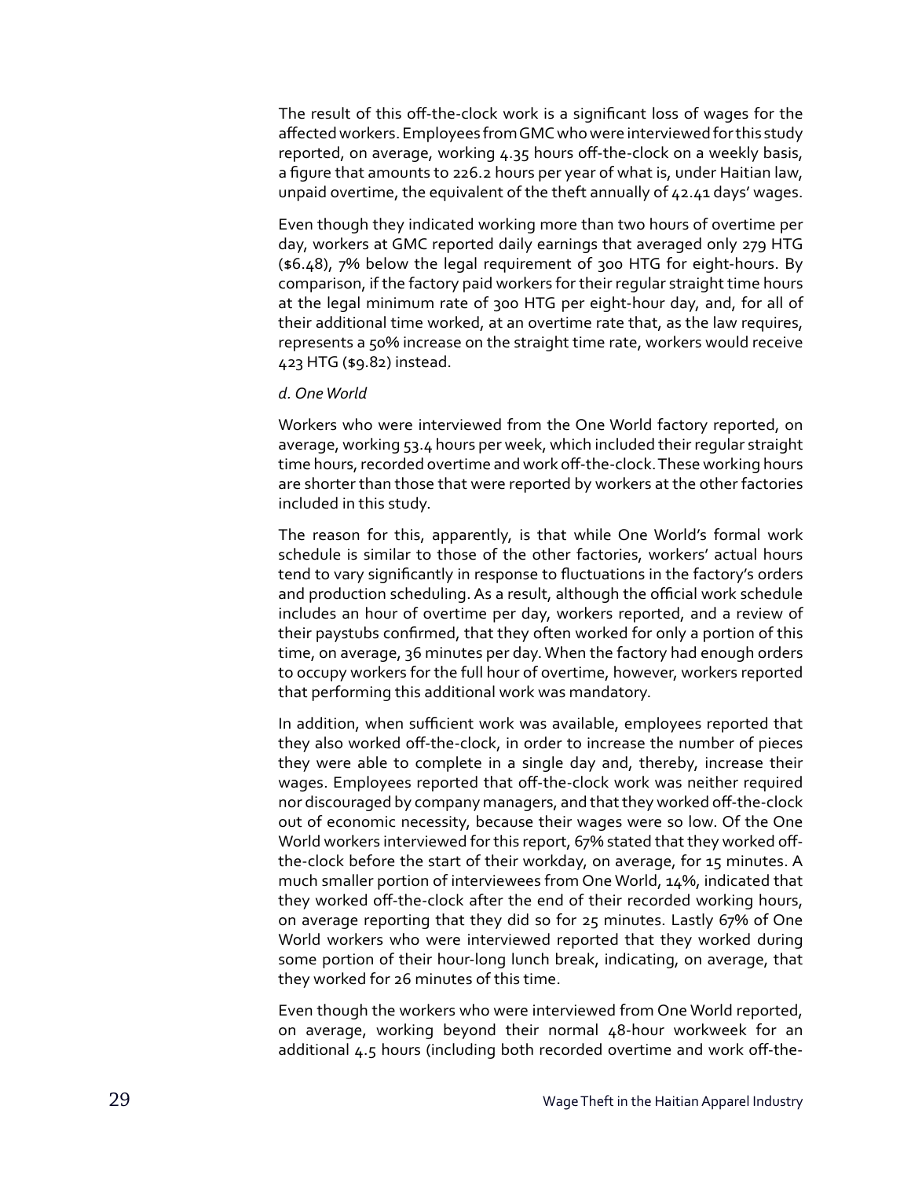The result of this off-the-clock work is a significant loss of wages for the affected workers. Employees from GMC who were interviewed for this study reported, on average, working 4.35 hours off-the-clock on a weekly basis, a figure that amounts to 226.2 hours per year of what is, under Haitian law, unpaid overtime, the equivalent of the theft annually of 42.41 days' wages.

Even though they indicated working more than two hours of overtime per day, workers at GMC reported daily earnings that averaged only 279 HTG ($6.48), 7% below the legal requirement of 300 HTG for eight-hours. By comparison, if the factory paid workers for their regular straight time hours at the legal minimum rate of 300 HTG per eight-hour day, and, for all of their additional time worked, at an overtime rate that, as the law requires, represents a 50% increase on the straight time rate, workers would receive 423 HTG ($9.82) instead.

*d. One World*

Workers who were interviewed from the One World factory reported, on average, working 53.4 hours per week, which included their regular straight time hours, recorded overtime and work off-the-clock. These working hours are shorter than those that were reported by workers at the other factories included in this study.

The reason for this, apparently, is that while One World's formal work schedule is similar to those of the other factories, workers' actual hours tend to vary significantly in response to fluctuations in the factory's orders and production scheduling. As a result, although the official work schedule includes an hour of overtime per day, workers reported, and a review of their paystubs confirmed, that they often worked for only a portion of this time, on average, 36 minutes per day. When the factory had enough orders to occupy workers for the full hour of overtime, however, workers reported that performing this additional work was mandatory.

In addition, when sufficient work was available, employees reported that they also worked off-the-clock, in order to increase the number of pieces they were able to complete in a single day and, thereby, increase their wages. Employees reported that off-the-clock work was neither required nor discouraged by company managers, and that they worked off-the-clock out of economic necessity, because their wages were so low. Of the One World workers interviewed for this report, 67% stated that they worked off-the-clock before the start of their workday, on average, for 15 minutes. A much smaller portion of interviewees from One World, 14%, indicated that they worked off-the-clock after the end of their recorded working hours, on average reporting that they did so for 25 minutes. Lastly 67% of One World workers who were interviewed reported that they worked during some portion of their hour-long lunch break, indicating, on average, that they worked for 26 minutes of this time.

Even though the workers who were interviewed from One World reported, on average, working beyond their normal 48-hour workweek for an additional 4.5 hours (including both recorded overtime and work off-the-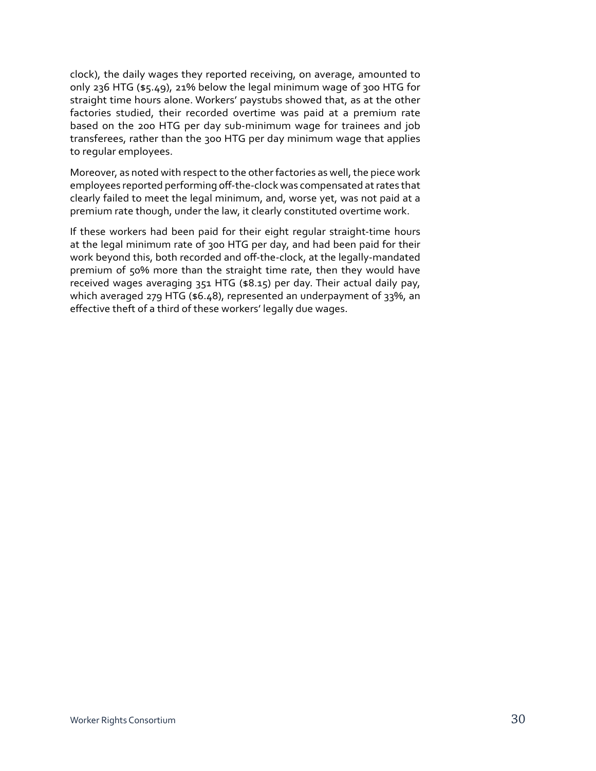clock), the daily wages they reported receiving, on average, amounted to only 236 HTG ($5.49), 21% below the legal minimum wage of 300 HTG for straight time hours alone. Workers' paystubs showed that, as at the other factories studied, their recorded overtime was paid at a premium rate based on the 200 HTG per day sub-minimum wage for trainees and job transferees, rather than the 300 HTG per day minimum wage that applies to regular employees.

Moreover, as noted with respect to the other factories as well, the piece work employees reported performing off-the-clock was compensated at rates that clearly failed to meet the legal minimum, and, worse yet, was not paid at a premium rate though, under the law, it clearly constituted overtime work.

If these workers had been paid for their eight regular straight-time hours at the legal minimum rate of 300 HTG per day, and had been paid for their work beyond this, both recorded and off-the-clock, at the legally-mandated premium of 50% more than the straight time rate, then they would have received wages averaging 351 HTG ($8.15) per day. Their actual daily pay, which averaged 279 HTG ($6.48), represented an underpayment of 33%, an effective theft of a third of these workers' legally due wages.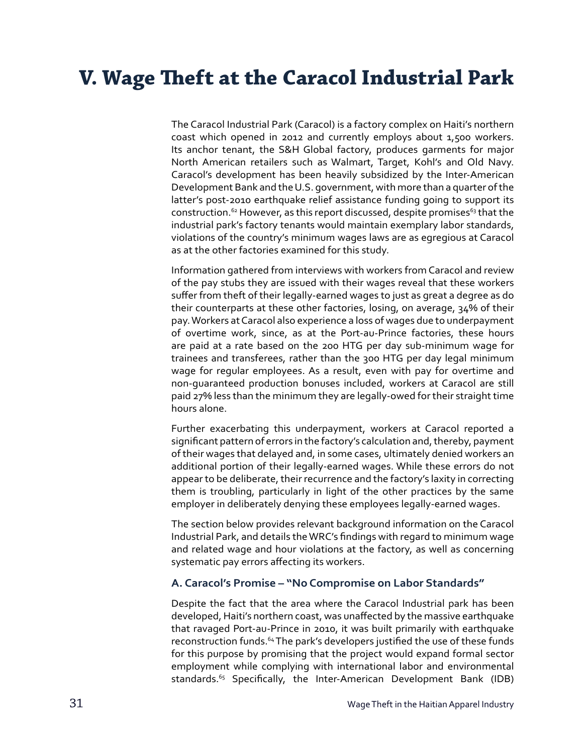# V. Wage Theft at the Caracol Industrial Park

The Caracol Industrial Park (Caracol) is a factory complex on Haiti's northern coast which opened in 2012 and currently employs about 1,500 workers. Its anchor tenant, the S&H Global factory, produces garments for major North American retailers such as Walmart, Target, Kohl's and Old Navy. Caracol's development has been heavily subsidized by the Inter-American Development Bank and the U.S. government, with more than a quarter of the latter's post-2010 earthquake relief assistance funding going to support its construction.[62] However, as this report discussed, despite promises[63] that the industrial park's factory tenants would maintain exemplary labor standards, violations of the country's minimum wages laws are as egregious at Caracol as at the other factories examined for this study.

Information gathered from interviews with workers from Caracol and review of the pay stubs they are issued with their wages reveal that these workers suffer from theft of their legally-earned wages to just as great a degree as do their counterparts at these other factories, losing, on average, 34% of their pay. Workers at Caracol also experience a loss of wages due to underpayment of overtime work, since, as at the Port-au-Prince factories, these hours are paid at a rate based on the 200 HTG per day sub-minimum wage for trainees and transferees, rather than the 300 HTG per day legal minimum wage for regular employees. As a result, even with pay for overtime and non-guaranteed production bonuses included, workers at Caracol are still paid 27% less than the minimum they are legally-owed for their straight time hours alone.

Further exacerbating this underpayment, workers at Caracol reported a significant pattern of errors in the factory's calculation and, thereby, payment of their wages that delayed and, in some cases, ultimately denied workers an additional portion of their legally-earned wages. While these errors do not appear to be deliberate, their recurrence and the factory's laxity in correcting them is troubling, particularly in light of the other practices by the same employer in deliberately denying these employees legally-earned wages.

The section below provides relevant background information on the Caracol Industrial Park, and details the WRC's findings with regard to minimum wage and related wage and hour violations at the factory, as well as concerning systematic pay errors affecting its workers.

### A. Caracol's Promise – "No Compromise on Labor Standards"

Despite the fact that the area where the Caracol Industrial park has been developed, Haiti's northern coast, was unaffected by the massive earthquake that ravaged Port-au-Prince in 2010, it was built primarily with earthquake reconstruction funds.[64] The park's developers justified the use of these funds for this purpose by promising that the project would expand formal sector employment while complying with international labor and environmental standards.[65] Specifically, the Inter-American Development Bank (IDB)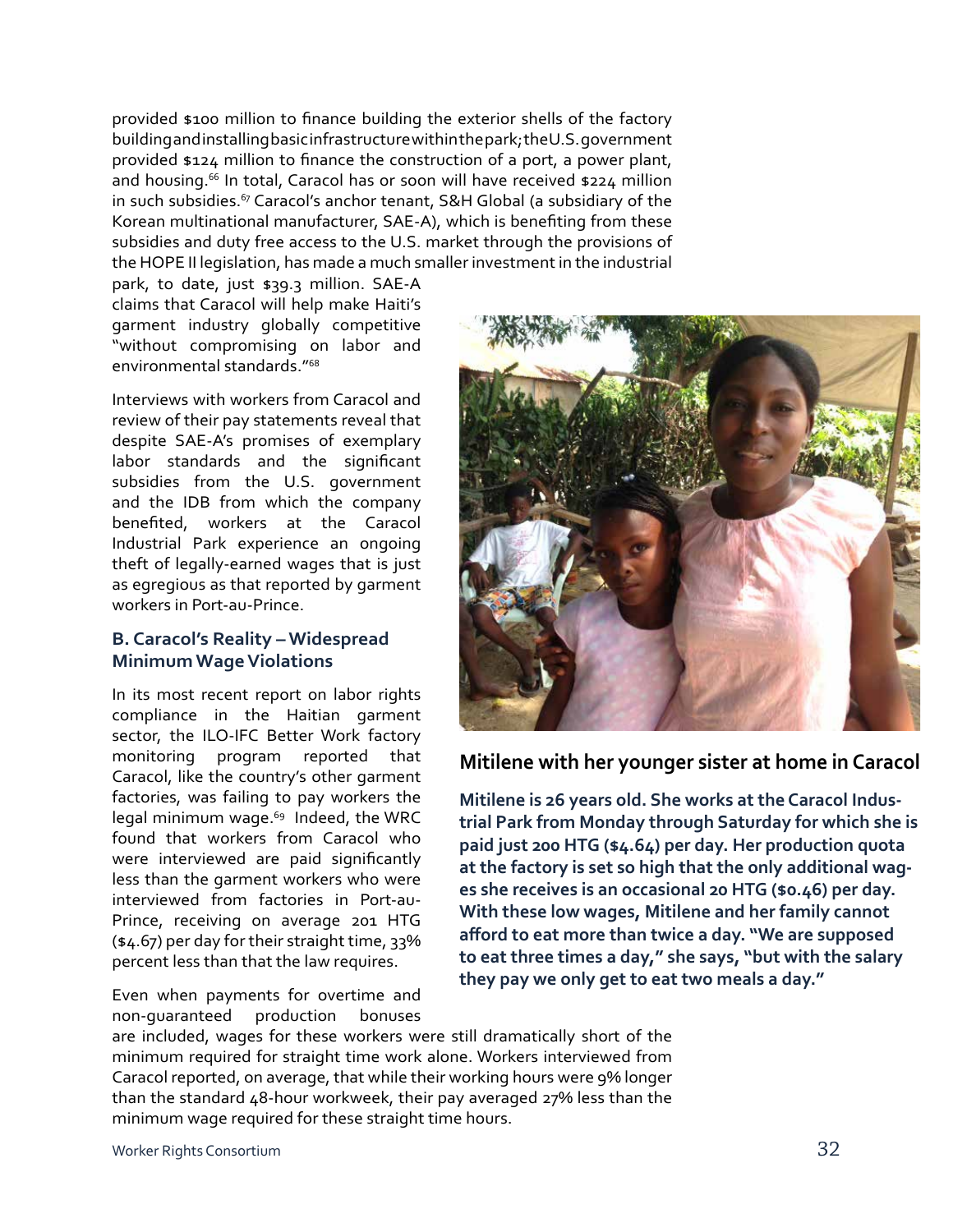provided $100 million to finance building the exterior shells of the factory building and installing basic infrastructure within the park; the U.S. government provided $124 million to finance the construction of a port, a power plant, and housing.[66] In total, Caracol has or soon will have received $224 million in such subsidies.[67] Caracol's anchor tenant, S&H Global (a subsidiary of the Korean multinational manufacturer, SAE-A), which is benefiting from these subsidies and duty free access to the U.S. market through the provisions of the HOPE II legislation, has made a much smaller investment in the industrial park, to date, just $39.3 million. SAE-A claims that Caracol will help make Haiti's garment industry globally competitive "without compromising on labor and environmental standards."[68]

Interviews with workers from Caracol and review of their pay statements reveal that despite SAE-A's promises of exemplary labor standards and the significant subsidies from the U.S. government and the IDB from which the company benefited, workers at the Caracol Industrial Park experience an ongoing theft of legally-earned wages that is just as egregious as that reported by garment workers in Port-au-Prince.

### B. Caracol's Reality – Widespread Minimum Wage Violations

In its most recent report on labor rights compliance in the Haitian garment sector, the ILO-IFC Better Work factory monitoring program reported that Caracol, like the country's other garment factories, was failing to pay workers the legal minimum wage.[69] Indeed, the WRC found that workers from Caracol who were interviewed are paid significantly less than the garment workers who were interviewed from factories in Port-au-Prince, receiving on average 201 HTG ($4.67) per day for their straight time, 33% percent less than that the law requires.

Even when payments for overtime and non-guaranteed production bonuses are included, wages for these workers were still dramatically short of the minimum required for straight time work alone. Workers interviewed from Caracol reported, on average, that while their working hours were 9% longer than the standard 48-hour workweek, their pay averaged 27% less than the minimum wage required for these straight time hours.

**Mitilene with her younger sister at home in Caracol**

**Mitilene is 26 years old. She works at the Caracol Industrial Park from Monday through Saturday for which she is paid just 200 HTG ($4.64) per day. Her production quota at the factory is set so high that the only additional wages she receives is an occasional 20 HTG ($0.46) per day. With these low wages, Mitilene and her family cannot afford to eat more than twice a day. "We are supposed to eat three times a day," she says, "but with the salary they pay we only get to eat two meals a day."**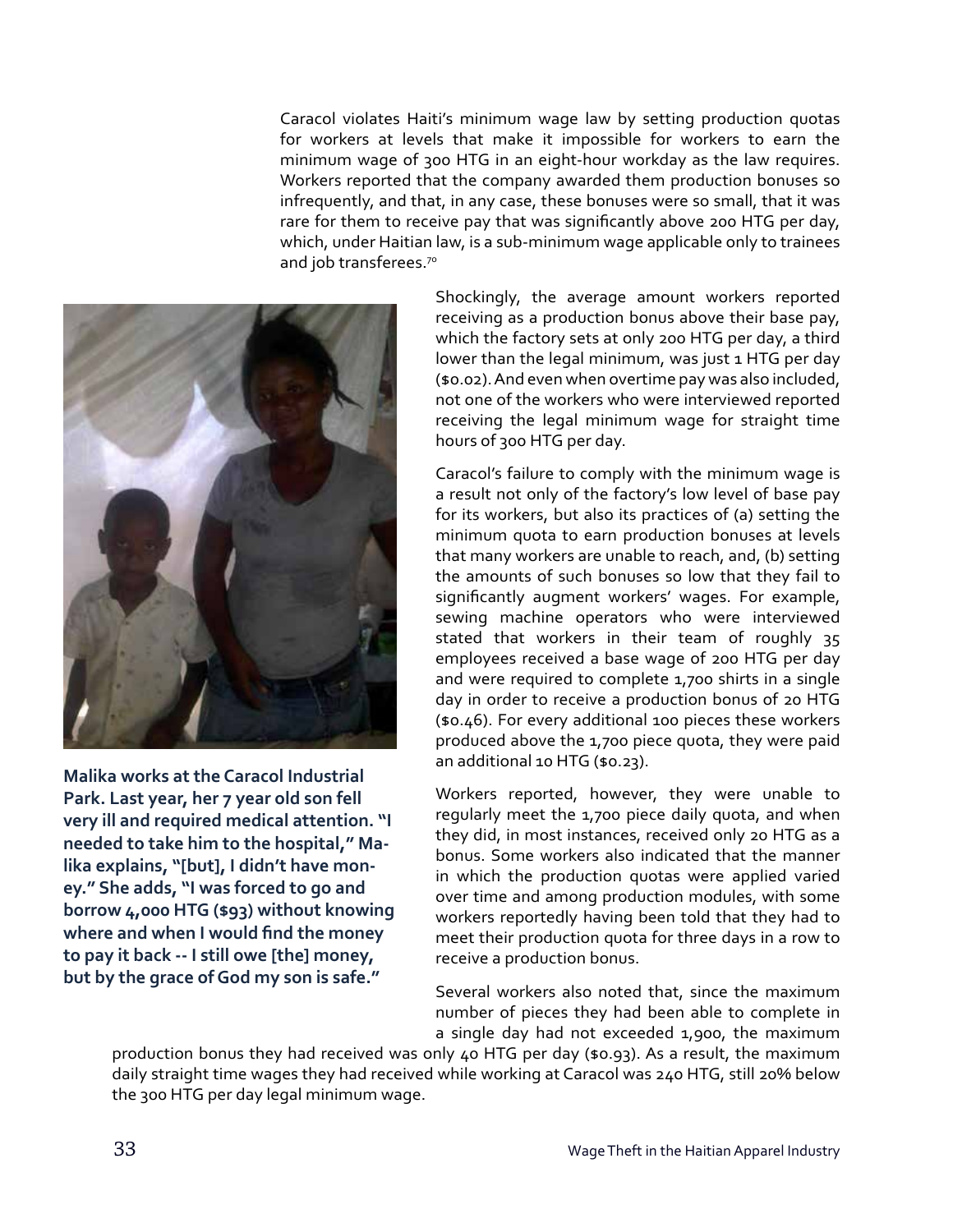Caracol violates Haiti's minimum wage law by setting production quotas for workers at levels that make it impossible for workers to earn the minimum wage of 300 HTG in an eight-hour workday as the law requires. Workers reported that the company awarded them production bonuses so infrequently, and that, in any case, these bonuses were so small, that it was rare for them to receive pay that was significantly above 200 HTG per day, which, under Haitian law, is a sub-minimum wage applicable only to trainees and job transferees.[70]

**Malika works at the Caracol Industrial Park. Last year, her 7 year old son fell very ill and required medical attention. "I needed to take him to the hospital," Malika explains, "[but], I didn't have money." She adds, "I was forced to go and borrow 4,000 HTG ($93) without knowing where and when I would find the money to pay it back -- I still owe [the] money, but by the grace of God my son is safe."**

Shockingly, the average amount workers reported receiving as a production bonus above their base pay, which the factory sets at only 200 HTG per day, a third lower than the legal minimum, was just 1 HTG per day ($0.02). And even when overtime pay was also included, not one of the workers who were interviewed reported receiving the legal minimum wage for straight time hours of 300 HTG per day.

Caracol's failure to comply with the minimum wage is a result not only of the factory's low level of base pay for its workers, but also its practices of (a) setting the minimum quota to earn production bonuses at levels that many workers are unable to reach, and, (b) setting the amounts of such bonuses so low that they fail to significantly augment workers' wages. For example, sewing machine operators who were interviewed stated that workers in their team of roughly 35 employees received a base wage of 200 HTG per day and were required to complete 1,700 shirts in a single day in order to receive a production bonus of 20 HTG ($0.46). For every additional 100 pieces these workers produced above the 1,700 piece quota, they were paid an additional 10 HTG ($0.23).

Workers reported, however, they were unable to regularly meet the 1,700 piece daily quota, and when they did, in most instances, received only 20 HTG as a bonus. Some workers also indicated that the manner in which the production quotas were applied varied over time and among production modules, with some workers reportedly having been told that they had to meet their production quota for three days in a row to receive a production bonus.

Several workers also noted that, since the maximum number of pieces they had been able to complete in a single day had not exceeded 1,900, the maximum production bonus they had received was only 40 HTG per day ($0.93). As a result, the maximum daily straight time wages they had received while working at Caracol was 240 HTG, still 20% below the 300 HTG per day legal minimum wage.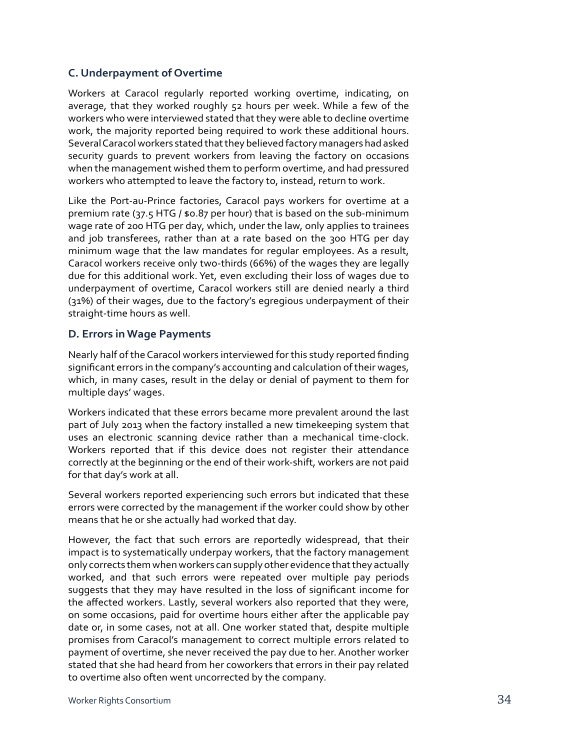### C. Underpayment of Overtime

Workers at Caracol regularly reported working overtime, indicating, on average, that they worked roughly 52 hours per week. While a few of the workers who were interviewed stated that they were able to decline overtime work, the majority reported being required to work these additional hours. Several Caracol workers stated that they believed factory managers had asked security guards to prevent workers from leaving the factory on occasions when the management wished them to perform overtime, and had pressured workers who attempted to leave the factory to, instead, return to work.

Like the Port-au-Prince factories, Caracol pays workers for overtime at a premium rate (37.5 HTG / $0.87 per hour) that is based on the sub-minimum wage rate of 200 HTG per day, which, under the law, only applies to trainees and job transferees, rather than at a rate based on the 300 HTG per day minimum wage that the law mandates for regular employees. As a result, Caracol workers receive only two-thirds (66%) of the wages they are legally due for this additional work. Yet, even excluding their loss of wages due to underpayment of overtime, Caracol workers still are denied nearly a third (31%) of their wages, due to the factory's egregious underpayment of their straight-time hours as well.

### D. Errors in Wage Payments

Nearly half of the Caracol workers interviewed for this study reported finding significant errors in the company's accounting and calculation of their wages, which, in many cases, result in the delay or denial of payment to them for multiple days' wages.

Workers indicated that these errors became more prevalent around the last part of July 2013 when the factory installed a new timekeeping system that uses an electronic scanning device rather than a mechanical time-clock. Workers reported that if this device does not register their attendance correctly at the beginning or the end of their work-shift, workers are not paid for that day's work at all.

Several workers reported experiencing such errors but indicated that these errors were corrected by the management if the worker could show by other means that he or she actually had worked that day.

However, the fact that such errors are reportedly widespread, that their impact is to systematically underpay workers, that the factory management only corrects them when workers can supply other evidence that they actually worked, and that such errors were repeated over multiple pay periods suggests that they may have resulted in the loss of significant income for the affected workers. Lastly, several workers also reported that they were, on some occasions, paid for overtime hours either after the applicable pay date or, in some cases, not at all. One worker stated that, despite multiple promises from Caracol's management to correct multiple errors related to payment of overtime, she never received the pay due to her. Another worker stated that she had heard from her coworkers that errors in their pay related to overtime also often went uncorrected by the company.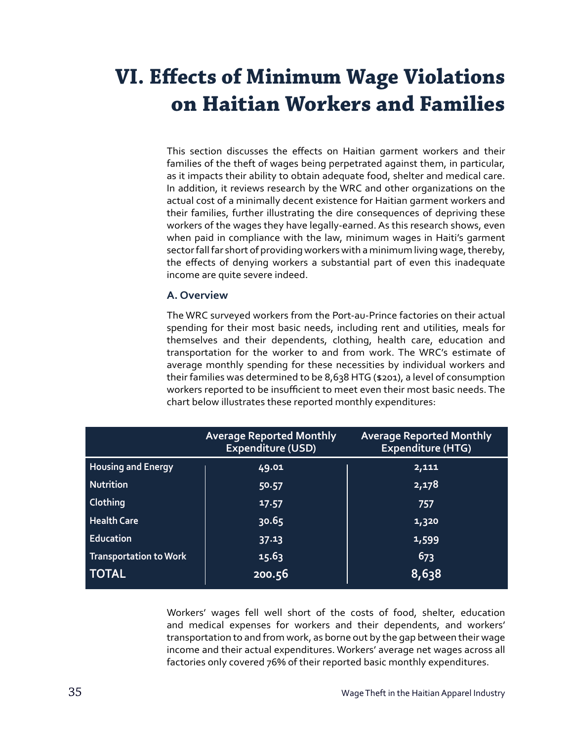# VI. Effects of Minimum Wage Violations on Haitian Workers and Families

This section discusses the effects on Haitian garment workers and their families of the theft of wages being perpetrated against them, in particular, as it impacts their ability to obtain adequate food, shelter and medical care. In addition, it reviews research by the WRC and other organizations on the actual cost of a minimally decent existence for Haitian garment workers and their families, further illustrating the dire consequences of depriving these workers of the wages they have legally-earned. As this research shows, even when paid in compliance with the law, minimum wages in Haiti's garment sector fall far short of providing workers with a minimum living wage, thereby, the effects of denying workers a substantial part of even this inadequate income are quite severe indeed.

### A. Overview

The WRC surveyed workers from the Port-au-Prince factories on their actual spending for their most basic needs, including rent and utilities, meals for themselves and their dependents, clothing, health care, education and transportation for the worker to and from work. The WRC's estimate of average monthly spending for these necessities by individual workers and their families was determined to be 8,638 HTG ($201), a level of consumption workers reported to be insufficient to meet even their most basic needs. The chart below illustrates these reported monthly expenditures:

| | Average Reported Monthly Expenditure (USD) | Average Reported Monthly Expenditure (HTG) |
|---|---|---|
| Housing and Energy | 49.01 | 2,111 |
| Nutrition | 50.57 | 2,178 |
| Clothing | 17.57 | 757 |
| Health Care | 30.65 | 1,320 |
| Education | 37.13 | 1,599 |
| Transportation to Work | 15.63 | 673 |
| **TOTAL** | **200.56** | **8,638** |

Workers' wages fell well short of the costs of food, shelter, education and medical expenses for workers and their dependents, and workers' transportation to and from work, as borne out by the gap between their wage income and their actual expenditures. Workers' average net wages across all factories only covered 76% of their reported basic monthly expenditures.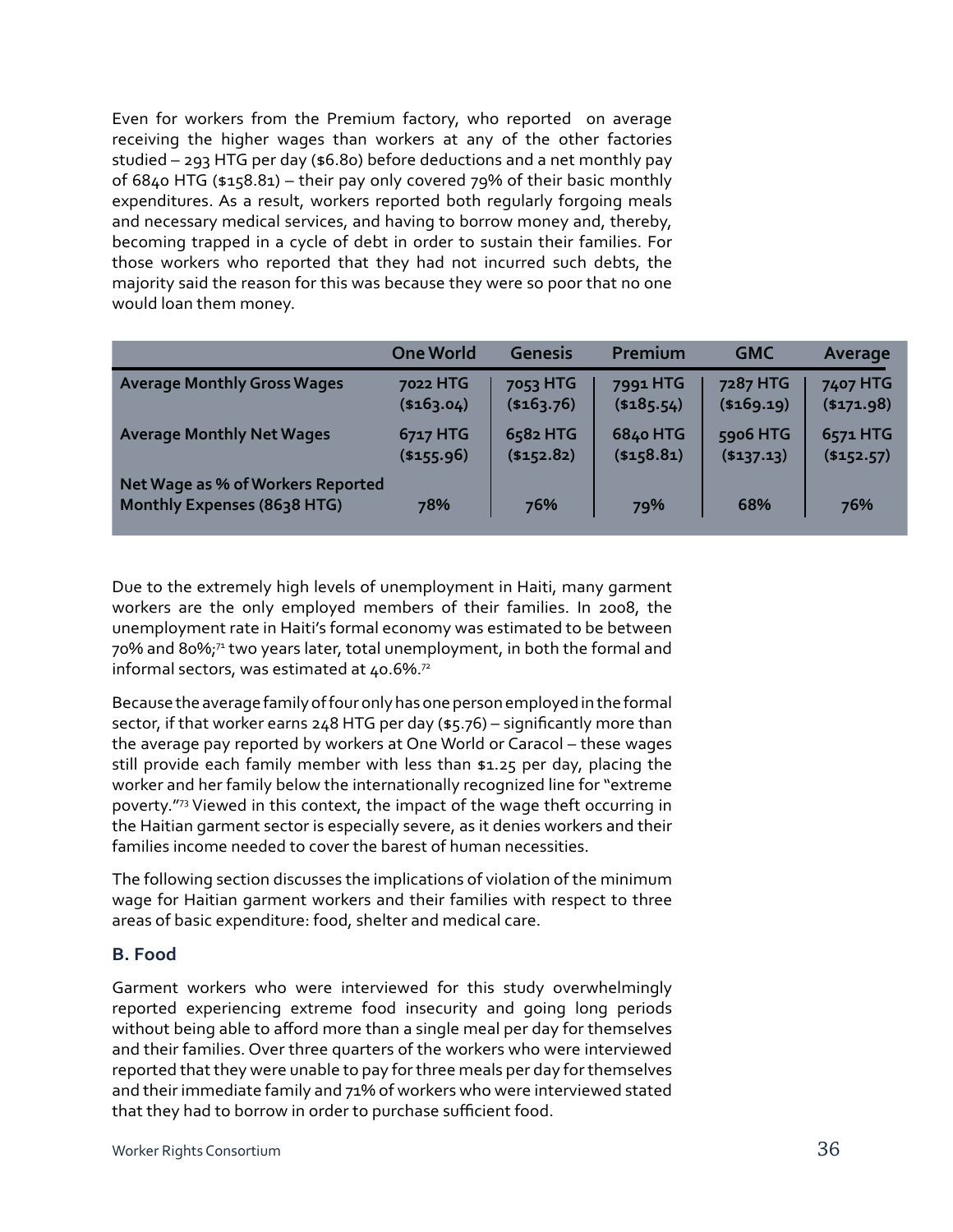Even for workers from the Premium factory, who reported on average receiving the higher wages than workers at any of the other factories studied – 293 HTG per day ($6.80) before deductions and a net monthly pay of 6840 HTG ($158.81) – their pay only covered 79% of their basic monthly expenditures. As a result, workers reported both regularly forgoing meals and necessary medical services, and having to borrow money and, thereby, becoming trapped in a cycle of debt in order to sustain their families. For those workers who reported that they had not incurred such debts, the majority said the reason for this was because they were so poor that no one would loan them money.

| | One World | Genesis | Premium | GMC | Average |
|---|---|---|---|---|---|
| **Average Monthly Gross Wages** | **7022 HTG ($163.04)** | **7053 HTG ($163.76)** | **7991 HTG ($185.54)** | **7287 HTG ($169.19)** | **7407 HTG ($171.98)** |
| **Average Monthly Net Wages** | **6717 HTG ($155.96)** | **6582 HTG ($152.82)** | **6840 HTG ($158.81)** | **5906 HTG ($137.13)** | **6571 HTG ($152.57)** |
| **Net Wage as % of Workers Reported Monthly Expenses (8638 HTG)** | **78%** | **76%** | **79%** | **68%** | **76%** |

Due to the extremely high levels of unemployment in Haiti, many garment workers are the only employed members of their families. In 2008, the unemployment rate in Haiti's formal economy was estimated to be between 70% and 80%;[71] two years later, total unemployment, in both the formal and informal sectors, was estimated at 40.6%.[72]

Because the average family of four only has one person employed in the formal sector, if that worker earns 248 HTG per day ($5.76) – significantly more than the average pay reported by workers at One World or Caracol – these wages still provide each family member with less than $1.25 per day, placing the worker and her family below the internationally recognized line for "extreme poverty."[73] Viewed in this context, the impact of the wage theft occurring in the Haitian garment sector is especially severe, as it denies workers and their families income needed to cover the barest of human necessities.

The following section discusses the implications of violation of the minimum wage for Haitian garment workers and their families with respect to three areas of basic expenditure: food, shelter and medical care.

### B. Food

Garment workers who were interviewed for this study overwhelmingly reported experiencing extreme food insecurity and going long periods without being able to afford more than a single meal per day for themselves and their families. Over three quarters of the workers who were interviewed reported that they were unable to pay for three meals per day for themselves and their immediate family and 71% of workers who were interviewed stated that they had to borrow in order to purchase sufficient food.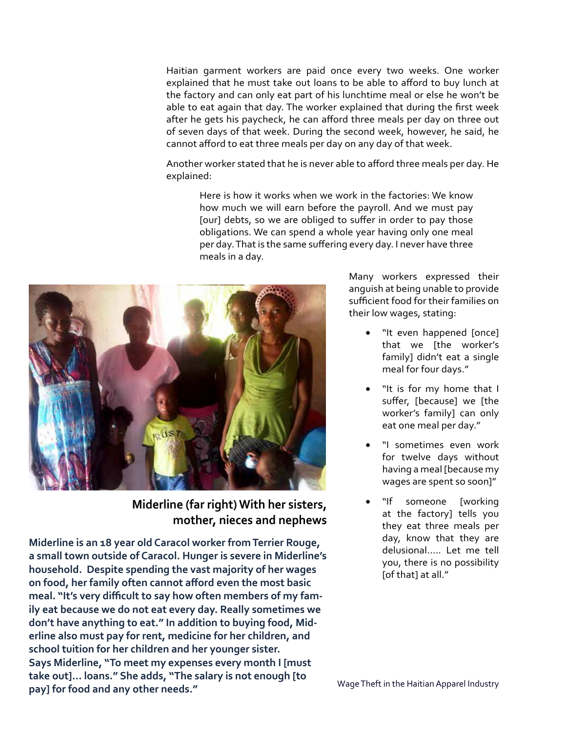Haitian garment workers are paid once every two weeks. One worker explained that he must take out loans to be able to afford to buy lunch at the factory and can only eat part of his lunchtime meal or else he won't be able to eat again that day. The worker explained that during the first week after he gets his paycheck, he can afford three meals per day on three out of seven days of that week. During the second week, however, he said, he cannot afford to eat three meals per day on any day of that week.

Another worker stated that he is never able to afford three meals per day. He explained:

> Here is how it works when we work in the factories: We know how much we will earn before the payroll. And we must pay [our] debts, so we are obliged to suffer in order to pay those obligations. We can spend a whole year having only one meal per day. That is the same suffering every day. I never have three meals in a day.

Many workers expressed their anguish at being unable to provide sufficient food for their families on their low wages, stating:

- "It even happened [once] that we [the worker's family] didn't eat a single meal for four days."
- "It is for my home that I suffer, [because] we [the worker's family] can only eat one meal per day."
- "I sometimes even work for twelve days without having a meal [because my wages are spent so soon]"
- "If someone [working at the factory] tells you they eat three meals per day, know that they are delusional..... Let me tell you, there is no possibility [of that] at all."

**Miderline (far right) With her sisters, mother, nieces and nephews**

**Miderline is an 18 year old Caracol worker from Terrier Rouge, a small town outside of Caracol. Hunger is severe in Miderline's household. Despite spending the vast majority of her wages on food, her family often cannot afford even the most basic meal. "It's very difficult to say how often members of my family eat because we do not eat every day. Really sometimes we don't have anything to eat." In addition to buying food, Miderline also must pay for rent, medicine for her children, and school tuition for her children and her younger sister. Says Miderline, "To meet my expenses every month I [must take out]... loans." She adds, "The salary is not enough [to pay] for food and any other needs."**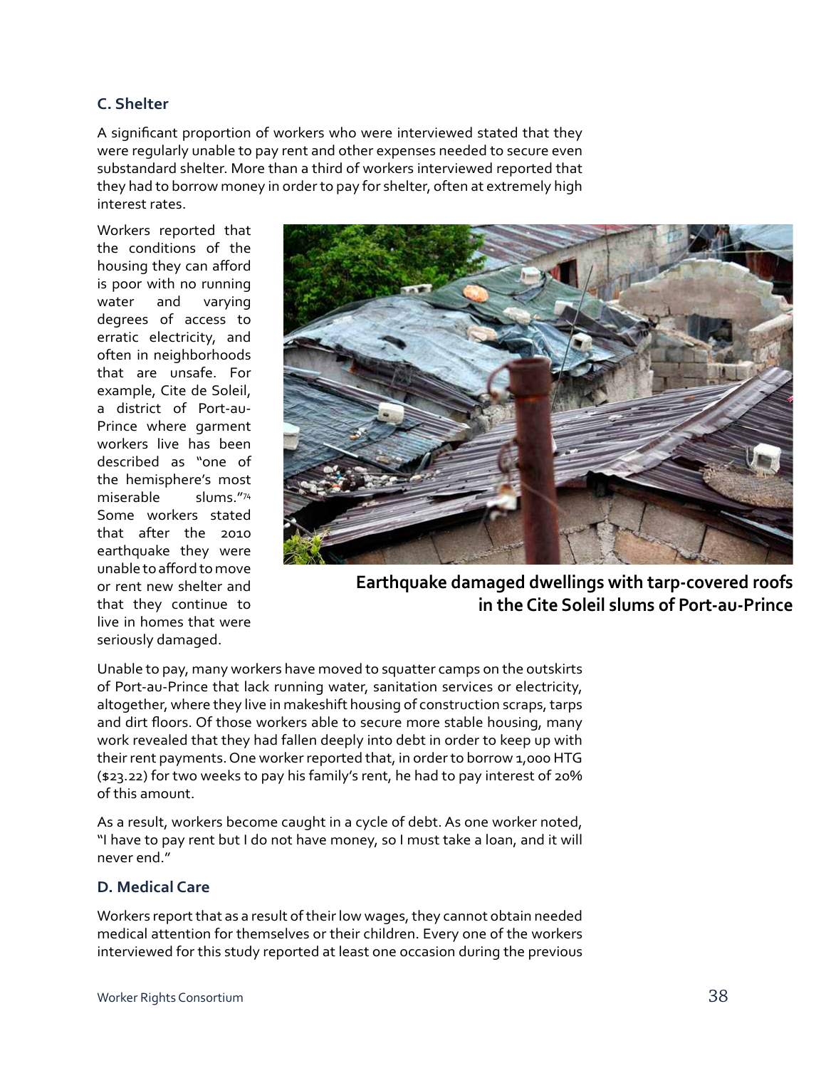### C. Shelter

A significant proportion of workers who were interviewed stated that they were regularly unable to pay rent and other expenses needed to secure even substandard shelter. More than a third of workers interviewed reported that they had to borrow money in order to pay for shelter, often at extremely high interest rates.

Workers reported that the conditions of the housing they can afford is poor with no running water and varying degrees of access to erratic electricity, and often in neighborhoods that are unsafe. For example, Cite de Soleil, a district of Port-au-Prince where garment workers live has been described as "one of the hemisphere's most miserable slums."[74] Some workers stated that after the 2010 earthquake they were unable to afford to move or rent new shelter and that they continue to live in homes that were seriously damaged.

**Earthquake damaged dwellings with tarp-covered roofs in the Cite Soleil slums of Port-au-Prince**

Unable to pay, many workers have moved to squatter camps on the outskirts of Port-au-Prince that lack running water, sanitation services or electricity, altogether, where they live in makeshift housing of construction scraps, tarps and dirt floors. Of those workers able to secure more stable housing, many work revealed that they had fallen deeply into debt in order to keep up with their rent payments. One worker reported that, in order to borrow 1,000 HTG ($23.22) for two weeks to pay his family's rent, he had to pay interest of 20% of this amount.

As a result, workers become caught in a cycle of debt. As one worker noted, "I have to pay rent but I do not have money, so I must take a loan, and it will never end."

### D. Medical Care

Workers report that as a result of their low wages, they cannot obtain needed medical attention for themselves or their children. Every one of the workers interviewed for this study reported at least one occasion during the previous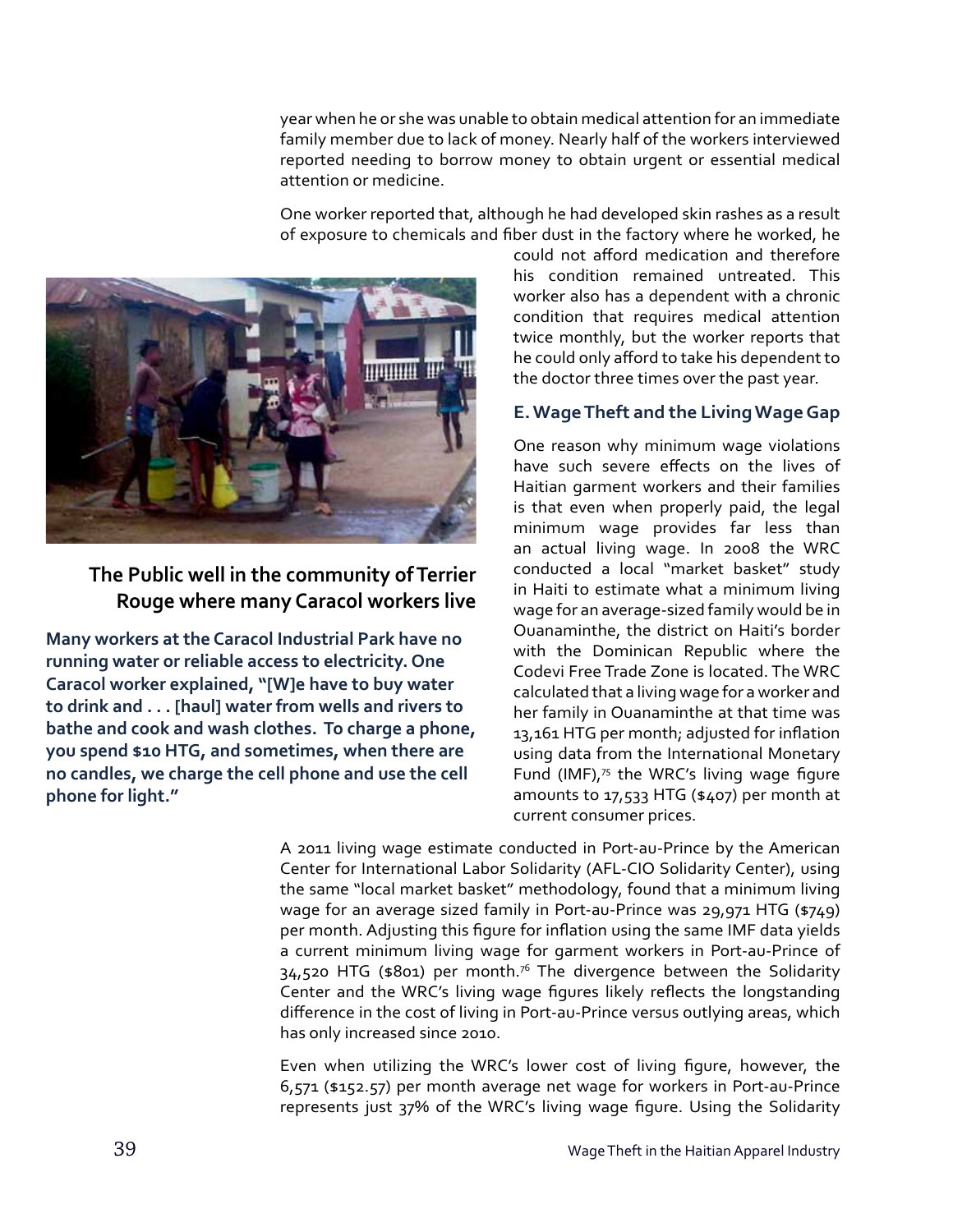year when he or she was unable to obtain medical attention for an immediate family member due to lack of money. Nearly half of the workers interviewed reported needing to borrow money to obtain urgent or essential medical attention or medicine.

One worker reported that, although he had developed skin rashes as a result of exposure to chemicals and fiber dust in the factory where he worked, he could not afford medication and therefore his condition remained untreated. This worker also has a dependent with a chronic condition that requires medical attention twice monthly, but the worker reports that he could only afford to take his dependent to the doctor three times over the past year.

**The Public well in the community of Terrier Rouge where many Caracol workers live**

**Many workers at the Caracol Industrial Park have no running water or reliable access to electricity. One Caracol worker explained, "[W]e have to buy water to drink and . . . [haul] water from wells and rivers to bathe and cook and wash clothes. To charge a phone, you spend $10 HTG, and sometimes, when there are no candles, we charge the cell phone and use the cell phone for light."**

### E. Wage Theft and the Living Wage Gap

One reason why minimum wage violations have such severe effects on the lives of Haitian garment workers and their families is that even when properly paid, the legal minimum wage provides far less than an actual living wage. In 2008 the WRC conducted a local "market basket" study in Haiti to estimate what a minimum living wage for an average-sized family would be in Ouanaminthe, the district on Haiti's border with the Dominican Republic where the Codevi Free Trade Zone is located. The WRC calculated that a living wage for a worker and her family in Ouanaminthe at that time was 13,161 HTG per month; adjusted for inflation using data from the International Monetary Fund (IMF),[75] the WRC's living wage figure amounts to 17,533 HTG ($407) per month at current consumer prices.

A 2011 living wage estimate conducted in Port-au-Prince by the American Center for International Labor Solidarity (AFL-CIO Solidarity Center), using the same "local market basket" methodology, found that a minimum living wage for an average sized family in Port-au-Prince was 29,971 HTG ($749) per month. Adjusting this figure for inflation using the same IMF data yields a current minimum living wage for garment workers in Port-au-Prince of 34,520 HTG ($801) per month.[76] The divergence between the Solidarity Center and the WRC's living wage figures likely reflects the longstanding difference in the cost of living in Port-au-Prince versus outlying areas, which has only increased since 2010.

Even when utilizing the WRC's lower cost of living figure, however, the 6,571 ($152.57) per month average net wage for workers in Port-au-Prince represents just 37% of the WRC's living wage figure. Using the Solidarity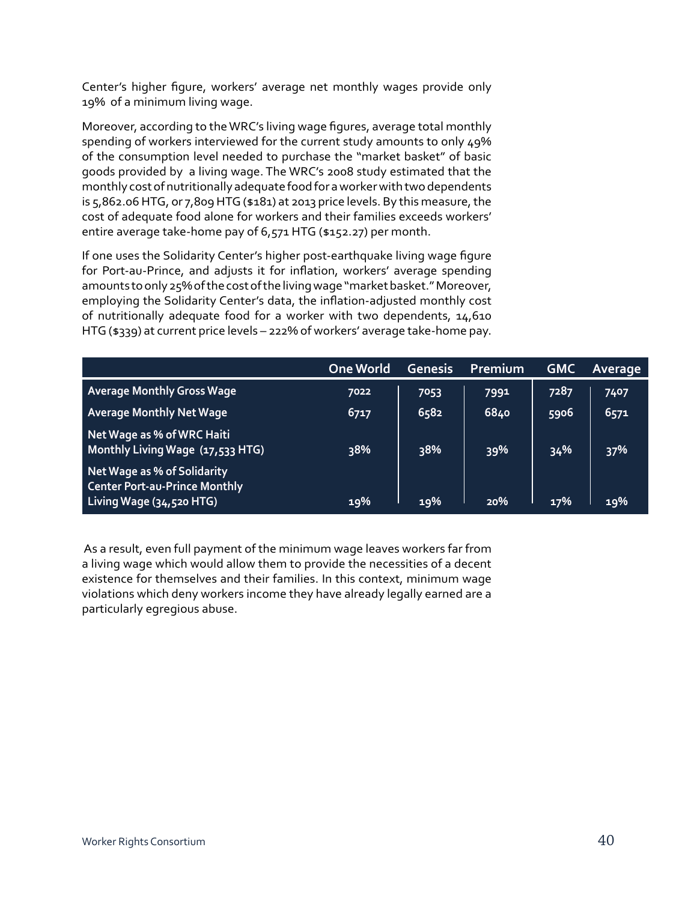Center's higher figure, workers' average net monthly wages provide only 19% of a minimum living wage.

Moreover, according to the WRC's living wage figures, average total monthly spending of workers interviewed for the current study amounts to only 49% of the consumption level needed to purchase the "market basket" of basic goods provided by a living wage. The WRC's 2008 study estimated that the monthly cost of nutritionally adequate food for a worker with two dependents is 5,862.06 HTG, or 7,809 HTG ($181) at 2013 price levels. By this measure, the cost of adequate food alone for workers and their families exceeds workers' entire average take-home pay of 6,571 HTG ($152.27) per month.

If one uses the Solidarity Center's higher post-earthquake living wage figure for Port-au-Prince, and adjusts it for inflation, workers' average spending amounts to only 25% of the cost of the living wage "market basket." Moreover, employing the Solidarity Center's data, the inflation-adjusted monthly cost of nutritionally adequate food for a worker with two dependents, 14,610 HTG ($339) at current price levels – 222% of workers' average take-home pay.

| | One World | Genesis | Premium | GMC | Average |
|---|---|---|---|---|---|
| **Average Monthly Gross Wage** | 7022 | 7053 | 7991 | 7287 | 7407 |
| **Average Monthly Net Wage** | 6717 | 6582 | 6840 | 5906 | 6571 |
| **Net Wage as % of WRC Haiti Monthly Living Wage (17,533 HTG)** | 38% | 38% | 39% | 34% | 37% |
| **Net Wage as % of Solidarity Center Port-au-Prince Monthly Living Wage (34,520 HTG)** | 19% | 19% | 20% | 17% | 19% |

As a result, even full payment of the minimum wage leaves workers far from a living wage which would allow them to provide the necessities of a decent existence for themselves and their families. In this context, minimum wage violations which deny workers income they have already legally earned are a particularly egregious abuse.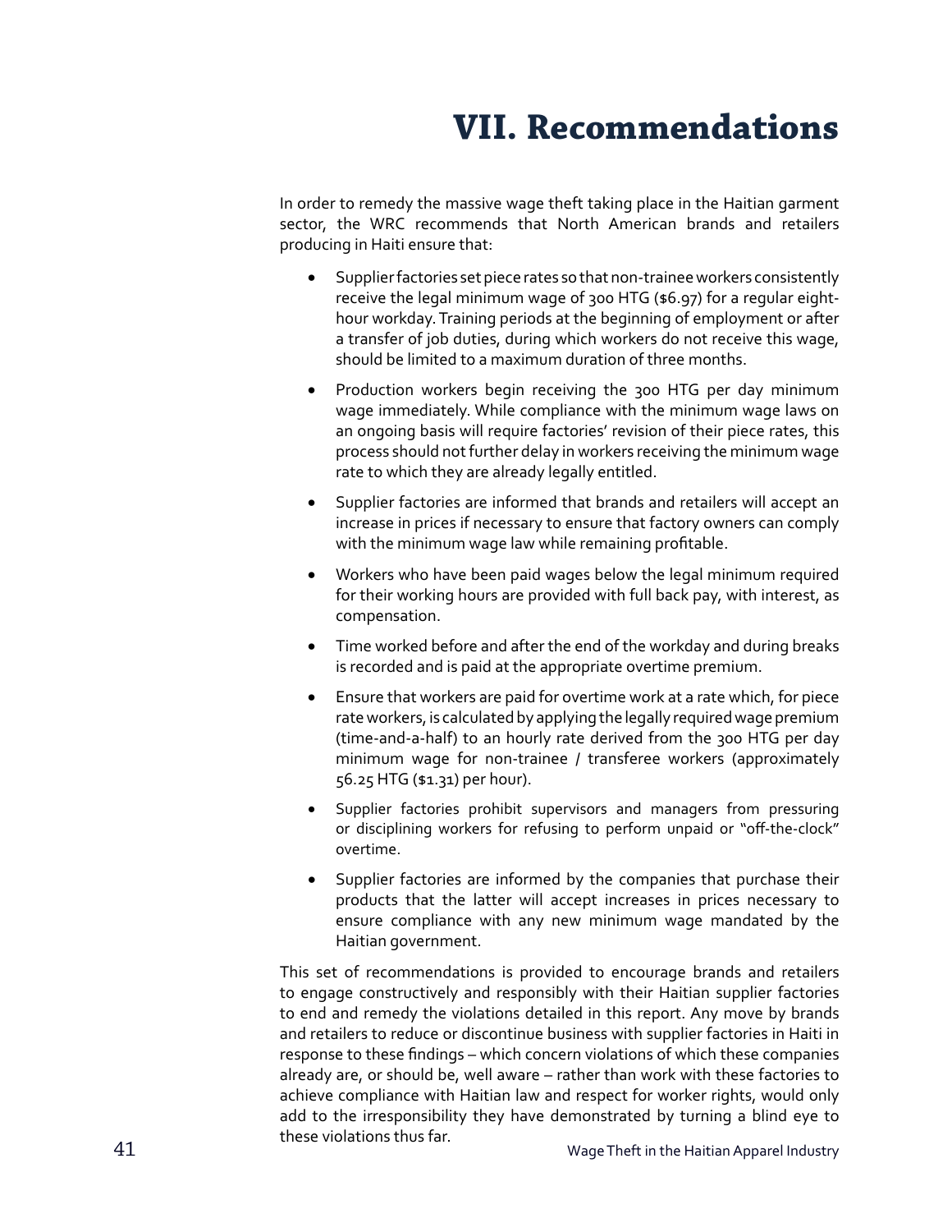# VII. Recommendations

In order to remedy the massive wage theft taking place in the Haitian garment sector, the WRC recommends that North American brands and retailers producing in Haiti ensure that:

- Supplier factories set piece rates so that non-trainee workers consistently receive the legal minimum wage of 300 HTG ($6.97) for a regular eight-hour workday. Training periods at the beginning of employment or after a transfer of job duties, during which workers do not receive this wage, should be limited to a maximum duration of three months.
- Production workers begin receiving the 300 HTG per day minimum wage immediately. While compliance with the minimum wage laws on an ongoing basis will require factories' revision of their piece rates, this process should not further delay in workers receiving the minimum wage rate to which they are already legally entitled.
- Supplier factories are informed that brands and retailers will accept an increase in prices if necessary to ensure that factory owners can comply with the minimum wage law while remaining profitable.
- Workers who have been paid wages below the legal minimum required for their working hours are provided with full back pay, with interest, as compensation.
- Time worked before and after the end of the workday and during breaks is recorded and is paid at the appropriate overtime premium.
- Ensure that workers are paid for overtime work at a rate which, for piece rate workers, is calculated by applying the legally required wage premium (time-and-a-half) to an hourly rate derived from the 300 HTG per day minimum wage for non-trainee / transferee workers (approximately 56.25 HTG ($1.31) per hour).
- Supplier factories prohibit supervisors and managers from pressuring or disciplining workers for refusing to perform unpaid or "off-the-clock" overtime.
- Supplier factories are informed by the companies that purchase their products that the latter will accept increases in prices necessary to ensure compliance with any new minimum wage mandated by the Haitian government.

This set of recommendations is provided to encourage brands and retailers to engage constructively and responsibly with their Haitian supplier factories to end and remedy the violations detailed in this report. Any move by brands and retailers to reduce or discontinue business with supplier factories in Haiti in response to these findings – which concern violations of which these companies already are, or should be, well aware – rather than work with these factories to achieve compliance with Haitian law and respect for worker rights, would only add to the irresponsibility they have demonstrated by turning a blind eye to these violations thus far.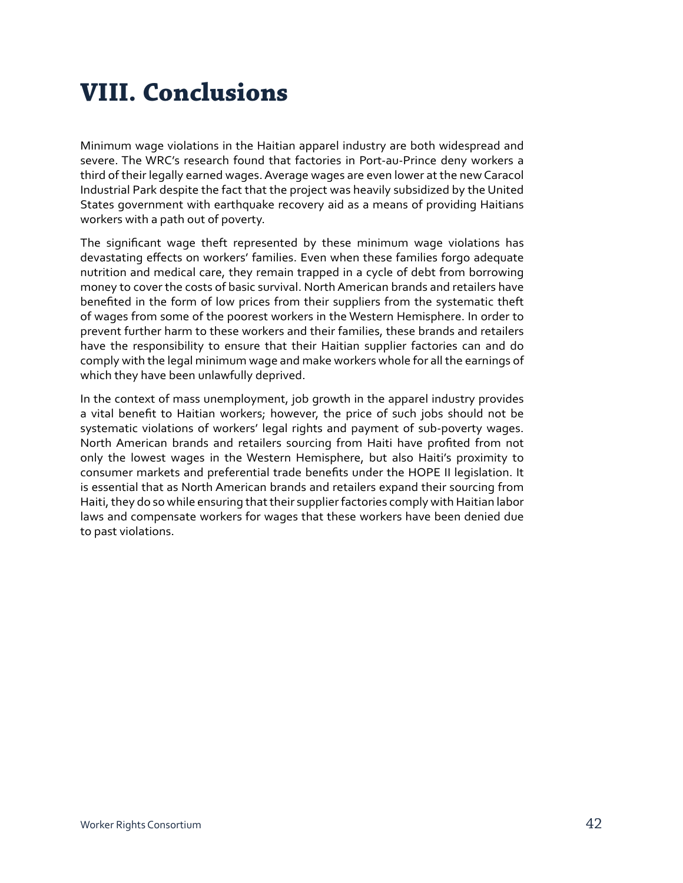# VIII. Conclusions

Minimum wage violations in the Haitian apparel industry are both widespread and severe. The WRC's research found that factories in Port-au-Prince deny workers a third of their legally earned wages. Average wages are even lower at the new Caracol Industrial Park despite the fact that the project was heavily subsidized by the United States government with earthquake recovery aid as a means of providing Haitians workers with a path out of poverty.

The significant wage theft represented by these minimum wage violations has devastating effects on workers' families. Even when these families forgo adequate nutrition and medical care, they remain trapped in a cycle of debt from borrowing money to cover the costs of basic survival. North American brands and retailers have benefited in the form of low prices from their suppliers from the systematic theft of wages from some of the poorest workers in the Western Hemisphere. In order to prevent further harm to these workers and their families, these brands and retailers have the responsibility to ensure that their Haitian supplier factories can and do comply with the legal minimum wage and make workers whole for all the earnings of which they have been unlawfully deprived.

In the context of mass unemployment, job growth in the apparel industry provides a vital benefit to Haitian workers; however, the price of such jobs should not be systematic violations of workers' legal rights and payment of sub-poverty wages. North American brands and retailers sourcing from Haiti have profited from not only the lowest wages in the Western Hemisphere, but also Haiti's proximity to consumer markets and preferential trade benefits under the HOPE II legislation. It is essential that as North American brands and retailers expand their sourcing from Haiti, they do so while ensuring that their supplier factories comply with Haitian labor laws and compensate workers for wages that these workers have been denied due to past violations.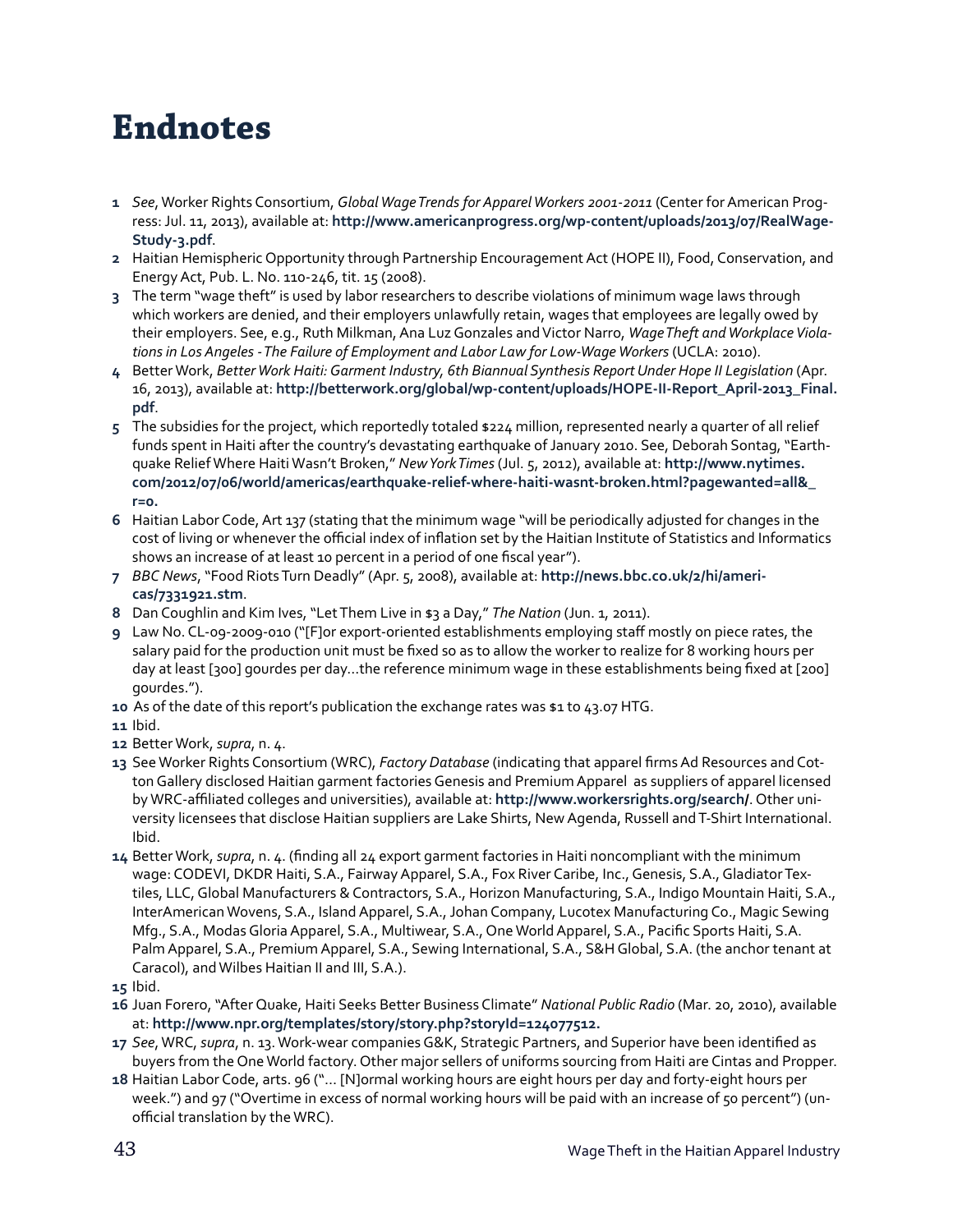# Endnotes

1. *See*, Worker Rights Consortium, *Global Wage Trends for Apparel Workers 2001-2011* (Center for American Progress: Jul. 11, 2013), available at: **http://www.americanprogress.org/wp-content/uploads/2013/07/RealWageStudy-3.pdf**.
2. Haitian Hemispheric Opportunity through Partnership Encouragement Act (HOPE II), Food, Conservation, and Energy Act, Pub. L. No. 110-246, tit. 15 (2008).
3. The term "wage theft" is used by labor researchers to describe violations of minimum wage laws through which workers are denied, and their employers unlawfully retain, wages that employees are legally owed by their employers. See, e.g., Ruth Milkman, Ana Luz Gonzales and Victor Narro, *Wage Theft and Workplace Violations in Los Angeles - The Failure of Employment and Labor Law for Low-Wage Workers* (UCLA: 2010).
4. Better Work, *Better Work Haiti: Garment Industry, 6th Biannual Synthesis Report Under Hope II Legislation* (Apr. 16, 2013), available at: **http://betterwork.org/global/wp-content/uploads/HOPE-II-Report_April-2013_Final.pdf**.
5. The subsidies for the project, which reportedly totaled $224 million, represented nearly a quarter of all relief funds spent in Haiti after the country's devastating earthquake of January 2010. See, Deborah Sontag, "Earthquake Relief Where Haiti Wasn't Broken," *New York Times* (Jul. 5, 2012), available at: **http://www.nytimes.com/2012/07/06/world/americas/earthquake-relief-where-haiti-wasnt-broken.html?pagewanted=all&_r=0.**
6. Haitian Labor Code, Art 137 (stating that the minimum wage "will be periodically adjusted for changes in the cost of living or whenever the official index of inflation set by the Haitian Institute of Statistics and Informatics shows an increase of at least 10 percent in a period of one fiscal year").
7. *BBC News*, "Food Riots Turn Deadly" (Apr. 5, 2008), available at: **http://news.bbc.co.uk/2/hi/americas/7331921.stm**.
8. Dan Coughlin and Kim Ives, "Let Them Live in $3 a Day," *The Nation* (Jun. 1, 2011).
9. Law No. CL-09-2009-010 ("[F]or export-oriented establishments employing staff mostly on piece rates, the salary paid for the production unit must be fixed so as to allow the worker to realize for 8 working hours per day at least [300] gourdes per day…the reference minimum wage in these establishments being fixed at [200] gourdes.").
10. As of the date of this report's publication the exchange rates was $1 to 43.07 HTG.
11. Ibid.
12. Better Work, *supra*, n. 4.
13. See Worker Rights Consortium (WRC), *Factory Database* (indicating that apparel firms Ad Resources and Cotton Gallery disclosed Haitian garment factories Genesis and Premium Apparel as suppliers of apparel licensed by WRC-affiliated colleges and universities), available at: **http://www.workersrights.org/search/**. Other university licensees that disclose Haitian suppliers are Lake Shirts, New Agenda, Russell and T-Shirt International. Ibid.
14. Better Work, *supra*, n. 4. (finding all 24 export garment factories in Haiti noncompliant with the minimum wage: CODEVI, DKDR Haiti, S.A., Fairway Apparel, S.A., Fox River Caribe, Inc., Genesis, S.A., Gladiator Textiles, LLC, Global Manufacturers & Contractors, S.A., Horizon Manufacturing, S.A., Indigo Mountain Haiti, S.A., InterAmerican Wovens, S.A., Island Apparel, S.A., Johan Company, Lucotex Manufacturing Co., Magic Sewing Mfg., S.A., Modas Gloria Apparel, S.A., Multiwear, S.A., One World Apparel, S.A., Pacific Sports Haiti, S.A. Palm Apparel, S.A., Premium Apparel, S.A., Sewing International, S.A., S&H Global, S.A. (the anchor tenant at Caracol), and Wilbes Haitian II and III, S.A.).
15. Ibid.
16. Juan Forero, "After Quake, Haiti Seeks Better Business Climate" *National Public Radio* (Mar. 20, 2010), available at: **http://www.npr.org/templates/story/story.php?storyId=124077512.**
17. *See*, WRC, *supra*, n. 13. Work-wear companies G&K, Strategic Partners, and Superior have been identified as buyers from the One World factory. Other major sellers of uniforms sourcing from Haiti are Cintas and Propper.
18. Haitian Labor Code, arts. 96 ("… [N]ormal working hours are eight hours per day and forty-eight hours per week.") and 97 ("Overtime in excess of normal working hours will be paid with an increase of 50 percent") (unofficial translation by the WRC).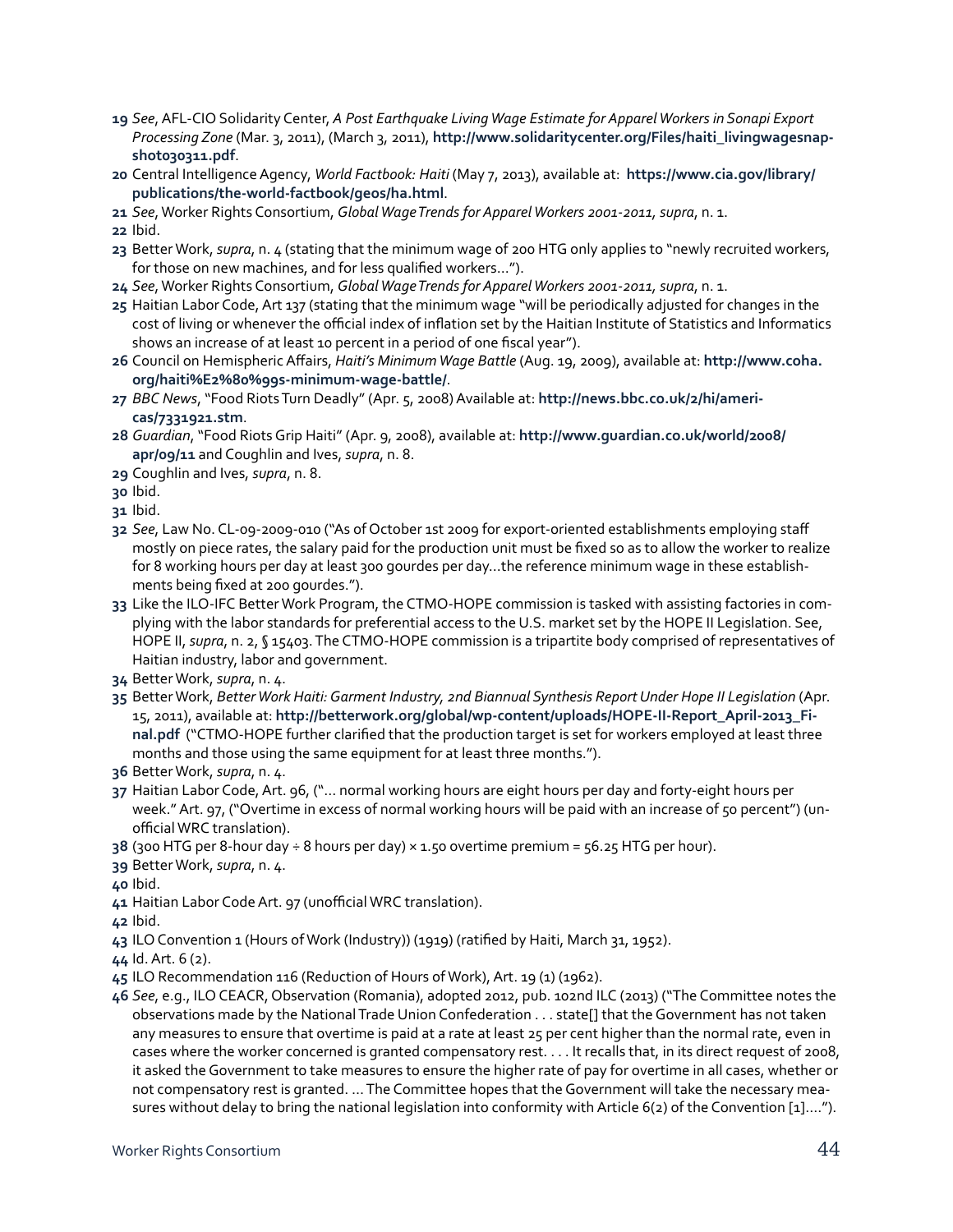**19** *See*, AFL-CIO Solidarity Center, *A Post Earthquake Living Wage Estimate for Apparel Workers in Sonapi Export Processing Zone* (Mar. 3, 2011), (March 3, 2011), **http://www.solidaritycenter.org/Files/haiti_livingwagesnapshot030311.pdf**.

**20** Central Intelligence Agency, *World Factbook: Haiti* (May 7, 2013), available at: **https://www.cia.gov/library/publications/the-world-factbook/geos/ha.html**.

**21** *See*, Worker Rights Consortium, *Global Wage Trends for Apparel Workers 2001-2011, supra*, n. 1.

**22** Ibid.

**23** Better Work, *supra*, n. 4 (stating that the minimum wage of 200 HTG only applies to "newly recruited workers, for those on new machines, and for less qualified workers…").

**24** *See*, Worker Rights Consortium, *Global Wage Trends for Apparel Workers 2001-2011, supra*, n. 1.

**25** Haitian Labor Code, Art 137 (stating that the minimum wage "will be periodically adjusted for changes in the cost of living or whenever the official index of inflation set by the Haitian Institute of Statistics and Informatics shows an increase of at least 10 percent in a period of one fiscal year").

**26** Council on Hemispheric Affairs, *Haiti's Minimum Wage Battle* (Aug. 19, 2009), available at: **http://www.coha.org/haiti%E2%80%99s-minimum-wage-battle/**.

**27** *BBC News*, "Food Riots Turn Deadly" (Apr. 5, 2008) Available at: **http://news.bbc.co.uk/2/hi/americas/7331921.stm**.

**28** *Guardian*, "Food Riots Grip Haiti" (Apr. 9, 2008), available at: **http://www.guardian.co.uk/world/2008/apr/09/11** and Coughlin and Ives, *supra*, n. 8.

**29** Coughlin and Ives, *supra*, n. 8.

**30** Ibid.

**31** Ibid.

**32** *See*, Law No. CL-09-2009-010 ("As of October 1st 2009 for export-oriented establishments employing staff mostly on piece rates, the salary paid for the production unit must be fixed so as to allow the worker to realize for 8 working hours per day at least 300 gourdes per day…the reference minimum wage in these establishments being fixed at 200 gourdes.").

**33** Like the ILO-IFC Better Work Program, the CTMO-HOPE commission is tasked with assisting factories in complying with the labor standards for preferential access to the U.S. market set by the HOPE II Legislation. See, HOPE II, *supra*, n. 2, § 15403. The CTMO-HOPE commission is a tripartite body comprised of representatives of Haitian industry, labor and government.

**34** Better Work, *supra*, n. 4.

**35** Better Work, *Better Work Haiti: Garment Industry, 2nd Biannual Synthesis Report Under Hope II Legislation* (Apr. 15, 2011), available at: **http://betterwork.org/global/wp-content/uploads/HOPE-II-Report_April-2013_Final.pdf** ("CTMO-HOPE further clarified that the production target is set for workers employed at least three months and those using the same equipment for at least three months.").

**36** Better Work, *supra*, n. 4.

**37** Haitian Labor Code, Art. 96, ("… normal working hours are eight hours per day and forty-eight hours per week." Art. 97, ("Overtime in excess of normal working hours will be paid with an increase of 50 percent") (unofficial WRC translation).

**38** (300 HTG per 8-hour day ÷ 8 hours per day) × 1.50 overtime premium = 56.25 HTG per hour).

**39** Better Work, *supra*, n. 4.

**40** Ibid.

**41** Haitian Labor Code Art. 97 (unofficial WRC translation).

**42** Ibid.

**43** ILO Convention 1 (Hours of Work (Industry)) (1919) (ratified by Haiti, March 31, 1952).

**44** Id. Art. 6 (2).

**45** ILO Recommendation 116 (Reduction of Hours of Work), Art. 19 (1) (1962).

**46** *See*, e.g., ILO CEACR, Observation (Romania), adopted 2012, pub. 102nd ILC (2013) ("The Committee notes the observations made by the National Trade Union Confederation . . . state[] that the Government has not taken any measures to ensure that overtime is paid at a rate at least 25 per cent higher than the normal rate, even in cases where the worker concerned is granted compensatory rest. . . . It recalls that, in its direct request of 2008, it asked the Government to take measures to ensure the higher rate of pay for overtime in all cases, whether or not compensatory rest is granted. … The Committee hopes that the Government will take the necessary measures without delay to bring the national legislation into conformity with Article 6(2) of the Convention [1]….").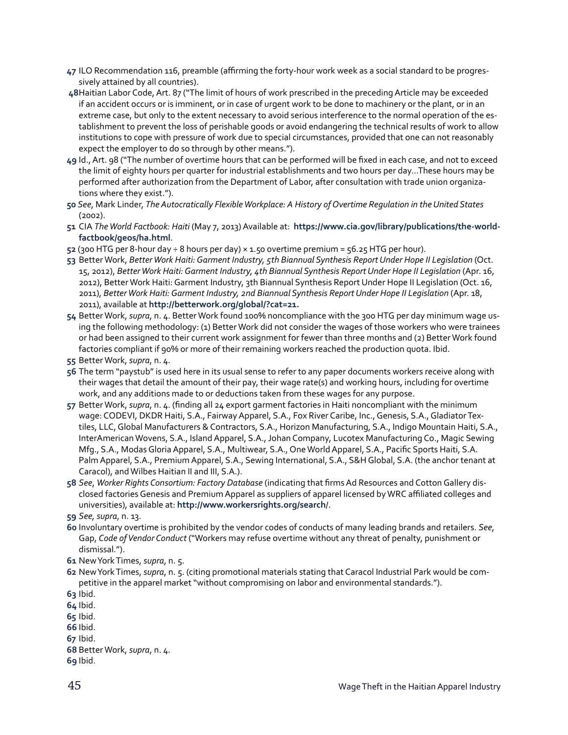**47** ILO Recommendation 116, preamble (affirming the forty-hour work week as a social standard to be progressively attained by all countries).

**48** Haitian Labor Code, Art. 87 ("The limit of hours of work prescribed in the preceding Article may be exceeded if an accident occurs or is imminent, or in case of urgent work to be done to machinery or the plant, or in an extreme case, but only to the extent necessary to avoid serious interference to the normal operation of the establishment to prevent the loss of perishable goods or avoid endangering the technical results of work to allow institutions to cope with pressure of work due to special circumstances, provided that one can not reasonably expect the employer to do so through by other means.").

**49** Id., Art. 98 ("The number of overtime hours that can be performed will be fixed in each case, and not to exceed the limit of eighty hours per quarter for industrial establishments and two hours per day…These hours may be performed after authorization from the Department of Labor, after consultation with trade union organizations where they exist.").

**50** *See*, Mark Linder, *The Autocratically Flexible Workplace: A History of Overtime Regulation in the United States* (2002).

**51** CIA *The World Factbook: Haiti* (May 7, 2013) Available at: **https://www.cia.gov/library/publications/the-world-factbook/geos/ha.html**.

**52** (300 HTG per 8-hour day ÷ 8 hours per day) × 1.50 overtime premium = 56.25 HTG per hour).

**53** Better Work, *Better Work Haiti: Garment Industry, 5th Biannual Synthesis Report Under Hope II Legislation* (Oct. 15, 2012), *Better Work Haiti: Garment Industry, 4th Biannual Synthesis Report Under Hope II Legislation* (Apr. 16, 2012), Better Work Haiti: Garment Industry, 3th Biannual Synthesis Report Under Hope II Legislation (Oct. 16, 2011), *Better Work Haiti: Garment Industry, 2nd Biannual Synthesis Report Under Hope II Legislation* (Apr. 18, 2011), available at **http://betterwork.org/global/?cat=21.**

**54** Better Work, *supra*, n. 4. Better Work found 100% noncompliance with the 300 HTG per day minimum wage using the following methodology: (1) Better Work did not consider the wages of those workers who were trainees or had been assigned to their current work assignment for fewer than three months and (2) Better Work found factories compliant if 90% or more of their remaining workers reached the production quota. Ibid.

**55** Better Work, *supra*, n. 4.

**56** The term "paystub" is used here in its usual sense to refer to any paper documents workers receive along with their wages that detail the amount of their pay, their wage rate(s) and working hours, including for overtime work, and any additions made to or deductions taken from these wages for any purpose.

**57** Better Work, *supra*, n. 4. (finding all 24 export garment factories in Haiti noncompliant with the minimum wage: CODEVI, DKDR Haiti, S.A., Fairway Apparel, S.A., Fox River Caribe, Inc., Genesis, S.A., Gladiator Textiles, LLC, Global Manufacturers & Contractors, S.A., Horizon Manufacturing, S.A., Indigo Mountain Haiti, S.A., InterAmerican Wovens, S.A., Island Apparel, S.A., Johan Company, Lucotex Manufacturing Co., Magic Sewing Mfg., S.A., Modas Gloria Apparel, S.A., Multiwear, S.A., One World Apparel, S.A., Pacific Sports Haiti, S.A. Palm Apparel, S.A., Premium Apparel, S.A., Sewing International, S.A., S&H Global, S.A. (the anchor tenant at Caracol), and Wilbes Haitian II and III, S.A.).

**58** *See*, *Worker Rights Consortium: Factory Database* (indicating that firms Ad Resources and Cotton Gallery disclosed factories Genesis and Premium Apparel as suppliers of apparel licensed by WRC affiliated colleges and universities), available at: **http://www.workersrights.org/search/**.

**59** *See, supra*, n. 13.

**60** Involuntary overtime is prohibited by the vendor codes of conducts of many leading brands and retailers. *See*, Gap, *Code of Vendor Conduct* ("Workers may refuse overtime without any threat of penalty, punishment or dismissal.").

**61** New York Times, *supra*, n. 5.

**62** New York Times, *supra*, n. 5. (citing promotional materials stating that Caracol Industrial Park would be competitive in the apparel market "without compromising on labor and environmental standards.").

**63** Ibid.

**64** Ibid.

**65** Ibid.

**66** Ibid.

**67** Ibid.

**68** Better Work, *supra*, n. 4.

**69** Ibid.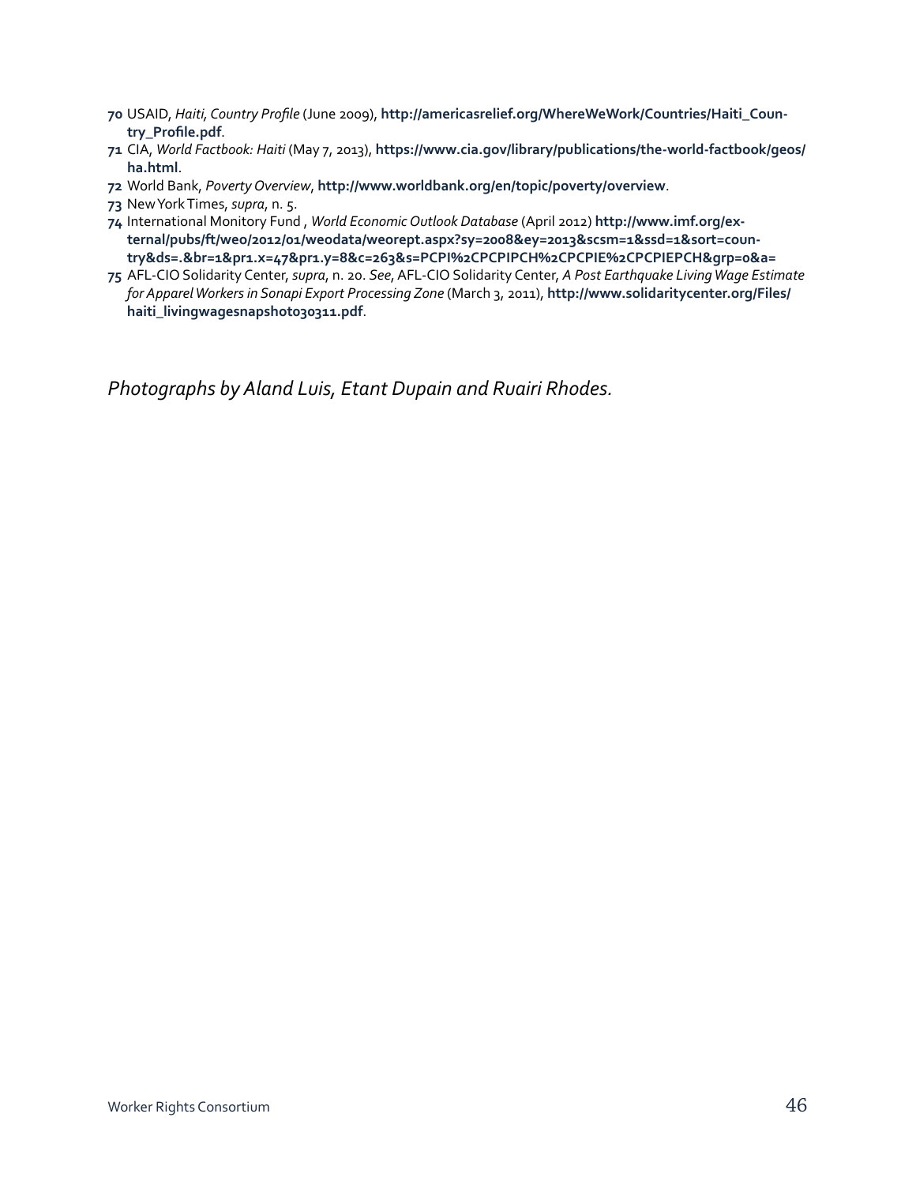**70** USAID, *Haiti, Country Profile* (June 2009), **http://americasrelief.org/WhereWeWork/Countries/Haiti_Country_Profile.pdf**.

**71** CIA, *World Factbook: Haiti* (May 7, 2013), **https://www.cia.gov/library/publications/the-world-factbook/geos/ha.html**.

**72** World Bank, *Poverty Overview*, **http://www.worldbank.org/en/topic/poverty/overview**.

**73** New York Times, *supra*, n. 5.

**74** International Monitory Fund , *World Economic Outlook Database* (April 2012) **http://www.imf.org/external/pubs/ft/weo/2012/01/weodata/weorept.aspx?sy=2008&ey=2013&scsm=1&ssd=1&sort=country&ds=.&br=1&pr1.x=47&pr1.y=8&c=263&s=PCPI%2CPCPIPCH%2CPCPIE%2CPCPIEPCH&grp=0&a=**

**75** AFL-CIO Solidarity Center, *supra*, n. 20. *See*, AFL-CIO Solidarity Center, *A Post Earthquake Living Wage Estimate for Apparel Workers in Sonapi Export Processing Zone* (March 3, 2011), **http://www.solidaritycenter.org/Files/haiti_livingwagesnapshot030311.pdf**.

*Photographs by Aland Luis, Etant Dupain and Ruairi Rhodes.*